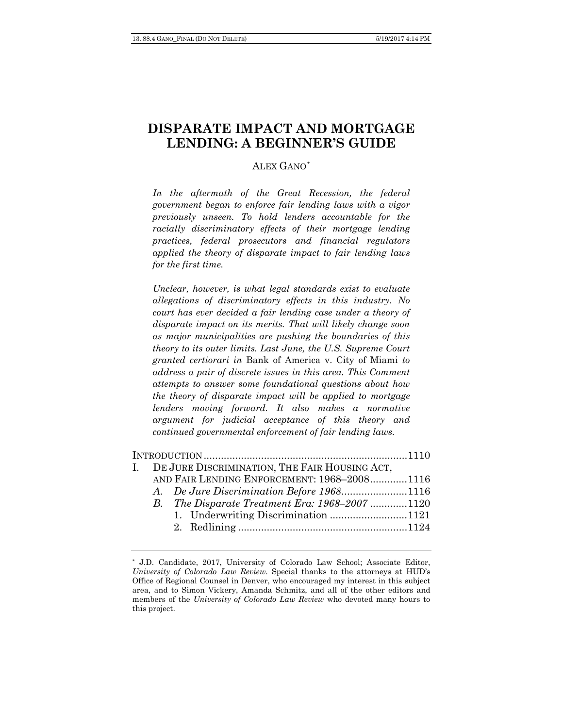# DISPARATE IMPACT AND MORTGAGE LENDING: A BEGINNER'S GUIDE

ALEX GANO*

*In the aftermath of the Great Recession, the federal government began to enforce fair lending laws with a vigor previously unseen. To hold lenders accountable for the racially discriminatory effects of their mortgage lending practices, federal prosecutors and financial regulators applied the theory of disparate impact to fair lending laws for the first time.*

*Unclear, however, is what legal standards exist to evaluate allegations of discriminatory effects in this industry. No court has ever decided a fair lending case under a theory of disparate impact on its merits. That will likely change soon as major municipalities are pushing the boundaries of this theory to its outer limits. Last June, the U.S. Supreme Court granted certiorari in* Bank of America v. City of Miami *to address a pair of discrete issues in this area. This Comment attempts to answer some foundational questions about how the theory of disparate impact will be applied to mortgage lenders moving forward. It also makes a normative argument for judicial acceptance of this theory and continued governmental enforcement of fair lending laws.*

INTRODUCTION ....................................................................... 1110

I. DE JURE DISCRIMINATION, THE FAIR HOUSING ACT, AND FAIR LENDING ENFORCEMENT: 1968–2008 ............ 1116
   - A. *De Jure Discrimination Before 1968* ....................... 1116
   - B. *The Disparate Treatment Era: 1968–2007* ............. 1120
     1. Underwriting Discrimination ........................... 1121
     2. Redlining ........................................................... 1124

---

* J.D. Candidate, 2017, University of Colorado Law School; Associate Editor, *University of Colorado Law Review*. Special thanks to the attorneys at HUD's Office of Regional Counsel in Denver, who encouraged my interest in this subject area, and to Simon Vickery, Amanda Schmitz, and all of the other editors and members of the *University of Colorado Law Review* who devoted many hours to this project.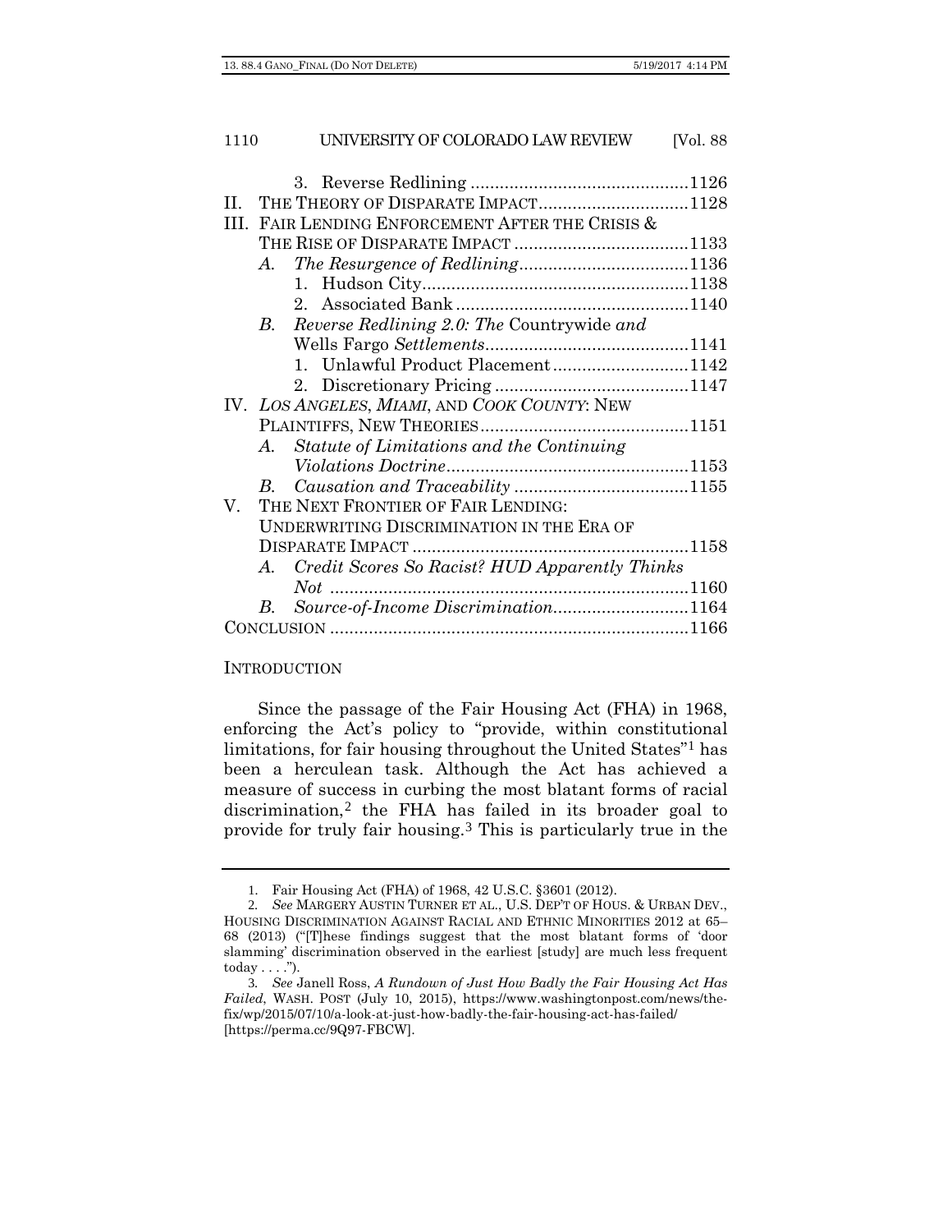3. Reverse Redlining ............................................1126

II. THE THEORY OF DISPARATE IMPACT..............................1128

III. FAIR LENDING ENFORCEMENT AFTER THE CRISIS & THE RISE OF DISPARATE IMPACT ....................................1133

- A. *The Resurgence of Redlining*..................................1136
  - 1. Hudson City.......................................................1138
  - 2. Associated Bank ................................................1140
- B. *Reverse Redlining 2.0: The* Countrywide *and* Wells Fargo *Settlements*..........................................1141
  - 1. Unlawful Product Placement...........................1142
  - 2. Discretionary Pricing ........................................1147

IV. *LOS ANGELES*, *MIAMI*, AND *COOK COUNTY*: NEW PLAINTIFFS, NEW THEORIES............................................1151

- A. *Statute of Limitations and the Continuing Violations Doctrine*..................................................1153
- B. *Causation and Traceability* ....................................1155

V. THE NEXT FRONTIER OF FAIR LENDING: UNDERWRITING DISCRIMINATION IN THE ERA OF DISPARATE IMPACT .........................................................1158

- A. *Credit Scores So Racist? HUD Apparently Thinks Not* ..........................................................................1160
- B. *Source-of-Income Discrimination*...........................1164

CONCLUSION ..........................................................................1166

## INTRODUCTION

Since the passage of the Fair Housing Act (FHA) in 1968, enforcing the Act's policy to "provide, within constitutional limitations, for fair housing throughout the United States"[1] has been a herculean task. Although the Act has achieved a measure of success in curbing the most blatant forms of racial discrimination,[2] the FHA has failed in its broader goal to provide for truly fair housing.[3] This is particularly true in the

---

1. Fair Housing Act (FHA) of 1968, 42 U.S.C. §3601 (2012).

2. *See* MARGERY AUSTIN TURNER ET AL., U.S. DEP'T OF HOUS. & URBAN DEV., HOUSING DISCRIMINATION AGAINST RACIAL AND ETHNIC MINORITIES 2012 at 65–68 (2013) ("[T]hese findings suggest that the most blatant forms of 'door slamming' discrimination observed in the earliest [study] are much less frequent today . . . .").

3. *See* Janell Ross, *A Rundown of Just How Badly the Fair Housing Act Has Failed*, WASH. POST (July 10, 2015), https://www.washingtonpost.com/news/the-fix/wp/2015/07/10/a-look-at-just-how-badly-the-fair-housing-act-has-failed/ [https://perma.cc/9Q97-FBCW].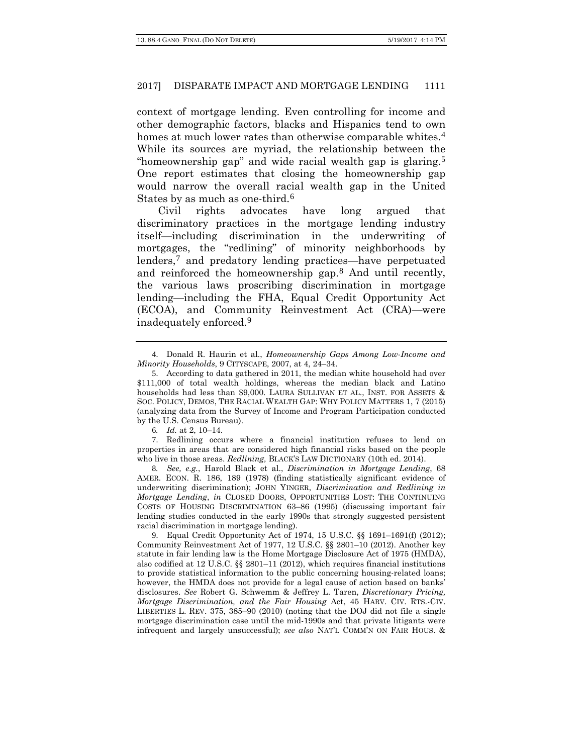context of mortgage lending. Even controlling for income and other demographic factors, blacks and Hispanics tend to own homes at much lower rates than otherwise comparable whites.[4] While its sources are myriad, the relationship between the "homeownership gap" and wide racial wealth gap is glaring.[5] One report estimates that closing the homeownership gap would narrow the overall racial wealth gap in the United States by as much as one-third.[6]

Civil rights advocates have long argued that discriminatory practices in the mortgage lending industry itself—including discrimination in the underwriting of mortgages, the "redlining" of minority neighborhoods by lenders,[7] and predatory lending practices—have perpetuated and reinforced the homeownership gap.[8] And until recently, the various laws proscribing discrimination in mortgage lending—including the FHA, Equal Credit Opportunity Act (ECOA), and Community Reinvestment Act (CRA)—were inadequately enforced.[9]

---

4. Donald R. Haurin et al., *Homeownership Gaps Among Low-Income and Minority Households*, 9 CITYSCAPE, 2007, at 4, 24–34.

5. According to data gathered in 2011, the median white household had over $111,000 of total wealth holdings, whereas the median black and Latino households had less than $9,000. LAURA SULLIVAN ET AL., INST. FOR ASSETS & SOC. POLICY, DEMOS, THE RACIAL WEALTH GAP: WHY POLICY MATTERS 1, 7 (2015) (analyzing data from the Survey of Income and Program Participation conducted by the U.S. Census Bureau).

6. *Id.* at 2, 10–14.

7. Redlining occurs where a financial institution refuses to lend on properties in areas that are considered high financial risks based on the people who live in those areas. *Redlining,* BLACK'S LAW DICTIONARY (10th ed. 2014).

8. *See, e.g.*, Harold Black et al., *Discrimination in Mortgage Lending*, 68 AMER. ECON. R. 186, 189 (1978) (finding statistically significant evidence of underwriting discrimination); JOHN YINGER, *Discrimination and Redlining in Mortgage Lending*, *in* CLOSED DOORS, OPPORTUNITIES LOST: THE CONTINUING COSTS OF HOUSING DISCRIMINATION 63–86 (1995) (discussing important fair lending studies conducted in the early 1990s that strongly suggested persistent racial discrimination in mortgage lending).

9. Equal Credit Opportunity Act of 1974, 15 U.S.C. §§ 1691–1691(f) (2012); Community Reinvestment Act of 1977, 12 U.S.C. §§ 2801–10 (2012). Another key statute in fair lending law is the Home Mortgage Disclosure Act of 1975 (HMDA), also codified at 12 U.S.C. §§ 2801–11 (2012), which requires financial institutions to provide statistical information to the public concerning housing-related loans; however, the HMDA does not provide for a legal cause of action based on banks' disclosures. *See* Robert G. Schwemm & Jeffrey L. Taren, *Discretionary Pricing, Mortgage Discrimination, and the Fair Housing* Act, 45 HARV. CIV. RTS.-CIV. LIBERTIES L. REV. 375, 385–90 (2010) (noting that the DOJ did not file a single mortgage discrimination case until the mid-1990s and that private litigants were infrequent and largely unsuccessful); *see also* NAT'L COMM'N ON FAIR HOUS. &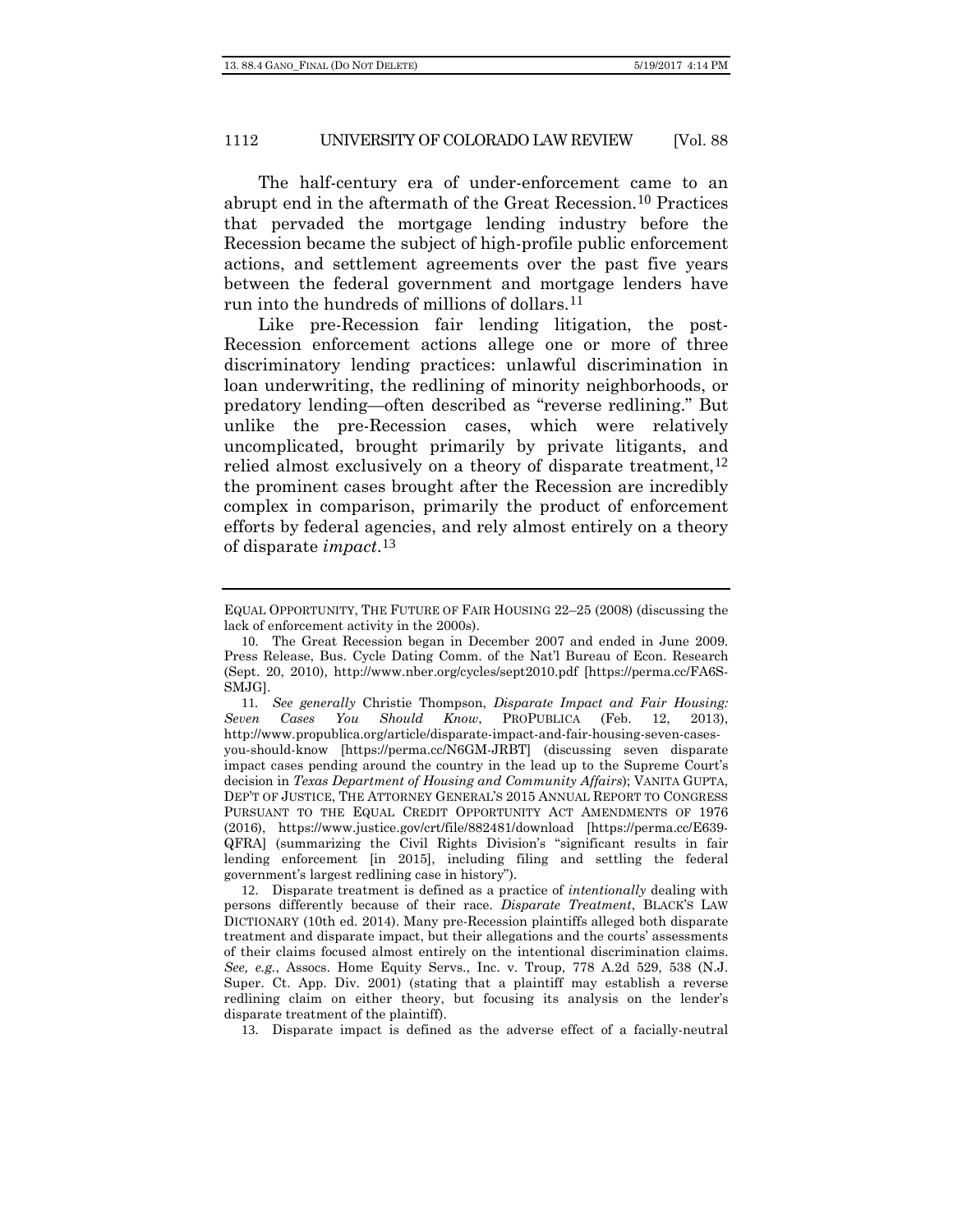The half-century era of under-enforcement came to an abrupt end in the aftermath of the Great Recession.[10] Practices that pervaded the mortgage lending industry before the Recession became the subject of high-profile public enforcement actions, and settlement agreements over the past five years between the federal government and mortgage lenders have run into the hundreds of millions of dollars.[11]

Like pre-Recession fair lending litigation, the post-Recession enforcement actions allege one or more of three discriminatory lending practices: unlawful discrimination in loan underwriting, the redlining of minority neighborhoods, or predatory lending—often described as "reverse redlining." But unlike the pre-Recession cases, which were relatively uncomplicated, brought primarily by private litigants, and relied almost exclusively on a theory of disparate treatment,[12] the prominent cases brought after the Recession are incredibly complex in comparison, primarily the product of enforcement efforts by federal agencies, and rely almost entirely on a theory of disparate *impact*.[13]

---

EQUAL OPPORTUNITY, THE FUTURE OF FAIR HOUSING 22–25 (2008) (discussing the lack of enforcement activity in the 2000s).

10. The Great Recession began in December 2007 and ended in June 2009. Press Release, Bus. Cycle Dating Comm. of the Nat'l Bureau of Econ. Research (Sept. 20, 2010), http://www.nber.org/cycles/sept2010.pdf [https://perma.cc/FA6S-SMJG].

11. *See generally* Christie Thompson, *Disparate Impact and Fair Housing: Seven Cases You Should Know*, PROPUBLICA (Feb. 12, 2013), http://www.propublica.org/article/disparate-impact-and-fair-housing-seven-cases-you-should-know [https://perma.cc/N6GM-JRBT] (discussing seven disparate impact cases pending around the country in the lead up to the Supreme Court's decision in *Texas Department of Housing and Community Affairs*); VANITA GUPTA, DEP'T OF JUSTICE, THE ATTORNEY GENERAL'S 2015 ANNUAL REPORT TO CONGRESS PURSUANT TO THE EQUAL CREDIT OPPORTUNITY ACT AMENDMENTS OF 1976 (2016), https://www.justice.gov/crt/file/882481/download [https://perma.cc/E639-QFRA] (summarizing the Civil Rights Division's "significant results in fair lending enforcement [in 2015], including filing and settling the federal government's largest redlining case in history").

12. Disparate treatment is defined as a practice of *intentionally* dealing with persons differently because of their race. *Disparate Treatment*, BLACK'S LAW DICTIONARY (10th ed. 2014). Many pre-Recession plaintiffs alleged both disparate treatment and disparate impact, but their allegations and the courts' assessments of their claims focused almost entirely on the intentional discrimination claims. *See, e.g.*, Assocs. Home Equity Servs., Inc. v. Troup, 778 A.2d 529, 538 (N.J. Super. Ct. App. Div. 2001) (stating that a plaintiff may establish a reverse redlining claim on either theory, but focusing its analysis on the lender's disparate treatment of the plaintiff).

13. Disparate impact is defined as the adverse effect of a facially-neutral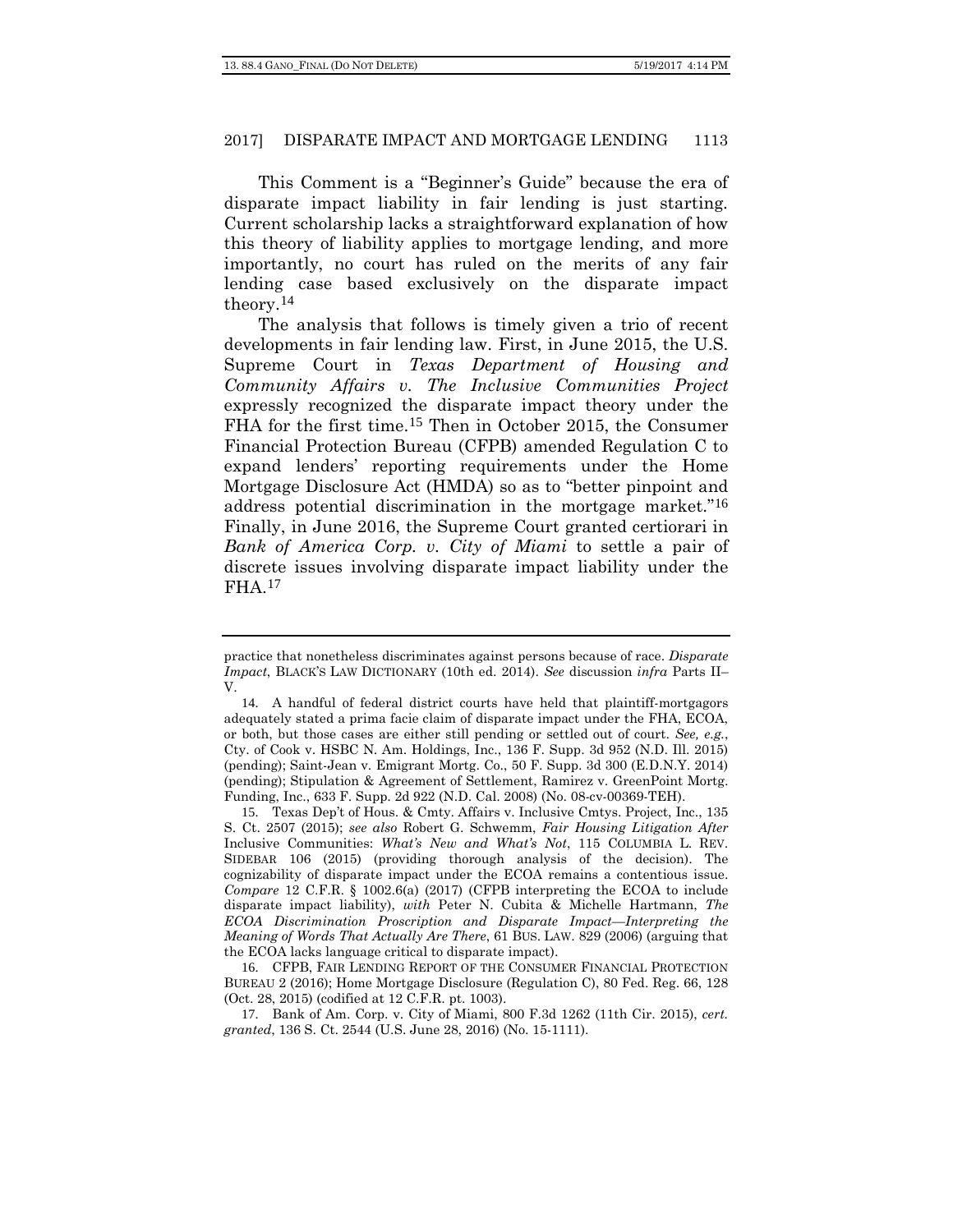This Comment is a "Beginner's Guide" because the era of disparate impact liability in fair lending is just starting. Current scholarship lacks a straightforward explanation of how this theory of liability applies to mortgage lending, and more importantly, no court has ruled on the merits of any fair lending case based exclusively on the disparate impact theory.[14]

The analysis that follows is timely given a trio of recent developments in fair lending law. First, in June 2015, the U.S. Supreme Court in *Texas Department of Housing and Community Affairs v. The Inclusive Communities Project* expressly recognized the disparate impact theory under the FHA for the first time.[15] Then in October 2015, the Consumer Financial Protection Bureau (CFPB) amended Regulation C to expand lenders' reporting requirements under the Home Mortgage Disclosure Act (HMDA) so as to "better pinpoint and address potential discrimination in the mortgage market."[16] Finally, in June 2016, the Supreme Court granted certiorari in *Bank of America Corp. v. City of Miami* to settle a pair of discrete issues involving disparate impact liability under the FHA.[17]

---

practice that nonetheless discriminates against persons because of race. *Disparate Impact*, BLACK'S LAW DICTIONARY (10th ed. 2014). *See* discussion *infra* Parts II–V.

14. A handful of federal district courts have held that plaintiff-mortgagors adequately stated a prima facie claim of disparate impact under the FHA, ECOA, or both, but those cases are either still pending or settled out of court. *See, e.g.*, Cty. of Cook v. HSBC N. Am. Holdings, Inc., 136 F. Supp. 3d 952 (N.D. Ill. 2015) (pending); Saint-Jean v. Emigrant Mortg. Co., 50 F. Supp. 3d 300 (E.D.N.Y. 2014) (pending); Stipulation & Agreement of Settlement, Ramirez v. GreenPoint Mortg. Funding, Inc., 633 F. Supp. 2d 922 (N.D. Cal. 2008) (No. 08-cv-00369-TEH).

15. Texas Dep't of Hous. & Cmty. Affairs v. Inclusive Cmtys. Project, Inc., 135 S. Ct. 2507 (2015); *see also* Robert G. Schwemm, *Fair Housing Litigation After* Inclusive Communities: *What's New and What's Not*, 115 COLUMBIA L. REV. SIDEBAR 106 (2015) (providing thorough analysis of the decision). The cognizability of disparate impact under the ECOA remains a contentious issue. *Compare* 12 C.F.R. § 1002.6(a) (2017) (CFPB interpreting the ECOA to include disparate impact liability), *with* Peter N. Cubita & Michelle Hartmann, *The ECOA Discrimination Proscription and Disparate Impact—Interpreting the Meaning of Words That Actually Are There*, 61 BUS. LAW. 829 (2006) (arguing that the ECOA lacks language critical to disparate impact).

16. CFPB, FAIR LENDING REPORT OF THE CONSUMER FINANCIAL PROTECTION BUREAU 2 (2016); Home Mortgage Disclosure (Regulation C), 80 Fed. Reg. 66, 128 (Oct. 28, 2015) (codified at 12 C.F.R. pt. 1003).

17. Bank of Am. Corp. v. City of Miami, 800 F.3d 1262 (11th Cir. 2015), *cert. granted*, 136 S. Ct. 2544 (U.S. June 28, 2016) (No. 15-1111).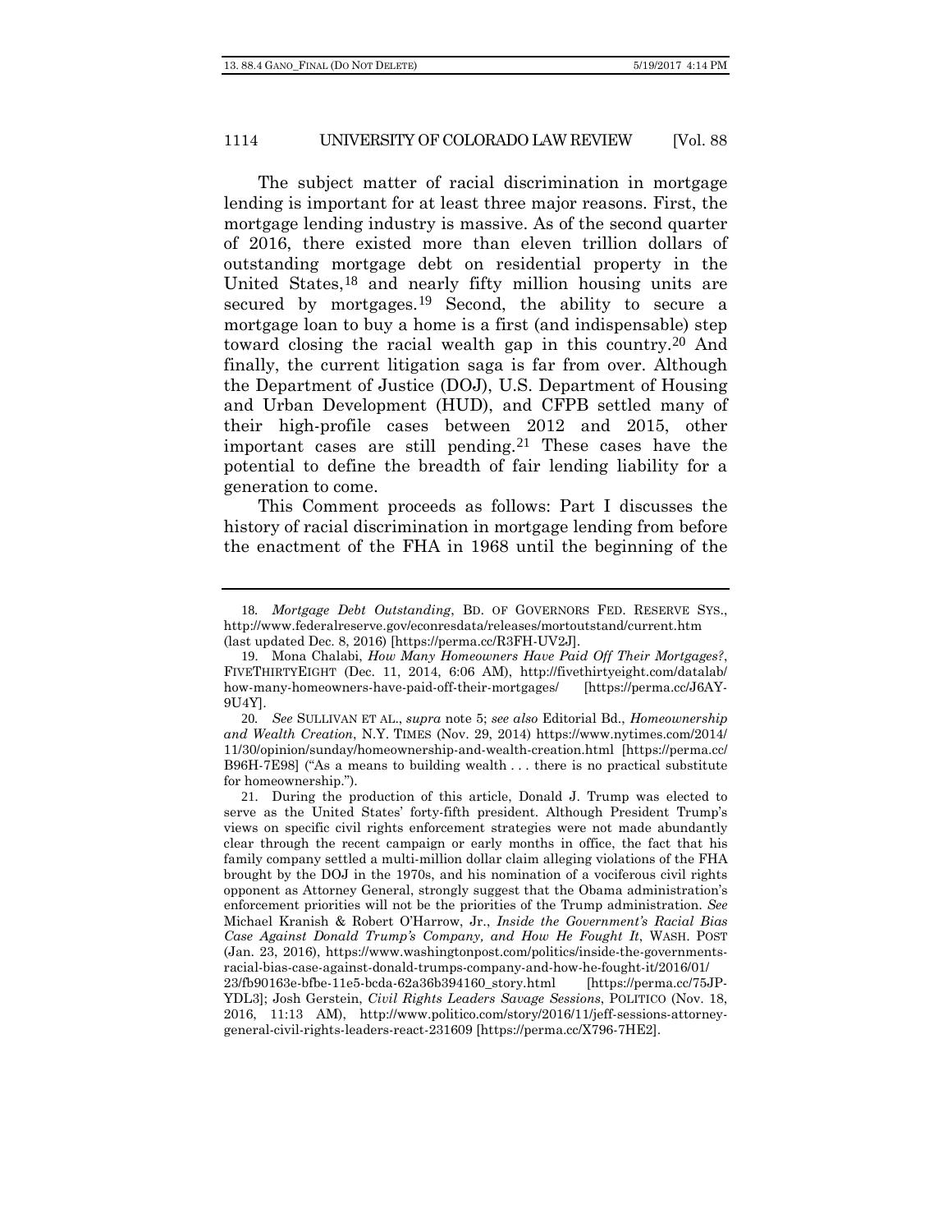The subject matter of racial discrimination in mortgage lending is important for at least three major reasons. First, the mortgage lending industry is massive. As of the second quarter of 2016, there existed more than eleven trillion dollars of outstanding mortgage debt on residential property in the United States,[18] and nearly fifty million housing units are secured by mortgages.[19] Second, the ability to secure a mortgage loan to buy a home is a first (and indispensable) step toward closing the racial wealth gap in this country.[20] And finally, the current litigation saga is far from over. Although the Department of Justice (DOJ), U.S. Department of Housing and Urban Development (HUD), and CFPB settled many of their high-profile cases between 2012 and 2015, other important cases are still pending.[21] These cases have the potential to define the breadth of fair lending liability for a generation to come.

This Comment proceeds as follows: Part I discusses the history of racial discrimination in mortgage lending from before the enactment of the FHA in 1968 until the beginning of the

---

18. *Mortgage Debt Outstanding*, BD. OF GOVERNORS FED. RESERVE SYS., http://www.federalreserve.gov/econresdata/releases/mortoutstand/current.htm (last updated Dec. 8, 2016) [https://perma.cc/R3FH-UV2J].

19. Mona Chalabi, *How Many Homeowners Have Paid Off Their Mortgages?*, FIVETHIRTYEIGHT (Dec. 11, 2014, 6:06 AM), http://fivethirtyeight.com/datalab/how-many-homeowners-have-paid-off-their-mortgages/ [https://perma.cc/J6AY-9U4Y].

20. *See* SULLIVAN ET AL., *supra* note 5; *see also* Editorial Bd., *Homeownership and Wealth Creation*, N.Y. TIMES (Nov. 29, 2014) https://www.nytimes.com/2014/11/30/opinion/sunday/homeownership-and-wealth-creation.html [https://perma.cc/B96H-7E98] ("As a means to building wealth . . . there is no practical substitute for homeownership.").

21. During the production of this article, Donald J. Trump was elected to serve as the United States' forty-fifth president. Although President Trump's views on specific civil rights enforcement strategies were not made abundantly clear through the recent campaign or early months in office, the fact that his family company settled a multi-million dollar claim alleging violations of the FHA brought by the DOJ in the 1970s, and his nomination of a vociferous civil rights opponent as Attorney General, strongly suggest that the Obama administration's enforcement priorities will not be the priorities of the Trump administration. *See* Michael Kranish & Robert O'Harrow, Jr., *Inside the Government's Racial Bias Case Against Donald Trump's Company, and How He Fought It*, WASH. POST (Jan. 23, 2016), https://www.washingtonpost.com/politics/inside-the-governments-racial-bias-case-against-donald-trumps-company-and-how-he-fought-it/2016/01/23/fb90163e-bfbe-11e5-bcda-62a36b394160_story.html [https://perma.cc/75JP-YDL3]; Josh Gerstein, *Civil Rights Leaders Savage Sessions*, POLITICO (Nov. 18, 2016, 11:13 AM), http://www.politico.com/story/2016/11/jeff-sessions-attorney-general-civil-rights-leaders-react-231609 [https://perma.cc/X796-7HE2].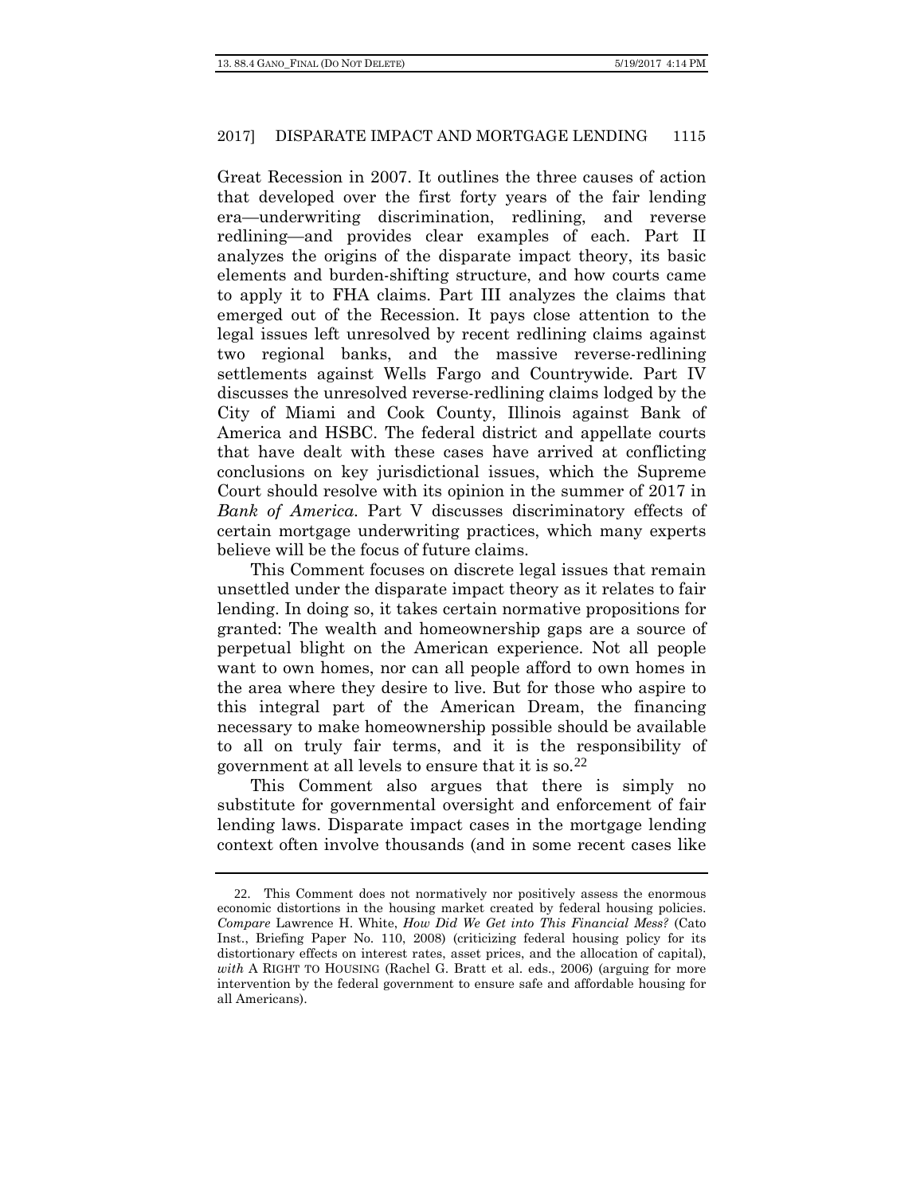Great Recession in 2007. It outlines the three causes of action that developed over the first forty years of the fair lending era—underwriting discrimination, redlining, and reverse redlining—and provides clear examples of each. Part II analyzes the origins of the disparate impact theory, its basic elements and burden-shifting structure, and how courts came to apply it to FHA claims. Part III analyzes the claims that emerged out of the Recession. It pays close attention to the legal issues left unresolved by recent redlining claims against two regional banks, and the massive reverse-redlining settlements against Wells Fargo and Countrywide. Part IV discusses the unresolved reverse-redlining claims lodged by the City of Miami and Cook County, Illinois against Bank of America and HSBC. The federal district and appellate courts that have dealt with these cases have arrived at conflicting conclusions on key jurisdictional issues, which the Supreme Court should resolve with its opinion in the summer of 2017 in *Bank of America*. Part V discusses discriminatory effects of certain mortgage underwriting practices, which many experts believe will be the focus of future claims.

This Comment focuses on discrete legal issues that remain unsettled under the disparate impact theory as it relates to fair lending. In doing so, it takes certain normative propositions for granted: The wealth and homeownership gaps are a source of perpetual blight on the American experience. Not all people want to own homes, nor can all people afford to own homes in the area where they desire to live. But for those who aspire to this integral part of the American Dream, the financing necessary to make homeownership possible should be available to all on truly fair terms, and it is the responsibility of government at all levels to ensure that it is so.[22]

This Comment also argues that there is simply no substitute for governmental oversight and enforcement of fair lending laws. Disparate impact cases in the mortgage lending context often involve thousands (and in some recent cases like

22. This Comment does not normatively nor positively assess the enormous economic distortions in the housing market created by federal housing policies. *Compare* Lawrence H. White, *How Did We Get into This Financial Mess?* (Cato Inst., Briefing Paper No. 110, 2008) (criticizing federal housing policy for its distortionary effects on interest rates, asset prices, and the allocation of capital), *with* A RIGHT TO HOUSING (Rachel G. Bratt et al. eds., 2006) (arguing for more intervention by the federal government to ensure safe and affordable housing for all Americans).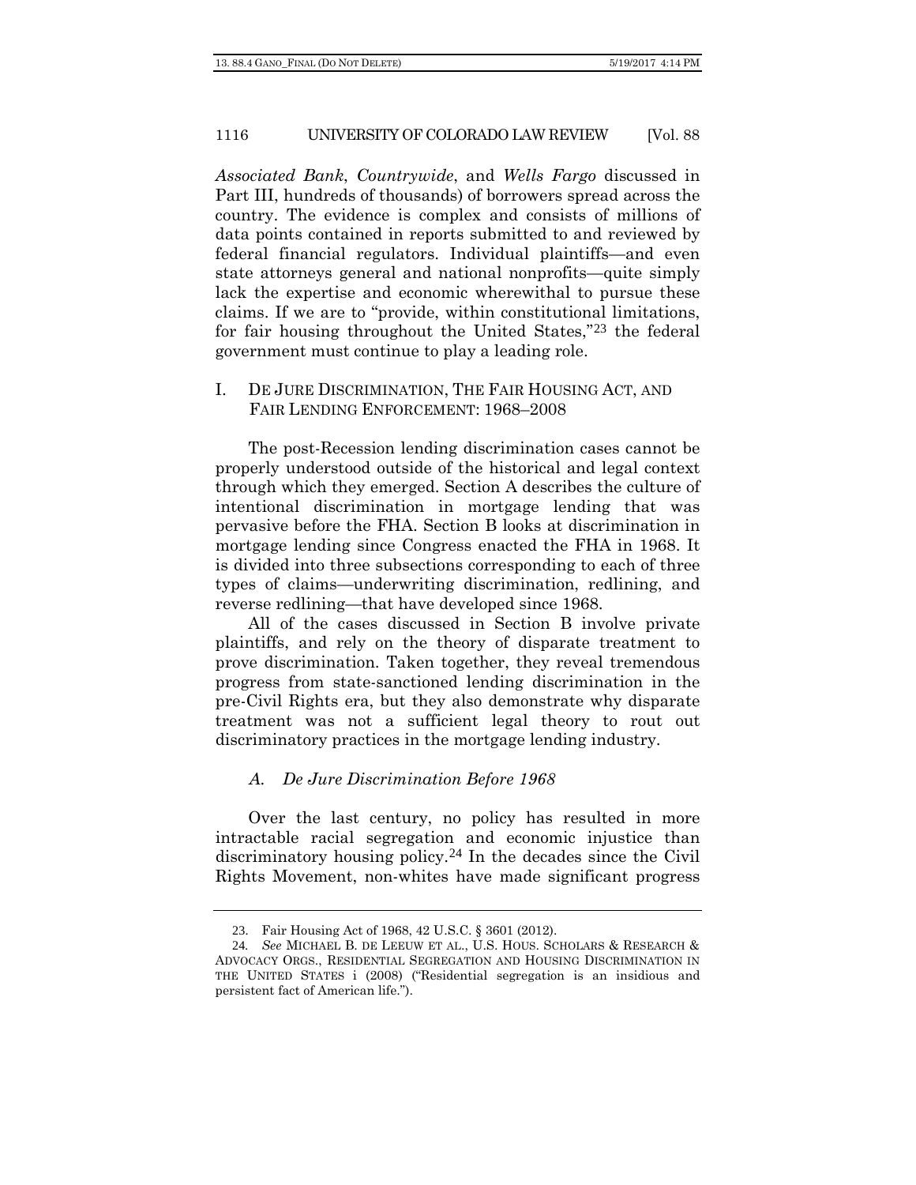*Associated Bank*, *Countrywide*, and *Wells Fargo* discussed in Part III, hundreds of thousands) of borrowers spread across the country. The evidence is complex and consists of millions of data points contained in reports submitted to and reviewed by federal financial regulators. Individual plaintiffs—and even state attorneys general and national nonprofits—quite simply lack the expertise and economic wherewithal to pursue these claims. If we are to "provide, within constitutional limitations, for fair housing throughout the United States,"[23] the federal government must continue to play a leading role.

## I. De Jure Discrimination, The Fair Housing Act, and Fair Lending Enforcement: 1968–2008

The post-Recession lending discrimination cases cannot be properly understood outside of the historical and legal context through which they emerged. Section A describes the culture of intentional discrimination in mortgage lending that was pervasive before the FHA. Section B looks at discrimination in mortgage lending since Congress enacted the FHA in 1968. It is divided into three subsections corresponding to each of three types of claims—underwriting discrimination, redlining, and reverse redlining—that have developed since 1968.

All of the cases discussed in Section B involve private plaintiffs, and rely on the theory of disparate treatment to prove discrimination. Taken together, they reveal tremendous progress from state-sanctioned lending discrimination in the pre-Civil Rights era, but they also demonstrate why disparate treatment was not a sufficient legal theory to rout out discriminatory practices in the mortgage lending industry.

### *A. De Jure Discrimination Before 1968*

Over the last century, no policy has resulted in more intractable racial segregation and economic injustice than discriminatory housing policy.[24] In the decades since the Civil Rights Movement, non-whites have made significant progress

---

23. Fair Housing Act of 1968, 42 U.S.C. § 3601 (2012).

24. *See* MICHAEL B. DE LEEUW ET AL., U.S. HOUS. SCHOLARS & RESEARCH & ADVOCACY ORGS., RESIDENTIAL SEGREGATION AND HOUSING DISCRIMINATION IN THE UNITED STATES i (2008) ("Residential segregation is an insidious and persistent fact of American life.").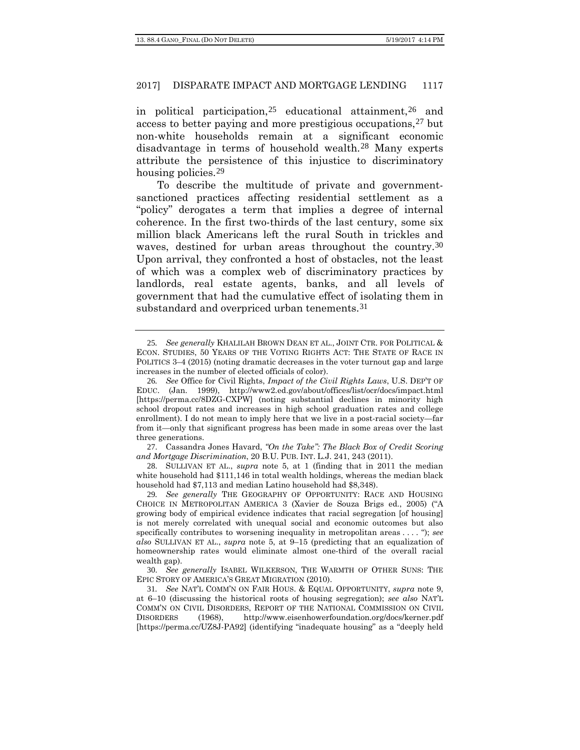in political participation,[25] educational attainment,[26] and access to better paying and more prestigious occupations,[27] but non-white households remain at a significant economic disadvantage in terms of household wealth.[28] Many experts attribute the persistence of this injustice to discriminatory housing policies.[29]

To describe the multitude of private and government-sanctioned practices affecting residential settlement as a "policy" derogates a term that implies a degree of internal coherence. In the first two-thirds of the last century, some six million black Americans left the rural South in trickles and waves, destined for urban areas throughout the country.[30] Upon arrival, they confronted a host of obstacles, not the least of which was a complex web of discriminatory practices by landlords, real estate agents, banks, and all levels of government that had the cumulative effect of isolating them in substandard and overpriced urban tenements.[31]

---

25. *See generally* KHALILAH BROWN DEAN ET AL., JOINT CTR. FOR POLITICAL & ECON. STUDIES, 50 YEARS OF THE VOTING RIGHTS ACT: THE STATE OF RACE IN POLITICS 3–4 (2015) (noting dramatic decreases in the voter turnout gap and large increases in the number of elected officials of color).

26. *See* Office for Civil Rights, *Impact of the Civil Rights Laws*, U.S. DEP'T OF EDUC. (Jan. 1999), http://www2.ed.gov/about/offices/list/ocr/docs/impact.html [https://perma.cc/8DZG-CXPW] (noting substantial declines in minority high school dropout rates and increases in high school graduation rates and college enrollment). I do not mean to imply here that we live in a post-racial society—far from it—only that significant progress has been made in some areas over the last three generations.

27. Cassandra Jones Havard, *"On the Take": The Black Box of Credit Scoring and Mortgage Discrimination*, 20 B.U. PUB. INT. L.J. 241, 243 (2011).

28. SULLIVAN ET AL., *supra* note 5, at 1 (finding that in 2011 the median white household had $111,146 in total wealth holdings, whereas the median black household had $7,113 and median Latino household had $8,348).

29. *See generally* THE GEOGRAPHY OF OPPORTUNITY: RACE AND HOUSING CHOICE IN METROPOLITAN AMERICA 3 (Xavier de Souza Brigs ed., 2005) ("A growing body of empirical evidence indicates that racial segregation [of housing] is not merely correlated with unequal social and economic outcomes but also specifically contributes to worsening inequality in metropolitan areas . . . . "); *see also* SULLIVAN ET AL., *supra* note 5, at 9–15 (predicting that an equalization of homeownership rates would eliminate almost one-third of the overall racial wealth gap).

30. *See generally* ISABEL WILKERSON, THE WARMTH OF OTHER SUNS: THE EPIC STORY OF AMERICA'S GREAT MIGRATION (2010).

31. *See* NAT'L COMM'N ON FAIR HOUS. & EQUAL OPPORTUNITY, *supra* note 9, at 6–10 (discussing the historical roots of housing segregation); *see also* NAT'L COMM'N ON CIVIL DISORDERS, REPORT OF THE NATIONAL COMMISSION ON CIVIL DISORDERS (1968), http://www.eisenhowerfoundation.org/docs/kerner.pdf [https://perma.cc/UZ8J-PA92] (identifying "inadequate housing" as a "deeply held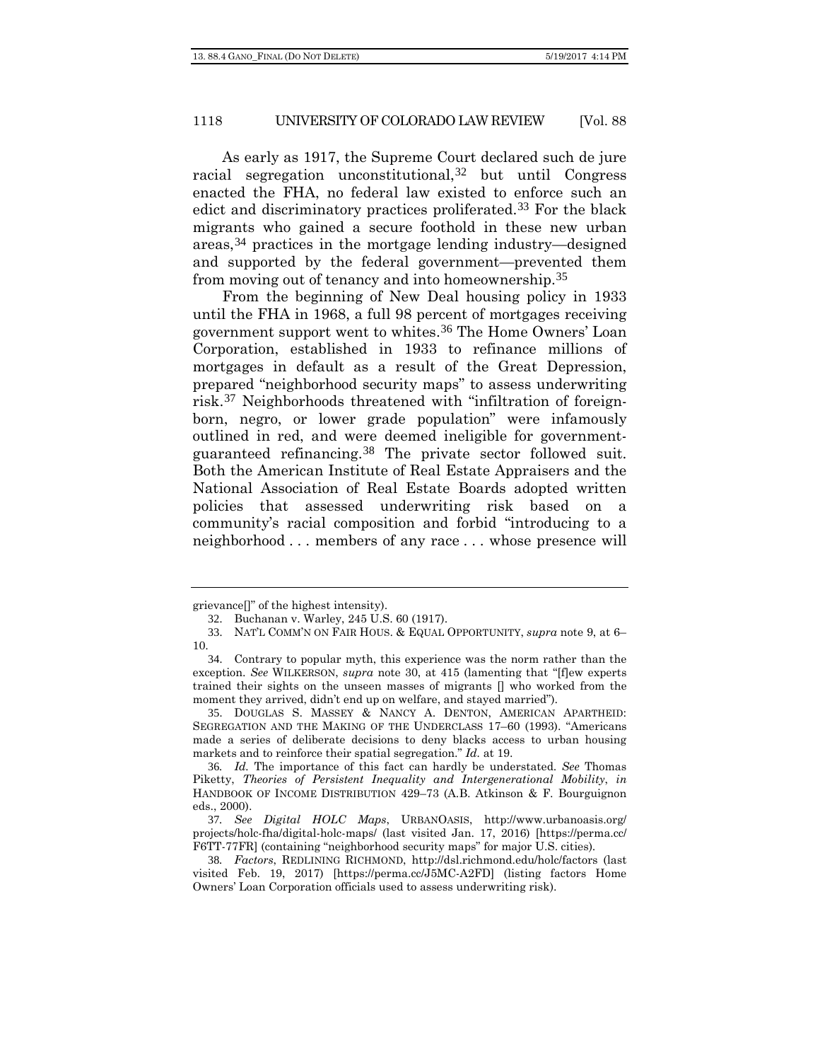As early as 1917, the Supreme Court declared such de jure racial segregation unconstitutional,[32] but until Congress enacted the FHA, no federal law existed to enforce such an edict and discriminatory practices proliferated.[33] For the black migrants who gained a secure foothold in these new urban areas,[34] practices in the mortgage lending industry—designed and supported by the federal government—prevented them from moving out of tenancy and into homeownership.[35]

From the beginning of New Deal housing policy in 1933 until the FHA in 1968, a full 98 percent of mortgages receiving government support went to whites.[36] The Home Owners' Loan Corporation, established in 1933 to refinance millions of mortgages in default as a result of the Great Depression, prepared "neighborhood security maps" to assess underwriting risk.[37] Neighborhoods threatened with "infiltration of foreign-born, negro, or lower grade population" were infamously outlined in red, and were deemed ineligible for government-guaranteed refinancing.[38] The private sector followed suit. Both the American Institute of Real Estate Appraisers and the National Association of Real Estate Boards adopted written policies that assessed underwriting risk based on a community's racial composition and forbid "introducing to a neighborhood . . . members of any race . . . whose presence will

---

grievance[]" of the highest intensity).

32. Buchanan v. Warley, 245 U.S. 60 (1917).

33. NAT'L COMM'N ON FAIR HOUS. & EQUAL OPPORTUNITY, *supra* note 9, at 6–10.

34. Contrary to popular myth, this experience was the norm rather than the exception. *See* WILKERSON, *supra* note 30, at 415 (lamenting that "[f]ew experts trained their sights on the unseen masses of migrants [] who worked from the moment they arrived, didn't end up on welfare, and stayed married").

35. DOUGLAS S. MASSEY & NANCY A. DENTON, AMERICAN APARTHEID: SEGREGATION AND THE MAKING OF THE UNDERCLASS 17–60 (1993). "Americans made a series of deliberate decisions to deny blacks access to urban housing markets and to reinforce their spatial segregation." *Id.* at 19.

36. *Id.* The importance of this fact can hardly be understated. *See* Thomas Piketty, *Theories of Persistent Inequality and Intergenerational Mobility*, *in* HANDBOOK OF INCOME DISTRIBUTION 429–73 (A.B. Atkinson & F. Bourguignon eds., 2000).

37. *See Digital HOLC Maps*, URBANOASIS, http://www.urbanoasis.org/projects/holc-fha/digital-holc-maps/ (last visited Jan. 17, 2016) [https://perma.cc/F6TT-77FR] (containing "neighborhood security maps" for major U.S. cities).

38. *Factors*, REDLINING RICHMOND, http://dsl.richmond.edu/holc/factors (last visited Feb. 19, 2017) [https://perma.cc/J5MC-A2FD] (listing factors Home Owners' Loan Corporation officials used to assess underwriting risk).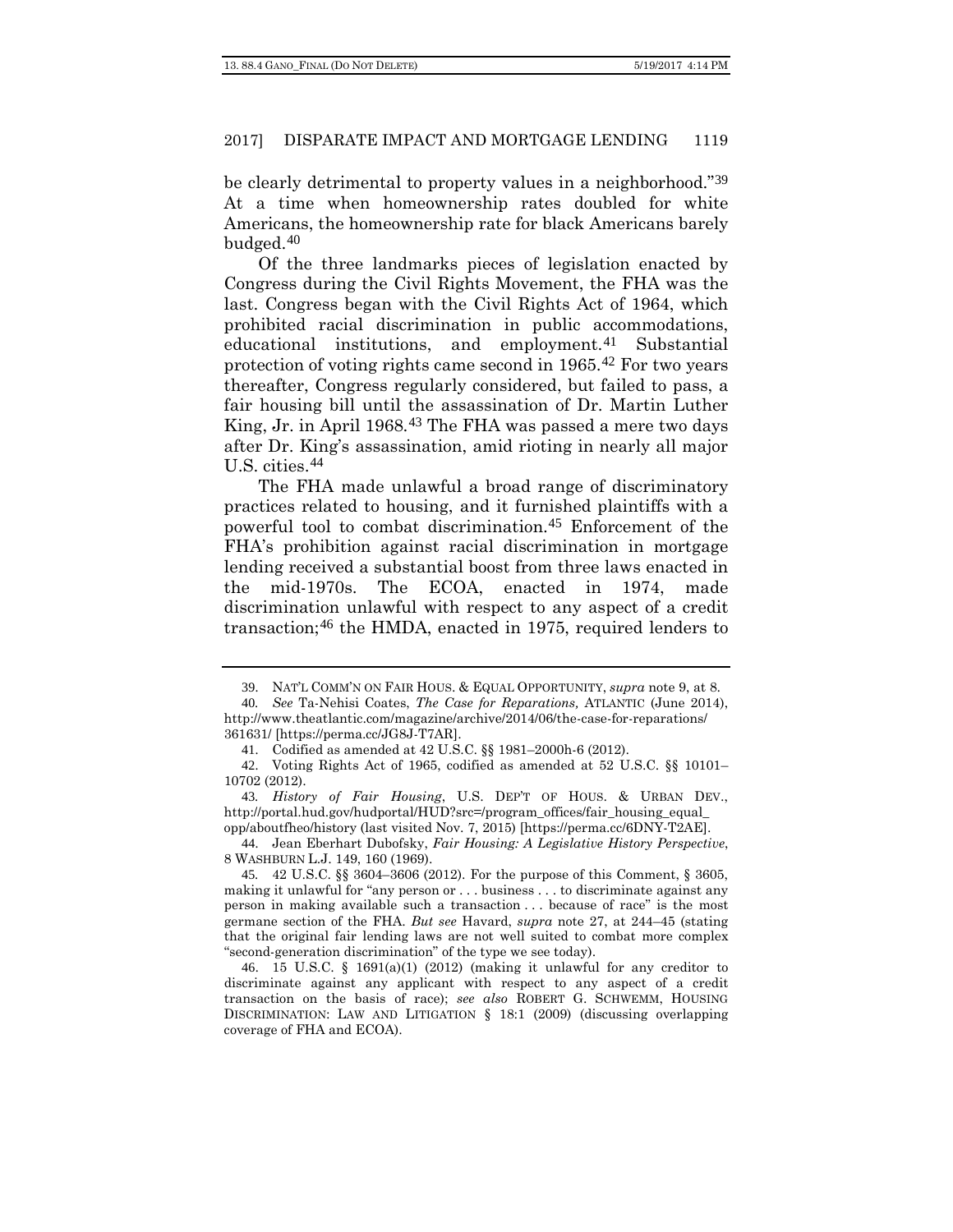be clearly detrimental to property values in a neighborhood."[39] At a time when homeownership rates doubled for white Americans, the homeownership rate for black Americans barely budged.[40]

Of the three landmarks pieces of legislation enacted by Congress during the Civil Rights Movement, the FHA was the last. Congress began with the Civil Rights Act of 1964, which prohibited racial discrimination in public accommodations, educational institutions, and employment.[41] Substantial protection of voting rights came second in 1965.[42] For two years thereafter, Congress regularly considered, but failed to pass, a fair housing bill until the assassination of Dr. Martin Luther King, Jr. in April 1968.[43] The FHA was passed a mere two days after Dr. King's assassination, amid rioting in nearly all major U.S. cities.[44]

The FHA made unlawful a broad range of discriminatory practices related to housing, and it furnished plaintiffs with a powerful tool to combat discrimination.[45] Enforcement of the FHA's prohibition against racial discrimination in mortgage lending received a substantial boost from three laws enacted in the mid-1970s. The ECOA, enacted in 1974, made discrimination unlawful with respect to any aspect of a credit transaction;[46] the HMDA, enacted in 1975, required lenders to

---

39. NAT'L COMM'N ON FAIR HOUS. & EQUAL OPPORTUNITY, *supra* note 9, at 8.

40. *See* Ta-Nehisi Coates, *The Case for Reparations,* ATLANTIC (June 2014), http://www.theatlantic.com/magazine/archive/2014/06/the-case-for-reparations/361631/ [https://perma.cc/JG8J-T7AR].

41. Codified as amended at 42 U.S.C. §§ 1981–2000h-6 (2012).

42. Voting Rights Act of 1965, codified as amended at 52 U.S.C. §§ 10101–10702 (2012).

43. *History of Fair Housing*, U.S. DEP'T OF HOUS. & URBAN DEV., http://portal.hud.gov/hudportal/HUD?src=/program_offices/fair_housing_equal_opp/aboutfheo/history (last visited Nov. 7, 2015) [https://perma.cc/6DNY-T2AE].

44. Jean Eberhart Dubofsky, *Fair Housing: A Legislative History Perspective*, 8 WASHBURN L.J. 149, 160 (1969).

45. 42 U.S.C. §§ 3604–3606 (2012). For the purpose of this Comment, § 3605, making it unlawful for "any person or . . . business . . . to discriminate against any person in making available such a transaction . . . because of race" is the most germane section of the FHA. *But see* Havard, *supra* note 27, at 244–45 (stating that the original fair lending laws are not well suited to combat more complex "second-generation discrimination" of the type we see today).

46. 15 U.S.C. § 1691(a)(1) (2012) (making it unlawful for any creditor to discriminate against any applicant with respect to any aspect of a credit transaction on the basis of race); *see also* ROBERT G. SCHWEMM, HOUSING DISCRIMINATION: LAW AND LITIGATION § 18:1 (2009) (discussing overlapping coverage of FHA and ECOA).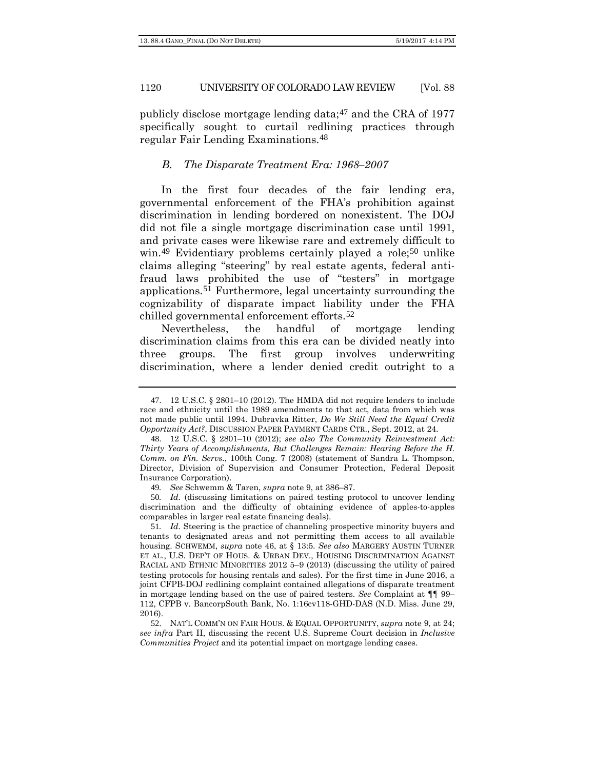publicly disclose mortgage lending data;[47] and the CRA of 1977 specifically sought to curtail redlining practices through regular Fair Lending Examinations.[48]

### *B. The Disparate Treatment Era: 1968–2007*

In the first four decades of the fair lending era, governmental enforcement of the FHA's prohibition against discrimination in lending bordered on nonexistent. The DOJ did not file a single mortgage discrimination case until 1991, and private cases were likewise rare and extremely difficult to win.[49] Evidentiary problems certainly played a role;[50] unlike claims alleging "steering" by real estate agents, federal anti-fraud laws prohibited the use of "testers" in mortgage applications.[51] Furthermore, legal uncertainty surrounding the cognizability of disparate impact liability under the FHA chilled governmental enforcement efforts.[52]

Nevertheless, the handful of mortgage lending discrimination claims from this era can be divided neatly into three groups. The first group involves underwriting discrimination, where a lender denied credit outright to a

---

47. 12 U.S.C. § 2801–10 (2012). The HMDA did not require lenders to include race and ethnicity until the 1989 amendments to that act, data from which was not made public until 1994. Dubravka Ritter, *Do We Still Need the Equal Credit Opportunity Act?*, DISCUSSION PAPER PAYMENT CARDS CTR., Sept. 2012, at 24.

48. 12 U.S.C. § 2801–10 (2012); *see also The Community Reinvestment Act: Thirty Years of Accomplishments, But Challenges Remain: Hearing Before the H. Comm. on Fin. Servs.*, 100th Cong. 7 (2008) (statement of Sandra L. Thompson, Director, Division of Supervision and Consumer Protection, Federal Deposit Insurance Corporation).

49. *See* Schwemm & Taren, *supra* note 9, at 386–87.

50. *Id.* (discussing limitations on paired testing protocol to uncover lending discrimination and the difficulty of obtaining evidence of apples-to-apples comparables in larger real estate financing deals).

51. *Id.* Steering is the practice of channeling prospective minority buyers and tenants to designated areas and not permitting them access to all available housing. SCHWEMM, *supra* note 46, at § 13:5. *See also* MARGERY AUSTIN TURNER ET AL., U.S. DEP'T OF HOUS. & URBAN DEV., HOUSING DISCRIMINATION AGAINST RACIAL AND ETHNIC MINORITIES 2012 5–9 (2013) (discussing the utility of paired testing protocols for housing rentals and sales). For the first time in June 2016, a joint CFPB-DOJ redlining complaint contained allegations of disparate treatment in mortgage lending based on the use of paired testers. *See* Complaint at ¶¶ 99–112, CFPB v. BancorpSouth Bank, No. 1:16cv118-GHD-DAS (N.D. Miss. June 29, 2016).

52. NAT'L COMM'N ON FAIR HOUS. & EQUAL OPPORTUNITY, *supra* note 9, at 24; *see infra* Part II, discussing the recent U.S. Supreme Court decision in *Inclusive Communities Project* and its potential impact on mortgage lending cases.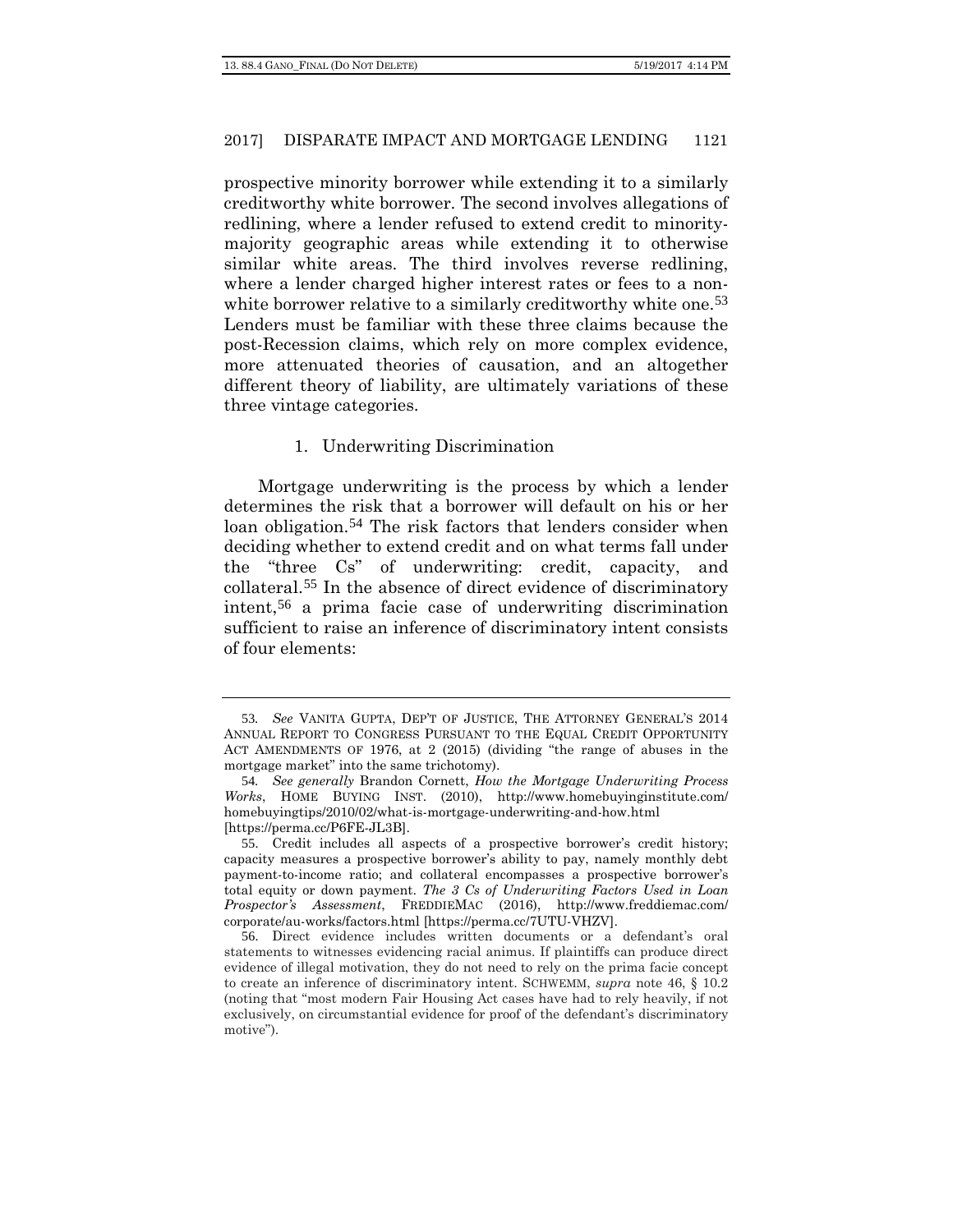prospective minority borrower while extending it to a similarly creditworthy white borrower. The second involves allegations of redlining, where a lender refused to extend credit to minority-majority geographic areas while extending it to otherwise similar white areas. The third involves reverse redlining, where a lender charged higher interest rates or fees to a non-white borrower relative to a similarly creditworthy white one.[53] Lenders must be familiar with these three claims because the post-Recession claims, which rely on more complex evidence, more attenuated theories of causation, and an altogether different theory of liability, are ultimately variations of these three vintage categories.

### 1. Underwriting Discrimination

Mortgage underwriting is the process by which a lender determines the risk that a borrower will default on his or her loan obligation.[54] The risk factors that lenders consider when deciding whether to extend credit and on what terms fall under the "three Cs" of underwriting: credit, capacity, and collateral.[55] In the absence of direct evidence of discriminatory intent,[56] a prima facie case of underwriting discrimination sufficient to raise an inference of discriminatory intent consists of four elements:

---

53. *See* VANITA GUPTA, DEP'T OF JUSTICE, THE ATTORNEY GENERAL'S 2014 ANNUAL REPORT TO CONGRESS PURSUANT TO THE EQUAL CREDIT OPPORTUNITY ACT AMENDMENTS OF 1976, at 2 (2015) (dividing "the range of abuses in the mortgage market" into the same trichotomy).

54. *See generally* Brandon Cornett, *How the Mortgage Underwriting Process Works*, HOME BUYING INST. (2010), http://www.homebuyinginstitute.com/homebuyingtips/2010/02/what-is-mortgage-underwriting-and-how.html [https://perma.cc/P6FE-JL3B].

55. Credit includes all aspects of a prospective borrower's credit history; capacity measures a prospective borrower's ability to pay, namely monthly debt payment-to-income ratio; and collateral encompasses a prospective borrower's total equity or down payment. *The 3 Cs of Underwriting Factors Used in Loan Prospector's Assessment*, FREDDIEMAC (2016), http://www.freddiemac.com/corporate/au-works/factors.html [https://perma.cc/7UTU-VHZV].

56. Direct evidence includes written documents or a defendant's oral statements to witnesses evidencing racial animus. If plaintiffs can produce direct evidence of illegal motivation, they do not need to rely on the prima facie concept to create an inference of discriminatory intent. SCHWEMM, *supra* note 46, § 10.2 (noting that "most modern Fair Housing Act cases have had to rely heavily, if not exclusively, on circumstantial evidence for proof of the defendant's discriminatory motive").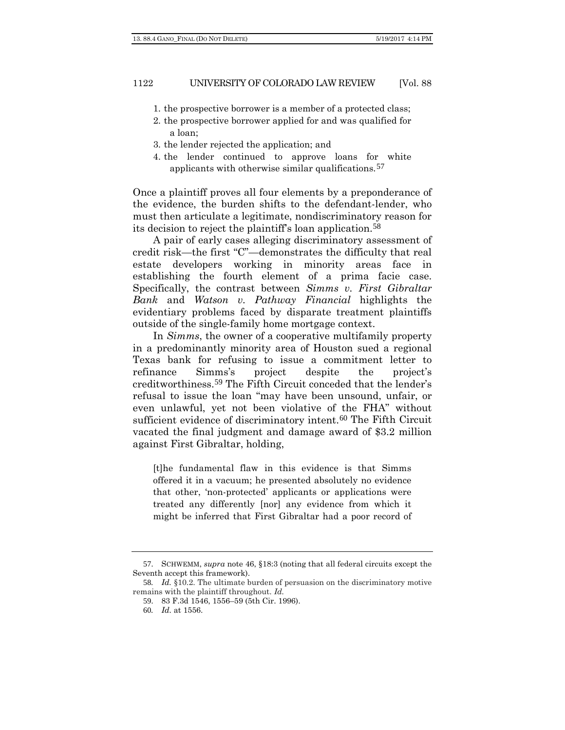1. the prospective borrower is a member of a protected class;
2. the prospective borrower applied for and was qualified for a loan;
3. the lender rejected the application; and
4. the lender continued to approve loans for white applicants with otherwise similar qualifications.[57]

Once a plaintiff proves all four elements by a preponderance of the evidence, the burden shifts to the defendant-lender, who must then articulate a legitimate, nondiscriminatory reason for its decision to reject the plaintiff's loan application.[58]

A pair of early cases alleging discriminatory assessment of credit risk—the first "C"—demonstrates the difficulty that real estate developers working in minority areas face in establishing the fourth element of a prima facie case. Specifically, the contrast between *Simms v. First Gibraltar Bank* and *Watson v. Pathway Financial* highlights the evidentiary problems faced by disparate treatment plaintiffs outside of the single-family home mortgage context.

In *Simms*, the owner of a cooperative multifamily property in a predominantly minority area of Houston sued a regional Texas bank for refusing to issue a commitment letter to refinance Simms's project despite the project's creditworthiness.[59] The Fifth Circuit conceded that the lender's refusal to issue the loan "may have been unsound, unfair, or even unlawful, yet not been violative of the FHA" without sufficient evidence of discriminatory intent.[60] The Fifth Circuit vacated the final judgment and damage award of $3.2 million against First Gibraltar, holding,

> [t]he fundamental flaw in this evidence is that Simms offered it in a vacuum; he presented absolutely no evidence that other, 'non-protected' applicants or applications were treated any differently [nor] any evidence from which it might be inferred that First Gibraltar had a poor record of

---

57. SCHWEMM, *supra* note 46, §18:3 (noting that all federal circuits except the Seventh accept this framework).

58. *Id.* §10.2. The ultimate burden of persuasion on the discriminatory motive remains with the plaintiff throughout. *Id.*

59. 83 F.3d 1546, 1556–59 (5th Cir. 1996).

60. *Id.* at 1556.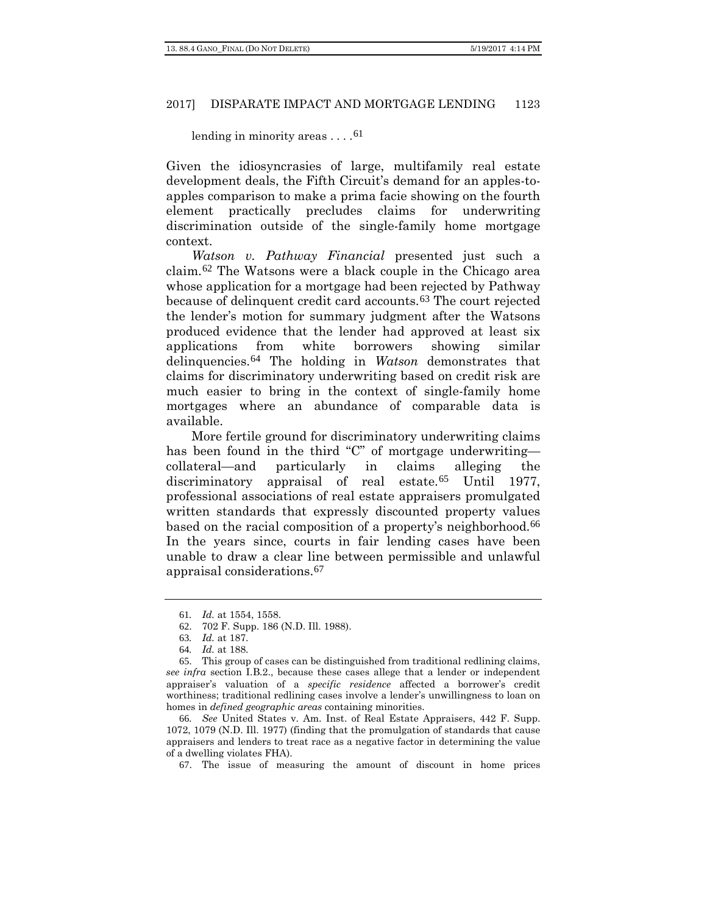lending in minority areas . . . .[61]

Given the idiosyncrasies of large, multifamily real estate development deals, the Fifth Circuit's demand for an apples-to-apples comparison to make a prima facie showing on the fourth element practically precludes claims for underwriting discrimination outside of the single-family home mortgage context.

*Watson v. Pathway Financial* presented just such a claim.[62] The Watsons were a black couple in the Chicago area whose application for a mortgage had been rejected by Pathway because of delinquent credit card accounts.[63] The court rejected the lender's motion for summary judgment after the Watsons produced evidence that the lender had approved at least six applications from white borrowers showing similar delinquencies.[64] The holding in *Watson* demonstrates that claims for discriminatory underwriting based on credit risk are much easier to bring in the context of single-family home mortgages where an abundance of comparable data is available.

More fertile ground for discriminatory underwriting claims has been found in the third "C" of mortgage underwriting—collateral—and particularly in claims alleging the discriminatory appraisal of real estate.[65] Until 1977, professional associations of real estate appraisers promulgated written standards that expressly discounted property values based on the racial composition of a property's neighborhood.[66] In the years since, courts in fair lending cases have been unable to draw a clear line between permissible and unlawful appraisal considerations.[67]

---

61. *Id.* at 1554, 1558.

62. 702 F. Supp. 186 (N.D. Ill. 1988).

63. *Id.* at 187.

64. *Id.* at 188.

65. This group of cases can be distinguished from traditional redlining claims, *see infra* section I.B.2., because these cases allege that a lender or independent appraiser's valuation of a *specific residence* affected a borrower's credit worthiness; traditional redlining cases involve a lender's unwillingness to loan on homes in *defined geographic areas* containing minorities.

66. *See* United States v. Am. Inst. of Real Estate Appraisers, 442 F. Supp. 1072, 1079 (N.D. Ill. 1977) (finding that the promulgation of standards that cause appraisers and lenders to treat race as a negative factor in determining the value of a dwelling violates FHA).

67. The issue of measuring the amount of discount in home prices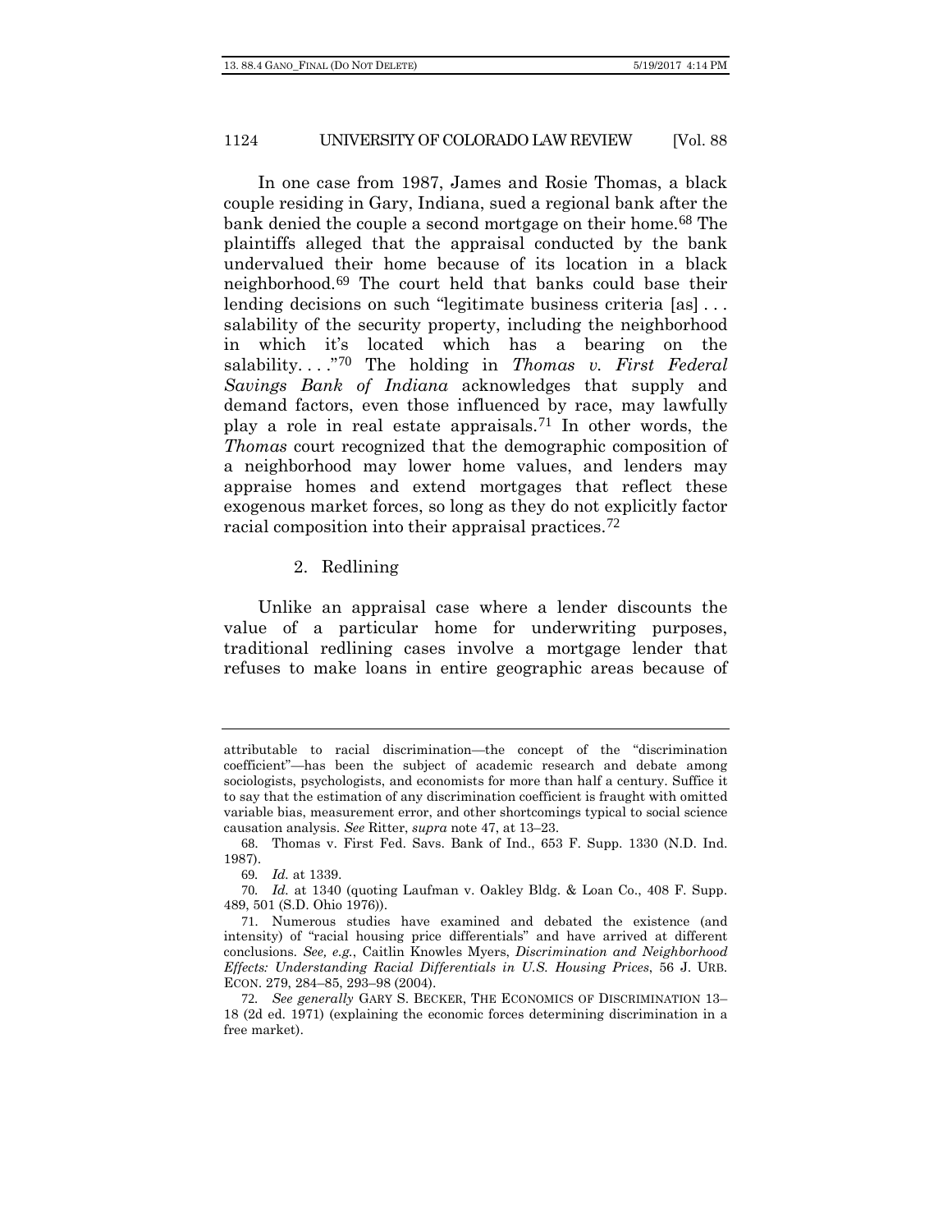In one case from 1987, James and Rosie Thomas, a black couple residing in Gary, Indiana, sued a regional bank after the bank denied the couple a second mortgage on their home.[68] The plaintiffs alleged that the appraisal conducted by the bank undervalued their home because of its location in a black neighborhood.[69] The court held that banks could base their lending decisions on such "legitimate business criteria [as] . . . salability of the security property, including the neighborhood in which it's located which has a bearing on the salability. . . ."[70] The holding in *Thomas v. First Federal Savings Bank of Indiana* acknowledges that supply and demand factors, even those influenced by race, may lawfully play a role in real estate appraisals.[71] In other words, the *Thomas* court recognized that the demographic composition of a neighborhood may lower home values, and lenders may appraise homes and extend mortgages that reflect these exogenous market forces, so long as they do not explicitly factor racial composition into their appraisal practices.[72]

### 2. Redlining

Unlike an appraisal case where a lender discounts the value of a particular home for underwriting purposes, traditional redlining cases involve a mortgage lender that refuses to make loans in entire geographic areas because of

---

attributable to racial discrimination—the concept of the "discrimination coefficient"—has been the subject of academic research and debate among sociologists, psychologists, and economists for more than half a century. Suffice it to say that the estimation of any discrimination coefficient is fraught with omitted variable bias, measurement error, and other shortcomings typical to social science causation analysis. *See* Ritter, *supra* note 47, at 13–23.

68. Thomas v. First Fed. Savs. Bank of Ind., 653 F. Supp. 1330 (N.D. Ind. 1987).

69. *Id.* at 1339.

70. *Id.* at 1340 (quoting Laufman v. Oakley Bldg. & Loan Co., 408 F. Supp. 489, 501 (S.D. Ohio 1976)).

71. Numerous studies have examined and debated the existence (and intensity) of "racial housing price differentials" and have arrived at different conclusions. *See, e.g.*, Caitlin Knowles Myers, *Discrimination and Neighborhood Effects: Understanding Racial Differentials in U.S. Housing Prices*, 56 J. URB. ECON. 279, 284–85, 293–98 (2004).

72. *See generally* GARY S. BECKER, THE ECONOMICS OF DISCRIMINATION 13–18 (2d ed. 1971) (explaining the economic forces determining discrimination in a free market).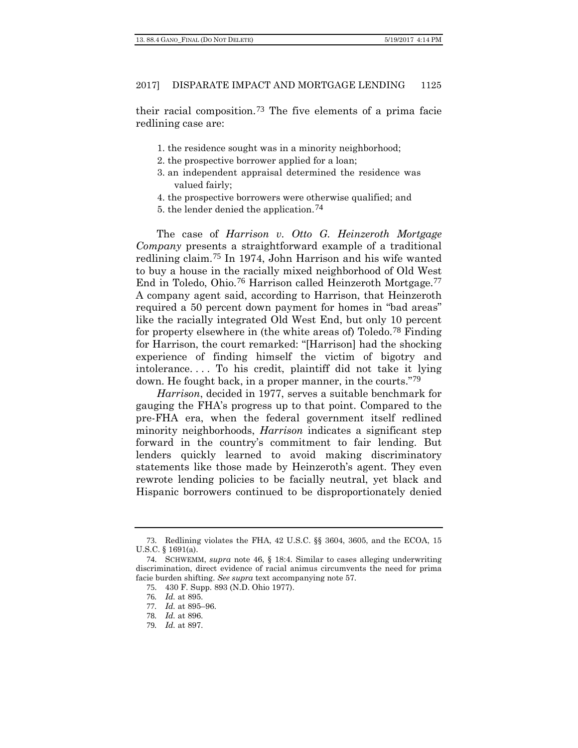their racial composition.[73] The five elements of a prima facie redlining case are:

1. the residence sought was in a minority neighborhood;
2. the prospective borrower applied for a loan;
3. an independent appraisal determined the residence was valued fairly;
4. the prospective borrowers were otherwise qualified; and
5. the lender denied the application.[74]

The case of *Harrison v. Otto G. Heinzeroth Mortgage Company* presents a straightforward example of a traditional redlining claim.[75] In 1974, John Harrison and his wife wanted to buy a house in the racially mixed neighborhood of Old West End in Toledo, Ohio.[76] Harrison called Heinzeroth Mortgage.[77] A company agent said, according to Harrison, that Heinzeroth required a 50 percent down payment for homes in "bad areas" like the racially integrated Old West End, but only 10 percent for property elsewhere in (the white areas of) Toledo.[78] Finding for Harrison, the court remarked: "[Harrison] had the shocking experience of finding himself the victim of bigotry and intolerance. . . . To his credit, plaintiff did not take it lying down. He fought back, in a proper manner, in the courts."[79]

*Harrison*, decided in 1977, serves a suitable benchmark for gauging the FHA's progress up to that point. Compared to the pre-FHA era, when the federal government itself redlined minority neighborhoods, *Harrison* indicates a significant step forward in the country's commitment to fair lending. But lenders quickly learned to avoid making discriminatory statements like those made by Heinzeroth's agent. They even rewrote lending policies to be facially neutral, yet black and Hispanic borrowers continued to be disproportionately denied

---

73. Redlining violates the FHA, 42 U.S.C. §§ 3604, 3605, and the ECOA, 15 U.S.C. § 1691(a).

74. SCHWEMM, *supra* note 46, § 18:4. Similar to cases alleging underwriting discrimination, direct evidence of racial animus circumvents the need for prima facie burden shifting. *See supra* text accompanying note 57.

75. 430 F. Supp. 893 (N.D. Ohio 1977).

76. *Id.* at 895.

77. *Id.* at 895–96.

78. *Id.* at 896.

79. *Id.* at 897.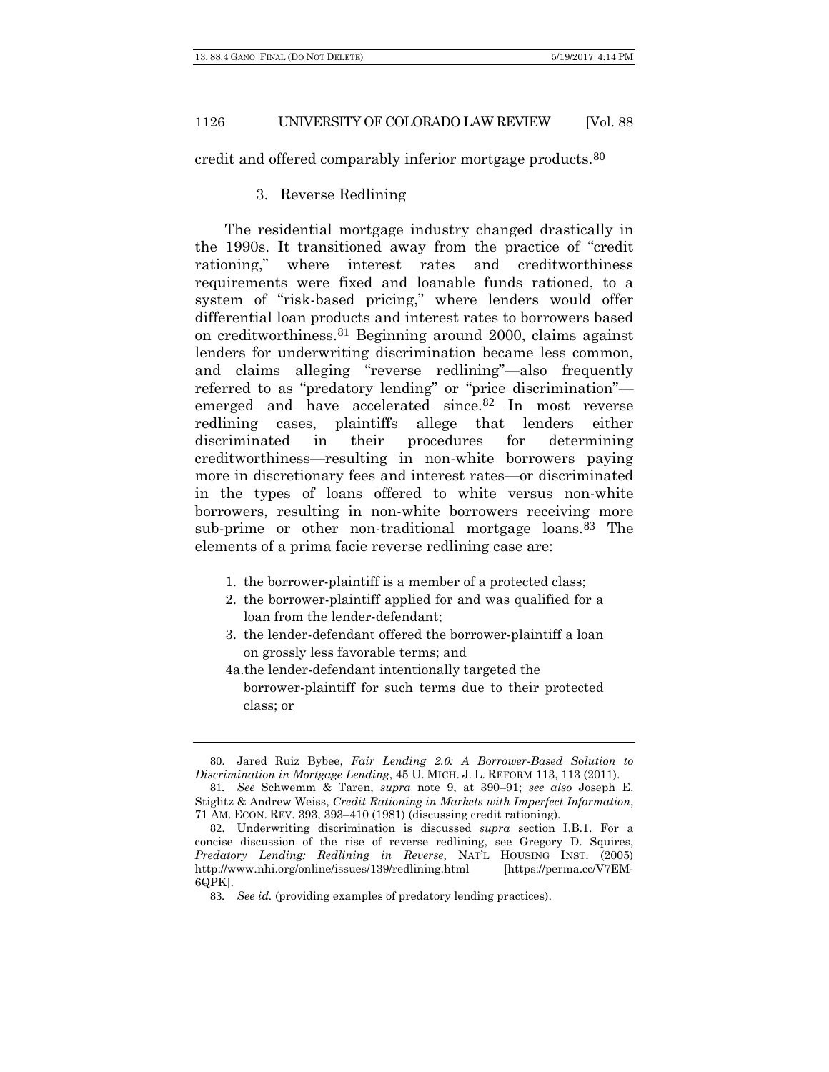credit and offered comparably inferior mortgage products.[80]

### 3. Reverse Redlining

The residential mortgage industry changed drastically in the 1990s. It transitioned away from the practice of "credit rationing," where interest rates and creditworthiness requirements were fixed and loanable funds rationed, to a system of "risk-based pricing," where lenders would offer differential loan products and interest rates to borrowers based on creditworthiness.[81] Beginning around 2000, claims against lenders for underwriting discrimination became less common, and claims alleging "reverse redlining"—also frequently referred to as "predatory lending" or "price discrimination"—emerged and have accelerated since.[82] In most reverse redlining cases, plaintiffs allege that lenders either discriminated in their procedures for determining creditworthiness—resulting in non-white borrowers paying more in discretionary fees and interest rates—or discriminated in the types of loans offered to white versus non-white borrowers, resulting in non-white borrowers receiving more sub-prime or other non-traditional mortgage loans.[83] The elements of a prima facie reverse redlining case are:

1. the borrower-plaintiff is a member of a protected class;
2. the borrower-plaintiff applied for and was qualified for a loan from the lender-defendant;
3. the lender-defendant offered the borrower-plaintiff a loan on grossly less favorable terms; and

4a. the lender-defendant intentionally targeted the borrower-plaintiff for such terms due to their protected class; or

---

80. Jared Ruiz Bybee, *Fair Lending 2.0: A Borrower-Based Solution to Discrimination in Mortgage Lending*, 45 U. MICH. J. L. REFORM 113, 113 (2011).

81. *See* Schwemm & Taren, *supra* note 9, at 390–91; *see also* Joseph E. Stiglitz & Andrew Weiss, *Credit Rationing in Markets with Imperfect Information*, 71 AM. ECON. REV. 393, 393–410 (1981) (discussing credit rationing).

82. Underwriting discrimination is discussed *supra* section I.B.1. For a concise discussion of the rise of reverse redlining, see Gregory D. Squires, *Predatory Lending: Redlining in Reverse*, NAT'L HOUSING INST. (2005) http://www.nhi.org/online/issues/139/redlining.html [https://perma.cc/V7EM-6QPK].

83. *See id.* (providing examples of predatory lending practices).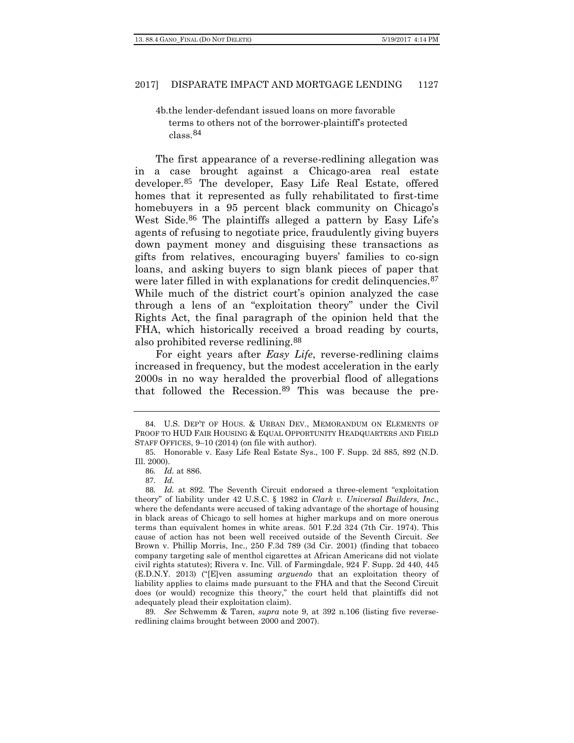4b. the lender-defendant issued loans on more favorable terms to others not of the borrower-plaintiff's protected class.[84]

The first appearance of a reverse-redlining allegation was in a case brought against a Chicago-area real estate developer.[85] The developer, Easy Life Real Estate, offered homes that it represented as fully rehabilitated to first-time homebuyers in a 95 percent black community on Chicago's West Side.[86] The plaintiffs alleged a pattern by Easy Life's agents of refusing to negotiate price, fraudulently giving buyers down payment money and disguising these transactions as gifts from relatives, encouraging buyers' families to co-sign loans, and asking buyers to sign blank pieces of paper that were later filled in with explanations for credit delinquencies.[87] While much of the district court's opinion analyzed the case through a lens of an "exploitation theory" under the Civil Rights Act, the final paragraph of the opinion held that the FHA, which historically received a broad reading by courts, also prohibited reverse redlining.[88]

For eight years after *Easy Life*, reverse-redlining claims increased in frequency, but the modest acceleration in the early 2000s in no way heralded the proverbial flood of allegations that followed the Recession.[89] This was because the pre-

---

84. U.S. DEP'T OF HOUS. & URBAN DEV., MEMORANDUM ON ELEMENTS OF PROOF TO HUD FAIR HOUSING & EQUAL OPPORTUNITY HEADQUARTERS AND FIELD STAFF OFFICES, 9–10 (2014) (on file with author).

85. Honorable v. Easy Life Real Estate Sys., 100 F. Supp. 2d 885, 892 (N.D. Ill. 2000).

86. *Id.* at 886.

87. *Id.*

88. *Id.* at 892. The Seventh Circuit endorsed a three-element "exploitation theory" of liability under 42 U.S.C. § 1982 in *Clark v. Universal Builders, Inc.*, where the defendants were accused of taking advantage of the shortage of housing in black areas of Chicago to sell homes at higher markups and on more onerous terms than equivalent homes in white areas. 501 F.2d 324 (7th Cir. 1974). This cause of action has not been well received outside of the Seventh Circuit. *See* Brown v. Phillip Morris, Inc., 250 F.3d 789 (3d Cir. 2001) (finding that tobacco company targeting sale of menthol cigarettes at African Americans did not violate civil rights statutes); Rivera v. Inc. Vill. of Farmingdale, 924 F. Supp. 2d 440, 445 (E.D.N.Y. 2013) ("[E]ven assuming *arguendo* that an exploitation theory of liability applies to claims made pursuant to the FHA and that the Second Circuit does (or would) recognize this theory," the court held that plaintiffs did not adequately plead their exploitation claim).

89. *See* Schwemm & Taren, *supra* note 9, at 392 n.106 (listing five reverse-redlining claims brought between 2000 and 2007).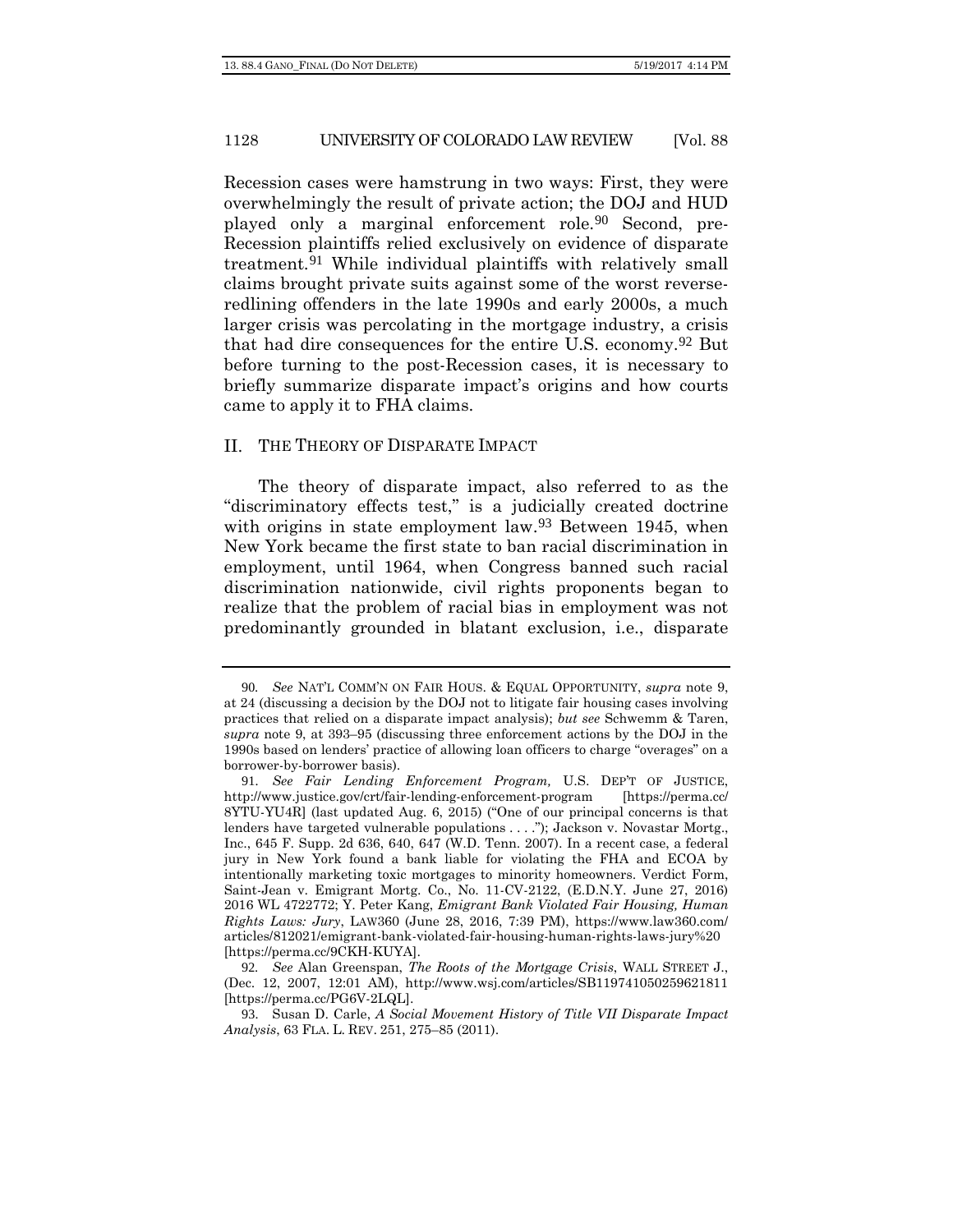Recession cases were hamstrung in two ways: First, they were overwhelmingly the result of private action; the DOJ and HUD played only a marginal enforcement role.[90] Second, pre-Recession plaintiffs relied exclusively on evidence of disparate treatment.[91] While individual plaintiffs with relatively small claims brought private suits against some of the worst reverse-redlining offenders in the late 1990s and early 2000s, a much larger crisis was percolating in the mortgage industry, a crisis that had dire consequences for the entire U.S. economy.[92] But before turning to the post-Recession cases, it is necessary to briefly summarize disparate impact's origins and how courts came to apply it to FHA claims.

## II. THE THEORY OF DISPARATE IMPACT

The theory of disparate impact, also referred to as the "discriminatory effects test," is a judicially created doctrine with origins in state employment law.[93] Between 1945, when New York became the first state to ban racial discrimination in employment, until 1964, when Congress banned such racial discrimination nationwide, civil rights proponents began to realize that the problem of racial bias in employment was not predominantly grounded in blatant exclusion, i.e., disparate

---

90. *See* NAT'L COMM'N ON FAIR HOUS. & EQUAL OPPORTUNITY, *supra* note 9, at 24 (discussing a decision by the DOJ not to litigate fair housing cases involving practices that relied on a disparate impact analysis); *but see* Schwemm & Taren, *supra* note 9, at 393–95 (discussing three enforcement actions by the DOJ in the 1990s based on lenders' practice of allowing loan officers to charge "overages" on a borrower-by-borrower basis).

91. *See Fair Lending Enforcement Program,* U.S. DEP'T OF JUSTICE, http://www.justice.gov/crt/fair-lending-enforcement-program [https://perma.cc/8YTU-YU4R] (last updated Aug. 6, 2015) ("One of our principal concerns is that lenders have targeted vulnerable populations . . . ."); Jackson v. Novastar Mortg., Inc., 645 F. Supp. 2d 636, 640, 647 (W.D. Tenn. 2007). In a recent case, a federal jury in New York found a bank liable for violating the FHA and ECOA by intentionally marketing toxic mortgages to minority homeowners. Verdict Form, Saint-Jean v. Emigrant Mortg. Co., No. 11-CV-2122, (E.D.N.Y. June 27, 2016) 2016 WL 4722772; Y. Peter Kang, *Emigrant Bank Violated Fair Housing, Human Rights Laws: Jury*, LAW360 (June 28, 2016, 7:39 PM), https://www.law360.com/articles/812021/emigrant-bank-violated-fair-housing-human-rights-laws-jury%20 [https://perma.cc/9CKH-KUYA].

92. *See* Alan Greenspan, *The Roots of the Mortgage Crisis*, WALL STREET J., (Dec. 12, 2007, 12:01 AM), http://www.wsj.com/articles/SB119741050259621811 [https://perma.cc/PG6V-2LQL].

93. Susan D. Carle, *A Social Movement History of Title VII Disparate Impact Analysis*, 63 FLA. L. REV. 251, 275–85 (2011).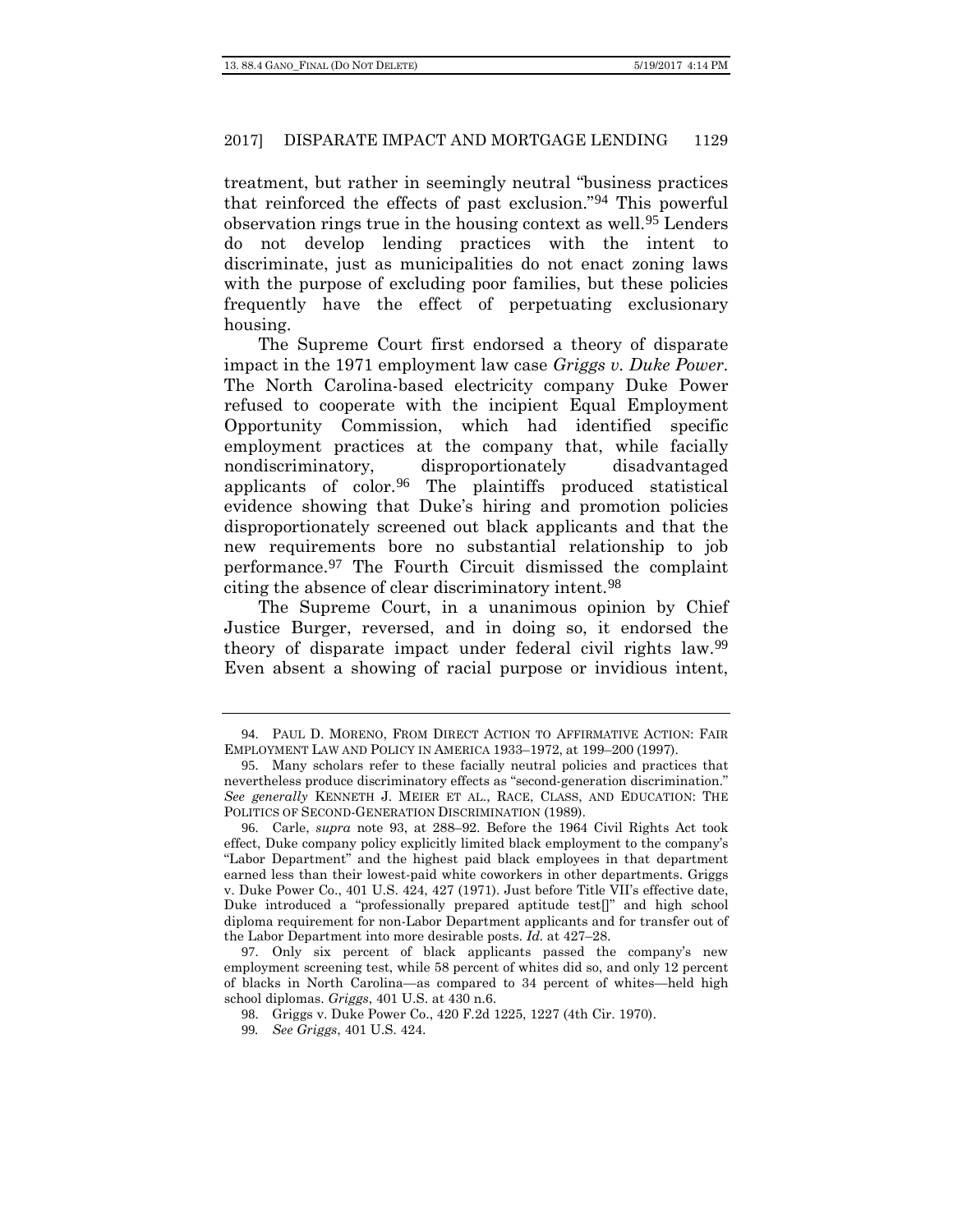treatment, but rather in seemingly neutral "business practices that reinforced the effects of past exclusion."[94] This powerful observation rings true in the housing context as well.[95] Lenders do not develop lending practices with the intent to discriminate, just as municipalities do not enact zoning laws with the purpose of excluding poor families, but these policies frequently have the effect of perpetuating exclusionary housing.

The Supreme Court first endorsed a theory of disparate impact in the 1971 employment law case *Griggs v. Duke Power*. The North Carolina-based electricity company Duke Power refused to cooperate with the incipient Equal Employment Opportunity Commission, which had identified specific employment practices at the company that, while facially nondiscriminatory, disproportionately disadvantaged applicants of color.[96] The plaintiffs produced statistical evidence showing that Duke's hiring and promotion policies disproportionately screened out black applicants and that the new requirements bore no substantial relationship to job performance.[97] The Fourth Circuit dismissed the complaint citing the absence of clear discriminatory intent.[98]

The Supreme Court, in a unanimous opinion by Chief Justice Burger, reversed, and in doing so, it endorsed the theory of disparate impact under federal civil rights law.[99] Even absent a showing of racial purpose or invidious intent,

---

94. PAUL D. MORENO, FROM DIRECT ACTION TO AFFIRMATIVE ACTION: FAIR EMPLOYMENT LAW AND POLICY IN AMERICA 1933–1972, at 199–200 (1997).

95. Many scholars refer to these facially neutral policies and practices that nevertheless produce discriminatory effects as "second-generation discrimination." *See generally* KENNETH J. MEIER ET AL., RACE, CLASS, AND EDUCATION: THE POLITICS OF SECOND-GENERATION DISCRIMINATION (1989).

96. Carle, *supra* note 93, at 288–92. Before the 1964 Civil Rights Act took effect, Duke company policy explicitly limited black employment to the company's "Labor Department" and the highest paid black employees in that department earned less than their lowest-paid white coworkers in other departments. Griggs v. Duke Power Co., 401 U.S. 424, 427 (1971). Just before Title VII's effective date, Duke introduced a "professionally prepared aptitude test[]" and high school diploma requirement for non-Labor Department applicants and for transfer out of the Labor Department into more desirable posts. *Id.* at 427–28.

97. Only six percent of black applicants passed the company's new employment screening test, while 58 percent of whites did so, and only 12 percent of blacks in North Carolina—as compared to 34 percent of whites—held high school diplomas. *Griggs*, 401 U.S. at 430 n.6.

98. Griggs v. Duke Power Co., 420 F.2d 1225, 1227 (4th Cir. 1970).

99. *See Griggs*, 401 U.S. 424.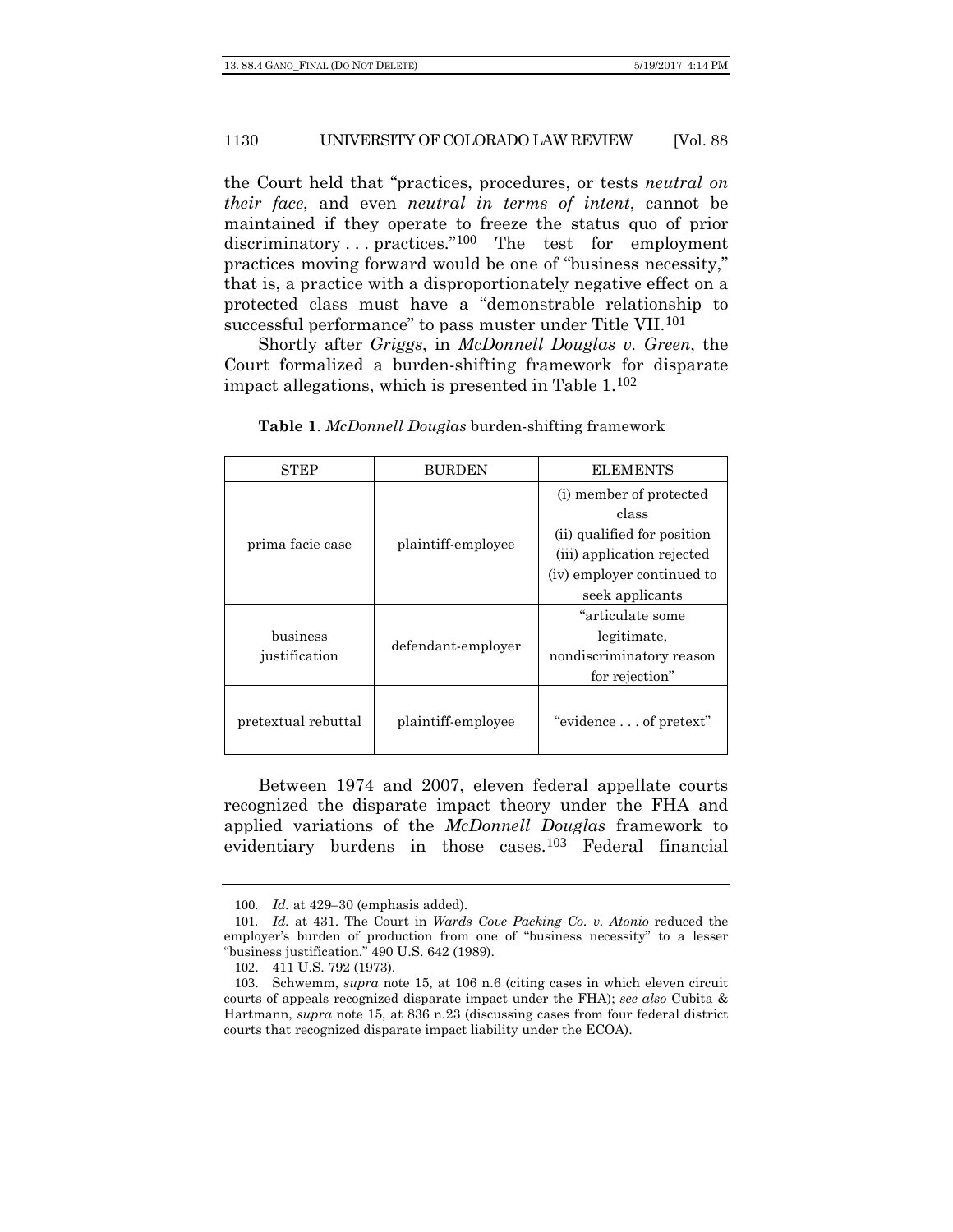the Court held that "practices, procedures, or tests *neutral on their face*, and even *neutral in terms of intent*, cannot be maintained if they operate to freeze the status quo of prior discriminatory . . . practices."[100] The test for employment practices moving forward would be one of "business necessity," that is, a practice with a disproportionately negative effect on a protected class must have a "demonstrable relationship to successful performance" to pass muster under Title VII.[101]

Shortly after *Griggs*, in *McDonnell Douglas v. Green*, the Court formalized a burden-shifting framework for disparate impact allegations, which is presented in Table 1.[102]

**Table 1**. *McDonnell Douglas* burden-shifting framework

| STEP | BURDEN | ELEMENTS |
|---|---|---|
| prima facie case | plaintiff-employee | (i) member of protected class (ii) qualified for position (iii) application rejected (iv) employer continued to seek applicants |
| business justification | defendant-employer | "articulate some legitimate, nondiscriminatory reason for rejection" |
| pretextual rebuttal | plaintiff-employee | "evidence . . . of pretext" |

Between 1974 and 2007, eleven federal appellate courts recognized the disparate impact theory under the FHA and applied variations of the *McDonnell Douglas* framework to evidentiary burdens in those cases.[103] Federal financial

---

100. *Id.* at 429–30 (emphasis added).

101. *Id.* at 431. The Court in *Wards Cove Packing Co. v. Atonio* reduced the employer's burden of production from one of "business necessity" to a lesser "business justification." 490 U.S. 642 (1989).

102. 411 U.S. 792 (1973).

103. Schwemm, *supra* note 15, at 106 n.6 (citing cases in which eleven circuit courts of appeals recognized disparate impact under the FHA); *see also* Cubita & Hartmann, *supra* note 15, at 836 n.23 (discussing cases from four federal district courts that recognized disparate impact liability under the ECOA).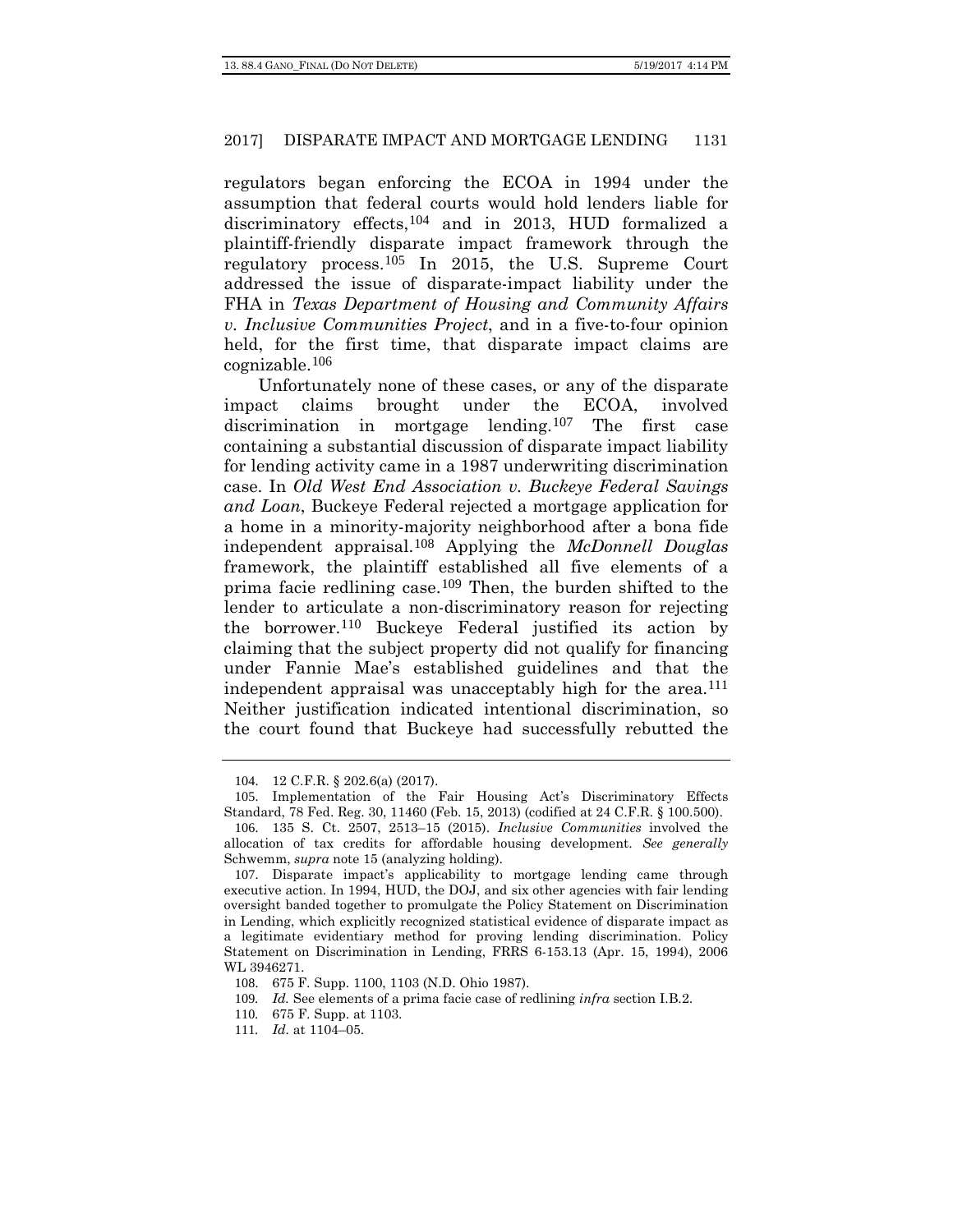regulators began enforcing the ECOA in 1994 under the assumption that federal courts would hold lenders liable for discriminatory effects,[104] and in 2013, HUD formalized a plaintiff-friendly disparate impact framework through the regulatory process.[105] In 2015, the U.S. Supreme Court addressed the issue of disparate-impact liability under the FHA in *Texas Department of Housing and Community Affairs v. Inclusive Communities Project*, and in a five-to-four opinion held, for the first time, that disparate impact claims are cognizable.[106]

Unfortunately none of these cases, or any of the disparate impact claims brought under the ECOA, involved discrimination in mortgage lending.[107] The first case containing a substantial discussion of disparate impact liability for lending activity came in a 1987 underwriting discrimination case. In *Old West End Association v. Buckeye Federal Savings and Loan*, Buckeye Federal rejected a mortgage application for a home in a minority-majority neighborhood after a bona fide independent appraisal.[108] Applying the *McDonnell Douglas* framework, the plaintiff established all five elements of a prima facie redlining case.[109] Then, the burden shifted to the lender to articulate a non-discriminatory reason for rejecting the borrower.[110] Buckeye Federal justified its action by claiming that the subject property did not qualify for financing under Fannie Mae's established guidelines and that the independent appraisal was unacceptably high for the area.[111] Neither justification indicated intentional discrimination, so the court found that Buckeye had successfully rebutted the

---

104. 12 C.F.R. § 202.6(a) (2017).

105. Implementation of the Fair Housing Act's Discriminatory Effects Standard, 78 Fed. Reg. 30, 11460 (Feb. 15, 2013) (codified at 24 C.F.R. § 100.500).

106. 135 S. Ct. 2507, 2513–15 (2015). *Inclusive Communities* involved the allocation of tax credits for affordable housing development. *See generally* Schwemm, *supra* note 15 (analyzing holding).

107. Disparate impact's applicability to mortgage lending came through executive action. In 1994, HUD, the DOJ, and six other agencies with fair lending oversight banded together to promulgate the Policy Statement on Discrimination in Lending, which explicitly recognized statistical evidence of disparate impact as a legitimate evidentiary method for proving lending discrimination. Policy Statement on Discrimination in Lending, FRRS 6-153.13 (Apr. 15, 1994), 2006 WL 3946271.

108. 675 F. Supp. 1100, 1103 (N.D. Ohio 1987).

109. *Id.* See elements of a prima facie case of redlining *infra* section I.B.2.

110. 675 F. Supp. at 1103.

111. *Id.* at 1104–05.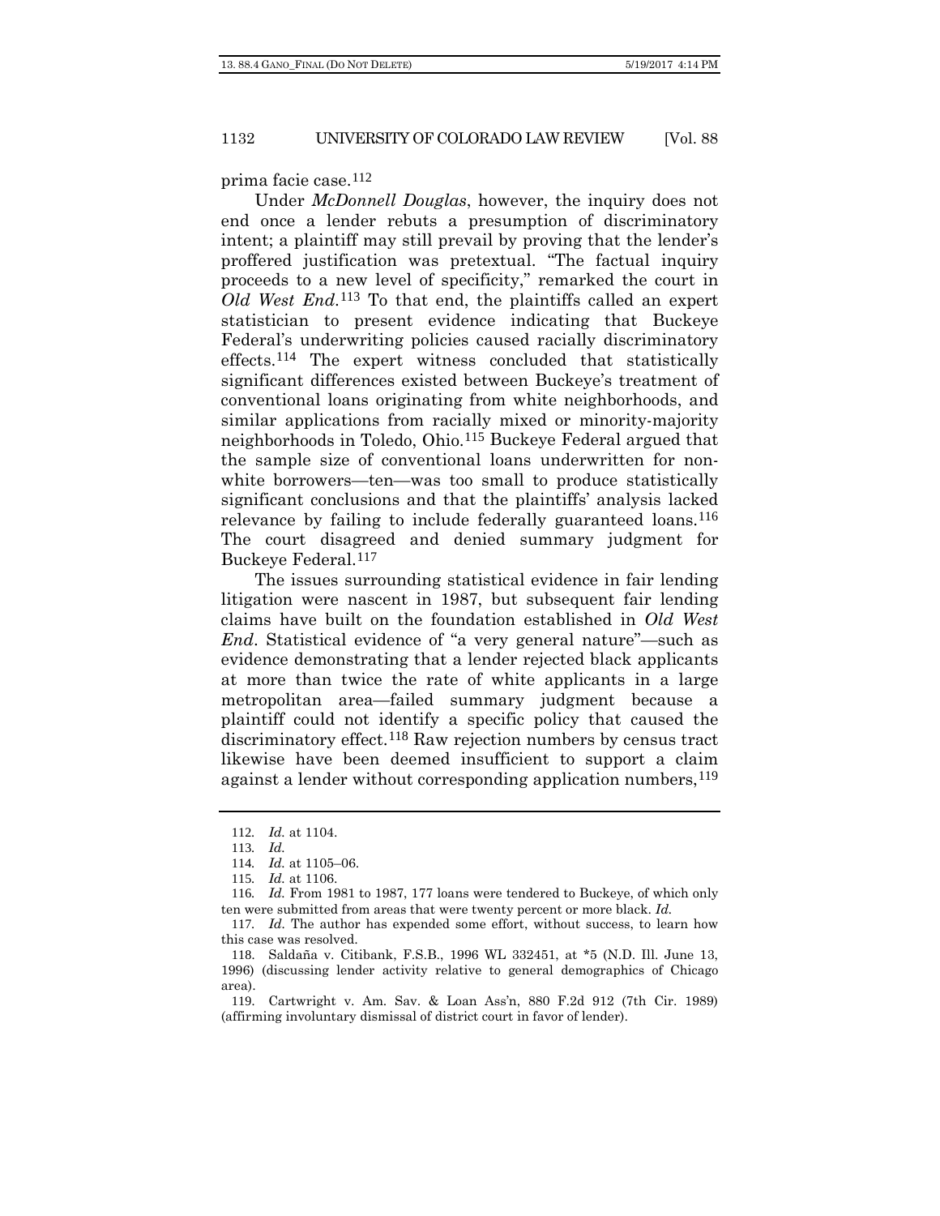prima facie case.[112]

Under *McDonnell Douglas*, however, the inquiry does not end once a lender rebuts a presumption of discriminatory intent; a plaintiff may still prevail by proving that the lender's proffered justification was pretextual. "The factual inquiry proceeds to a new level of specificity," remarked the court in *Old West End*.[113] To that end, the plaintiffs called an expert statistician to present evidence indicating that Buckeye Federal's underwriting policies caused racially discriminatory effects.[114] The expert witness concluded that statistically significant differences existed between Buckeye's treatment of conventional loans originating from white neighborhoods, and similar applications from racially mixed or minority-majority neighborhoods in Toledo, Ohio.[115] Buckeye Federal argued that the sample size of conventional loans underwritten for non-white borrowers—ten—was too small to produce statistically significant conclusions and that the plaintiffs' analysis lacked relevance by failing to include federally guaranteed loans.[116] The court disagreed and denied summary judgment for Buckeye Federal.[117]

The issues surrounding statistical evidence in fair lending litigation were nascent in 1987, but subsequent fair lending claims have built on the foundation established in *Old West End*. Statistical evidence of "a very general nature"—such as evidence demonstrating that a lender rejected black applicants at more than twice the rate of white applicants in a large metropolitan area—failed summary judgment because a plaintiff could not identify a specific policy that caused the discriminatory effect.[118] Raw rejection numbers by census tract likewise have been deemed insufficient to support a claim against a lender without corresponding application numbers,[119]

---

112. *Id.* at 1104.

113. *Id.*

114. *Id.* at 1105–06.

115. *Id.* at 1106.

116. *Id.* From 1981 to 1987, 177 loans were tendered to Buckeye, of which only ten were submitted from areas that were twenty percent or more black. *Id.*

117. *Id.* The author has expended some effort, without success, to learn how this case was resolved.

118. Saldaña v. Citibank, F.S.B., 1996 WL 332451, at *5 (N.D. Ill. June 13, 1996) (discussing lender activity relative to general demographics of Chicago area).

119. Cartwright v. Am. Sav. & Loan Ass'n, 880 F.2d 912 (7th Cir. 1989) (affirming involuntary dismissal of district court in favor of lender).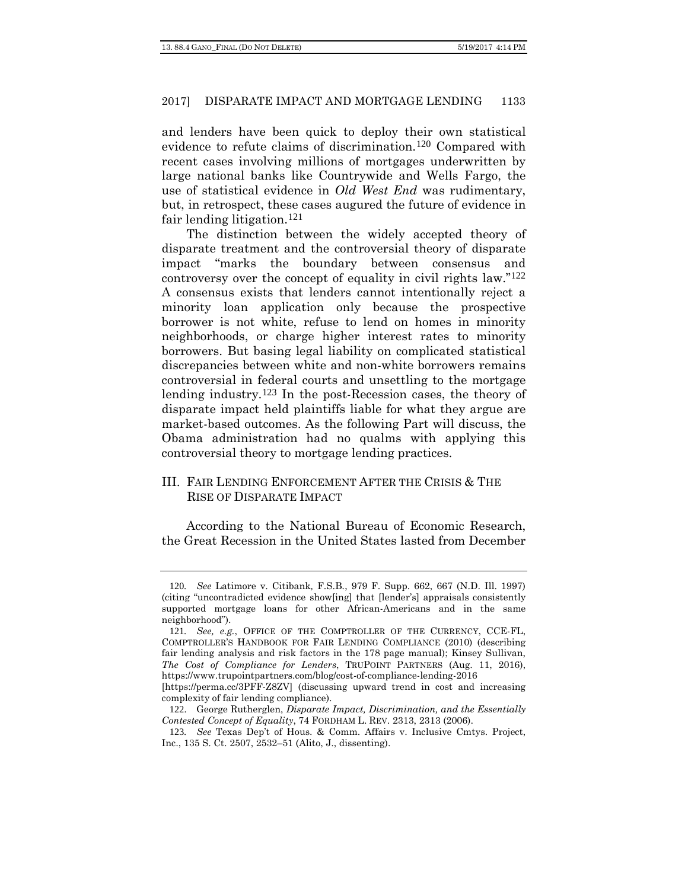and lenders have been quick to deploy their own statistical evidence to refute claims of discrimination.[120] Compared with recent cases involving millions of mortgages underwritten by large national banks like Countrywide and Wells Fargo, the use of statistical evidence in *Old West End* was rudimentary, but, in retrospect, these cases augured the future of evidence in fair lending litigation.[121]

The distinction between the widely accepted theory of disparate treatment and the controversial theory of disparate impact "marks the boundary between consensus and controversy over the concept of equality in civil rights law."[122] A consensus exists that lenders cannot intentionally reject a minority loan application only because the prospective borrower is not white, refuse to lend on homes in minority neighborhoods, or charge higher interest rates to minority borrowers. But basing legal liability on complicated statistical discrepancies between white and non-white borrowers remains controversial in federal courts and unsettling to the mortgage lending industry.[123] In the post-Recession cases, the theory of disparate impact held plaintiffs liable for what they argue are market-based outcomes. As the following Part will discuss, the Obama administration had no qualms with applying this controversial theory to mortgage lending practices.

## III. FAIR LENDING ENFORCEMENT AFTER THE CRISIS & THE RISE OF DISPARATE IMPACT

According to the National Bureau of Economic Research, the Great Recession in the United States lasted from December

---

120. *See* Latimore v. Citibank, F.S.B., 979 F. Supp. 662, 667 (N.D. Ill. 1997) (citing "uncontradicted evidence show[ing] that [lender's] appraisals consistently supported mortgage loans for other African-Americans and in the same neighborhood").

121. *See, e.g.*, OFFICE OF THE COMPTROLLER OF THE CURRENCY, CCE-FL, COMPTROLLER'S HANDBOOK FOR FAIR LENDING COMPLIANCE (2010) (describing fair lending analysis and risk factors in the 178 page manual); Kinsey Sullivan, *The Cost of Compliance for Lenders*, TRUPOINT PARTNERS (Aug. 11, 2016), https://www.trupointpartners.com/blog/cost-of-compliance-lending-2016 [https://perma.cc/3PFF-Z8ZV] (discussing upward trend in cost and increasing complexity of fair lending compliance).

122. George Rutherglen, *Disparate Impact, Discrimination, and the Essentially Contested Concept of Equality*, 74 FORDHAM L. REV. 2313, 2313 (2006).

123. *See* Texas Dep't of Hous. & Comm. Affairs v. Inclusive Cmtys. Project, Inc., 135 S. Ct. 2507, 2532–51 (Alito, J., dissenting).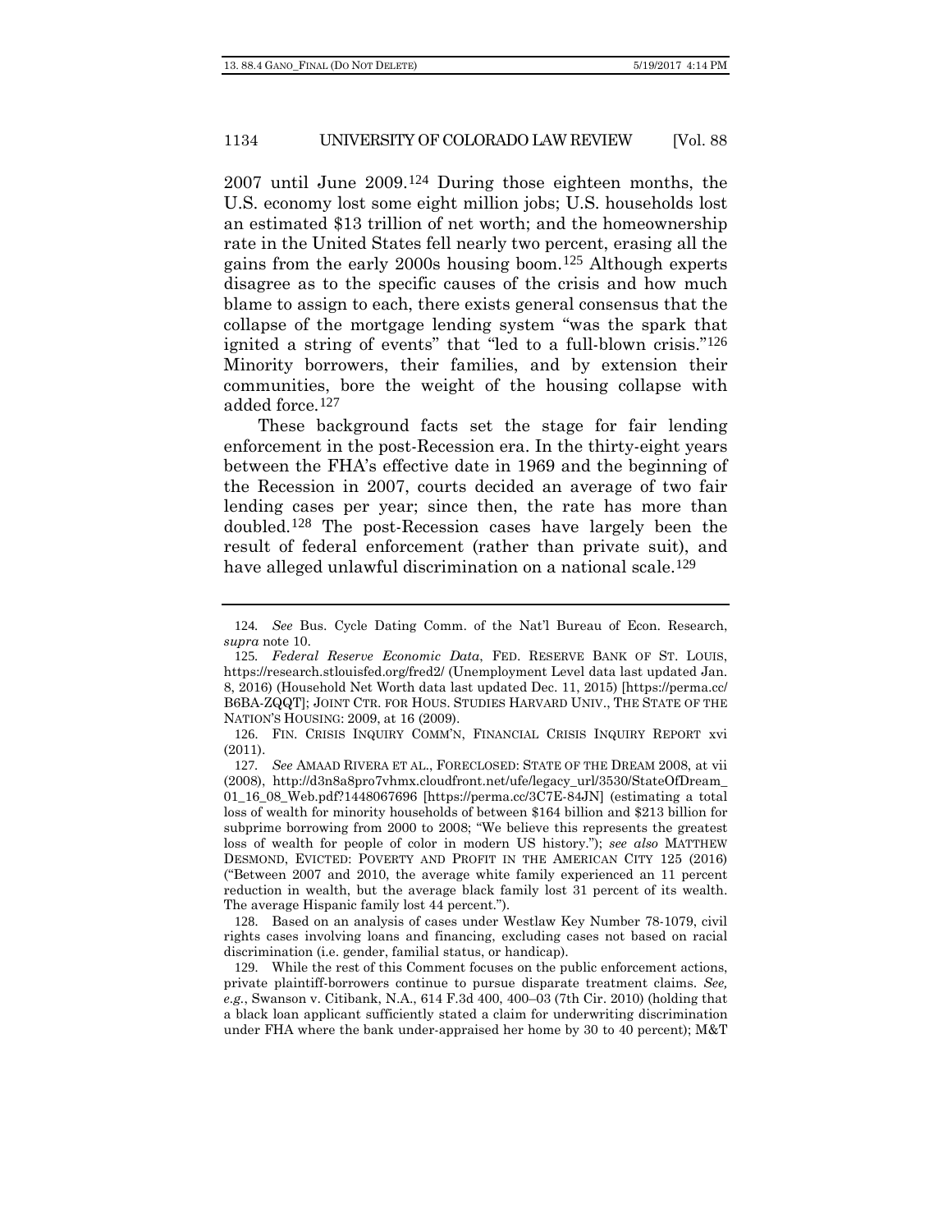2007 until June 2009.[124] During those eighteen months, the U.S. economy lost some eight million jobs; U.S. households lost an estimated $13 trillion of net worth; and the homeownership rate in the United States fell nearly two percent, erasing all the gains from the early 2000s housing boom.[125] Although experts disagree as to the specific causes of the crisis and how much blame to assign to each, there exists general consensus that the collapse of the mortgage lending system "was the spark that ignited a string of events" that "led to a full-blown crisis."[126] Minority borrowers, their families, and by extension their communities, bore the weight of the housing collapse with added force.[127]

These background facts set the stage for fair lending enforcement in the post-Recession era. In the thirty-eight years between the FHA's effective date in 1969 and the beginning of the Recession in 2007, courts decided an average of two fair lending cases per year; since then, the rate has more than doubled.[128] The post-Recession cases have largely been the result of federal enforcement (rather than private suit), and have alleged unlawful discrimination on a national scale.[129]

---

124. *See* Bus. Cycle Dating Comm. of the Nat'l Bureau of Econ. Research, *supra* note 10.

125. *Federal Reserve Economic Data*, FED. RESERVE BANK OF ST. LOUIS, https://research.stlouisfed.org/fred2/ (Unemployment Level data last updated Jan. 8, 2016) (Household Net Worth data last updated Dec. 11, 2015) [https://perma.cc/B6BA-ZQQT]; JOINT CTR. FOR HOUS. STUDIES HARVARD UNIV., THE STATE OF THE NATION'S HOUSING: 2009, at 16 (2009).

126. FIN. CRISIS INQUIRY COMM'N, FINANCIAL CRISIS INQUIRY REPORT xvi (2011).

127. *See* AMAAD RIVERA ET AL., FORECLOSED: STATE OF THE DREAM 2008, at vii (2008), http://d3n8a8pro7vhmx.cloudfront.net/ufe/legacy_url/3530/StateOfDream_01_16_08_Web.pdf?1448067696 [https://perma.cc/3C7E-84JN] (estimating a total loss of wealth for minority households of between $164 billion and $213 billion for subprime borrowing from 2000 to 2008; "We believe this represents the greatest loss of wealth for people of color in modern US history."); *see also* MATTHEW DESMOND, EVICTED: POVERTY AND PROFIT IN THE AMERICAN CITY 125 (2016) ("Between 2007 and 2010, the average white family experienced an 11 percent reduction in wealth, but the average black family lost 31 percent of its wealth. The average Hispanic family lost 44 percent.").

128. Based on an analysis of cases under Westlaw Key Number 78-1079, civil rights cases involving loans and financing, excluding cases not based on racial discrimination (i.e. gender, familial status, or handicap).

129. While the rest of this Comment focuses on the public enforcement actions, private plaintiff-borrowers continue to pursue disparate treatment claims. *See, e.g.*, Swanson v. Citibank, N.A., 614 F.3d 400, 400–03 (7th Cir. 2010) (holding that a black loan applicant sufficiently stated a claim for underwriting discrimination under FHA where the bank under-appraised her home by 30 to 40 percent); M&T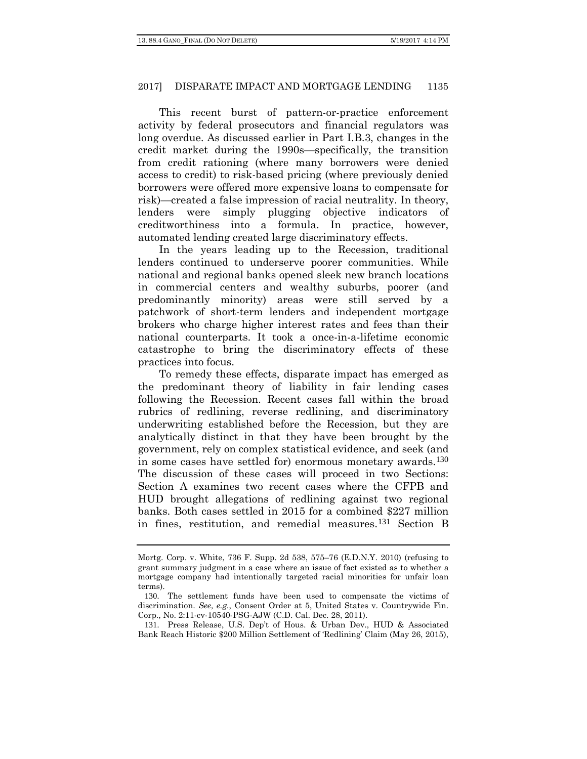This recent burst of pattern-or-practice enforcement activity by federal prosecutors and financial regulators was long overdue. As discussed earlier in Part I.B.3, changes in the credit market during the 1990s—specifically, the transition from credit rationing (where many borrowers were denied access to credit) to risk-based pricing (where previously denied borrowers were offered more expensive loans to compensate for risk)—created a false impression of racial neutrality. In theory, lenders were simply plugging objective indicators of creditworthiness into a formula. In practice, however, automated lending created large discriminatory effects.

In the years leading up to the Recession, traditional lenders continued to underserve poorer communities. While national and regional banks opened sleek new branch locations in commercial centers and wealthy suburbs, poorer (and predominantly minority) areas were still served by a patchwork of short-term lenders and independent mortgage brokers who charge higher interest rates and fees than their national counterparts. It took a once-in-a-lifetime economic catastrophe to bring the discriminatory effects of these practices into focus.

To remedy these effects, disparate impact has emerged as the predominant theory of liability in fair lending cases following the Recession. Recent cases fall within the broad rubrics of redlining, reverse redlining, and discriminatory underwriting established before the Recession, but they are analytically distinct in that they have been brought by the government, rely on complex statistical evidence, and seek (and in some cases have settled for) enormous monetary awards.[130] The discussion of these cases will proceed in two Sections: Section A examines two recent cases where the CFPB and HUD brought allegations of redlining against two regional banks. Both cases settled in 2015 for a combined $227 million in fines, restitution, and remedial measures.[131] Section B

---

Mortg. Corp. v. White, 736 F. Supp. 2d 538, 575–76 (E.D.N.Y. 2010) (refusing to grant summary judgment in a case where an issue of fact existed as to whether a mortgage company had intentionally targeted racial minorities for unfair loan terms).

130. The settlement funds have been used to compensate the victims of discrimination. *See, e.g.*, Consent Order at 5, United States v. Countrywide Fin. Corp., No. 2:11-cv-10540-PSG-AJW (C.D. Cal. Dec. 28, 2011).

131. Press Release, U.S. Dep't of Hous. & Urban Dev., HUD & Associated Bank Reach Historic $200 Million Settlement of 'Redlining' Claim (May 26, 2015),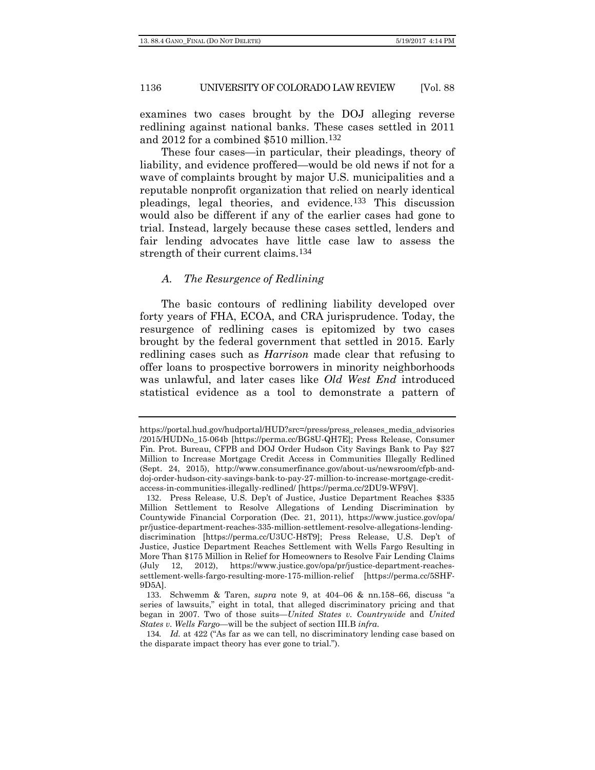examines two cases brought by the DOJ alleging reverse redlining against national banks. These cases settled in 2011 and 2012 for a combined $510 million.[132]

These four cases—in particular, their pleadings, theory of liability, and evidence proffered—would be old news if not for a wave of complaints brought by major U.S. municipalities and a reputable nonprofit organization that relied on nearly identical pleadings, legal theories, and evidence.[133] This discussion would also be different if any of the earlier cases had gone to trial. Instead, largely because these cases settled, lenders and fair lending advocates have little case law to assess the strength of their current claims.[134]

### *A. The Resurgence of Redlining*

The basic contours of redlining liability developed over forty years of FHA, ECOA, and CRA jurisprudence. Today, the resurgence of redlining cases is epitomized by two cases brought by the federal government that settled in 2015. Early redlining cases such as *Harrison* made clear that refusing to offer loans to prospective borrowers in minority neighborhoods was unlawful, and later cases like *Old West End* introduced statistical evidence as a tool to demonstrate a pattern of

---

https://portal.hud.gov/hudportal/HUD?src=/press/press_releases_media_advisories/2015/HUDNo_15-064b [https://perma.cc/BG8U-QH7E]; Press Release, Consumer Fin. Prot. Bureau, CFPB and DOJ Order Hudson City Savings Bank to Pay $27 Million to Increase Mortgage Credit Access in Communities Illegally Redlined (Sept. 24, 2015), http://www.consumerfinance.gov/about-us/newsroom/cfpb-and-doj-order-hudson-city-savings-bank-to-pay-27-million-to-increase-mortgage-credit-access-in-communities-illegally-redlined/ [https://perma.cc/2DU9-WF9V].

132. Press Release, U.S. Dep't of Justice, Justice Department Reaches $335 Million Settlement to Resolve Allegations of Lending Discrimination by Countywide Financial Corporation (Dec. 21, 2011), https://www.justice.gov/opa/pr/justice-department-reaches-335-million-settlement-resolve-allegations-lending-discrimination [https://perma.cc/U3UC-H8T9]; Press Release, U.S. Dep't of Justice, Justice Department Reaches Settlement with Wells Fargo Resulting in More Than $175 Million in Relief for Homeowners to Resolve Fair Lending Claims (July 12, 2012), https://www.justice.gov/opa/pr/justice-department-reaches-settlement-wells-fargo-resulting-more-175-million-relief [https://perma.cc/5SHF-9D5A].

133. Schwemm & Taren, *supra* note 9, at 404–06 & nn.158–66, discuss "a series of lawsuits," eight in total, that alleged discriminatory pricing and that began in 2007. Two of those suits—*United States v. Countrywide* and *United States v. Wells Fargo*—will be the subject of section III.B *infra*.

134. *Id.* at 422 ("As far as we can tell, no discriminatory lending case based on the disparate impact theory has ever gone to trial.").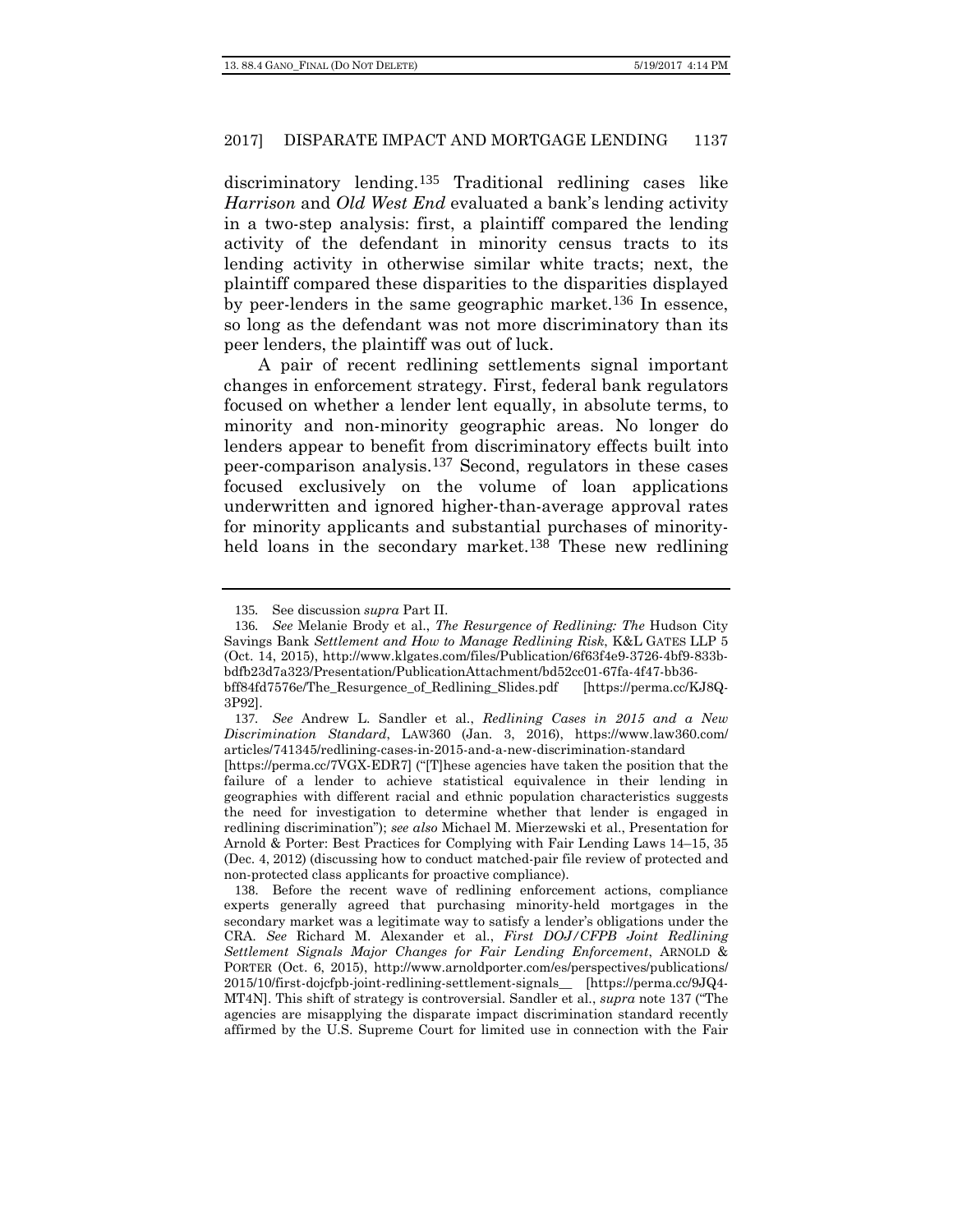discriminatory lending.[135] Traditional redlining cases like *Harrison* and *Old West End* evaluated a bank's lending activity in a two-step analysis: first, a plaintiff compared the lending activity of the defendant in minority census tracts to its lending activity in otherwise similar white tracts; next, the plaintiff compared these disparities to the disparities displayed by peer-lenders in the same geographic market.[136] In essence, so long as the defendant was not more discriminatory than its peer lenders, the plaintiff was out of luck.

A pair of recent redlining settlements signal important changes in enforcement strategy. First, federal bank regulators focused on whether a lender lent equally, in absolute terms, to minority and non-minority geographic areas. No longer do lenders appear to benefit from discriminatory effects built into peer-comparison analysis.[137] Second, regulators in these cases focused exclusively on the volume of loan applications underwritten and ignored higher-than-average approval rates for minority applicants and substantial purchases of minority-held loans in the secondary market.[138] These new redlining

---

135. See discussion *supra* Part II.

136. *See* Melanie Brody et al., *The Resurgence of Redlining: The* Hudson City Savings Bank *Settlement and How to Manage Redlining Risk*, K&L GATES LLP 5 (Oct. 14, 2015), http://www.klgates.com/files/Publication/6f63f4e9-3726-4bf9-833b-bdfb23d7a323/Presentation/PublicationAttachment/bd52cc01-67fa-4f47-bb36-bff84fd7576e/The_Resurgence_of_Redlining_Slides.pdf [https://perma.cc/KJ8Q-3P92].

137. *See* Andrew L. Sandler et al., *Redlining Cases in 2015 and a New Discrimination Standard*, LAW360 (Jan. 3, 2016), https://www.law360.com/articles/741345/redlining-cases-in-2015-and-a-new-discrimination-standard [https://perma.cc/7VGX-EDR7] ("[T]hese agencies have taken the position that the failure of a lender to achieve statistical equivalence in their lending in geographies with different racial and ethnic population characteristics suggests the need for investigation to determine whether that lender is engaged in redlining discrimination"); *see also* Michael M. Mierzewski et al., Presentation for Arnold & Porter: Best Practices for Complying with Fair Lending Laws 14–15, 35 (Dec. 4, 2012) (discussing how to conduct matched-pair file review of protected and non-protected class applicants for proactive compliance).

138. Before the recent wave of redlining enforcement actions, compliance experts generally agreed that purchasing minority-held mortgages in the secondary market was a legitimate way to satisfy a lender's obligations under the CRA. *See* Richard M. Alexander et al., *First DOJ/CFPB Joint Redlining Settlement Signals Major Changes for Fair Lending Enforcement*, ARNOLD & PORTER (Oct. 6, 2015), http://www.arnoldporter.com/es/perspectives/publications/2015/10/first-dojcfpb-joint-redlining-settlement-signals__ [https://perma.cc/9JQ4-MT4N]. This shift of strategy is controversial. Sandler et al., *supra* note 137 ("The agencies are misapplying the disparate impact discrimination standard recently affirmed by the U.S. Supreme Court for limited use in connection with the Fair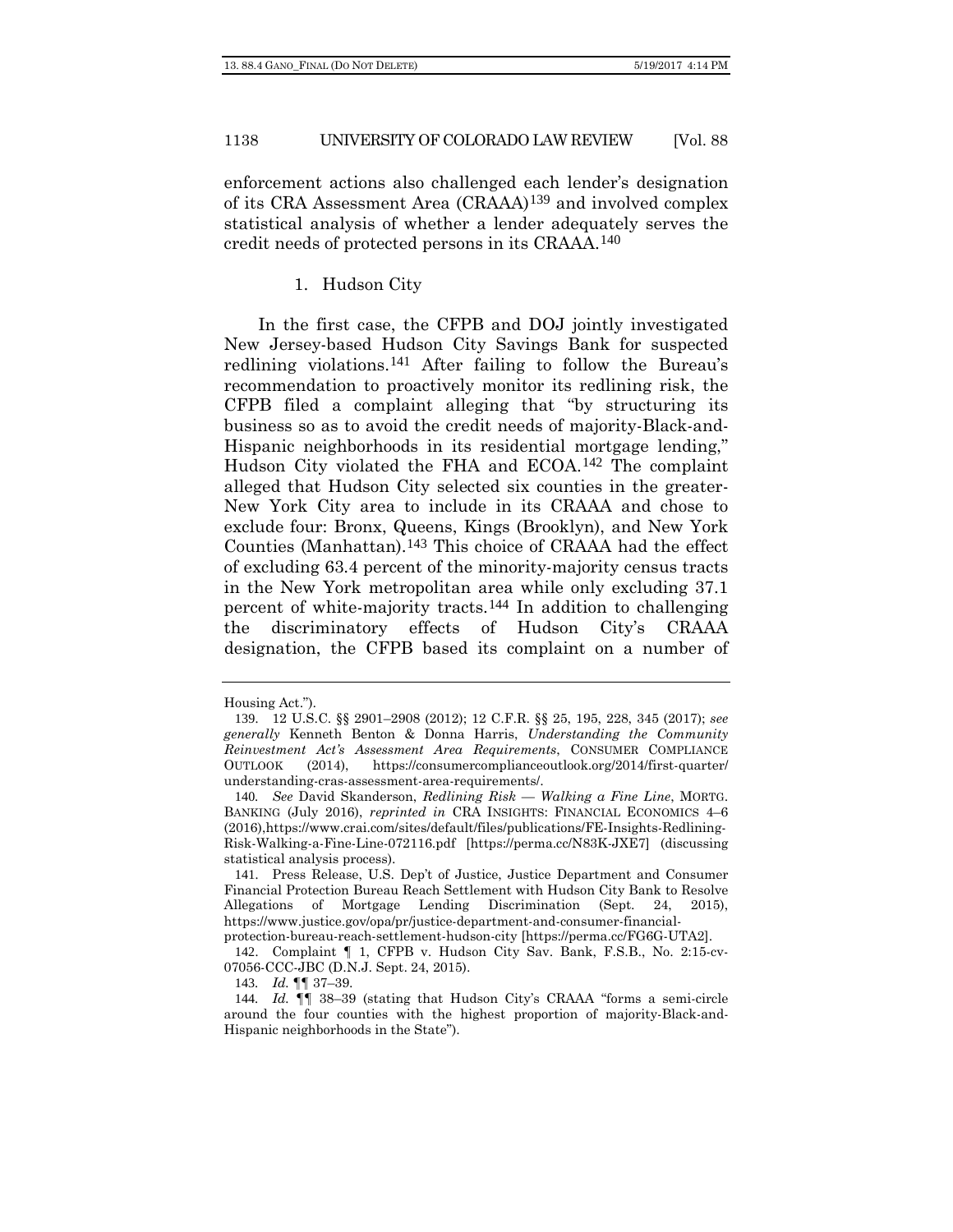enforcement actions also challenged each lender's designation of its CRA Assessment Area (CRAAA)[139] and involved complex statistical analysis of whether a lender adequately serves the credit needs of protected persons in its CRAAA.[140]

### 1. Hudson City

In the first case, the CFPB and DOJ jointly investigated New Jersey-based Hudson City Savings Bank for suspected redlining violations.[141] After failing to follow the Bureau's recommendation to proactively monitor its redlining risk, the CFPB filed a complaint alleging that "by structuring its business so as to avoid the credit needs of majority-Black-and-Hispanic neighborhoods in its residential mortgage lending," Hudson City violated the FHA and ECOA.[142] The complaint alleged that Hudson City selected six counties in the greater-New York City area to include in its CRAAA and chose to exclude four: Bronx, Queens, Kings (Brooklyn), and New York Counties (Manhattan).[143] This choice of CRAAA had the effect of excluding 63.4 percent of the minority-majority census tracts in the New York metropolitan area while only excluding 37.1 percent of white-majority tracts.[144] In addition to challenging the discriminatory effects of Hudson City's CRAAA designation, the CFPB based its complaint on a number of

---

Housing Act.").

139. 12 U.S.C. §§ 2901–2908 (2012); 12 C.F.R. §§ 25, 195, 228, 345 (2017); *see generally* Kenneth Benton & Donna Harris, *Understanding the Community Reinvestment Act's Assessment Area Requirements*, CONSUMER COMPLIANCE OUTLOOK (2014), https://consumercomplianceoutlook.org/2014/first-quarter/understanding-cras-assessment-area-requirements/.

140. *See* David Skanderson, *Redlining Risk — Walking a Fine Line*, MORTG. BANKING (July 2016), *reprinted in* CRA INSIGHTS: FINANCIAL ECONOMICS 4–6 (2016), https://www.crai.com/sites/default/files/publications/FE-Insights-Redlining-Risk-Walking-a-Fine-Line-072116.pdf [https://perma.cc/N83K-JXE7] (discussing statistical analysis process).

141. Press Release, U.S. Dep't of Justice, Justice Department and Consumer Financial Protection Bureau Reach Settlement with Hudson City Bank to Resolve Allegations of Mortgage Lending Discrimination (Sept. 24, 2015), https://www.justice.gov/opa/pr/justice-department-and-consumer-financial-protection-bureau-reach-settlement-hudson-city [https://perma.cc/FG6G-UTA2].

142. Complaint ¶ 1, CFPB v. Hudson City Sav. Bank, F.S.B., No. 2:15-cv-07056-CCC-JBC (D.N.J. Sept. 24, 2015).

143. *Id.* ¶¶ 37–39.

144. *Id.* ¶¶ 38–39 (stating that Hudson City's CRAAA "forms a semi-circle around the four counties with the highest proportion of majority-Black-and-Hispanic neighborhoods in the State").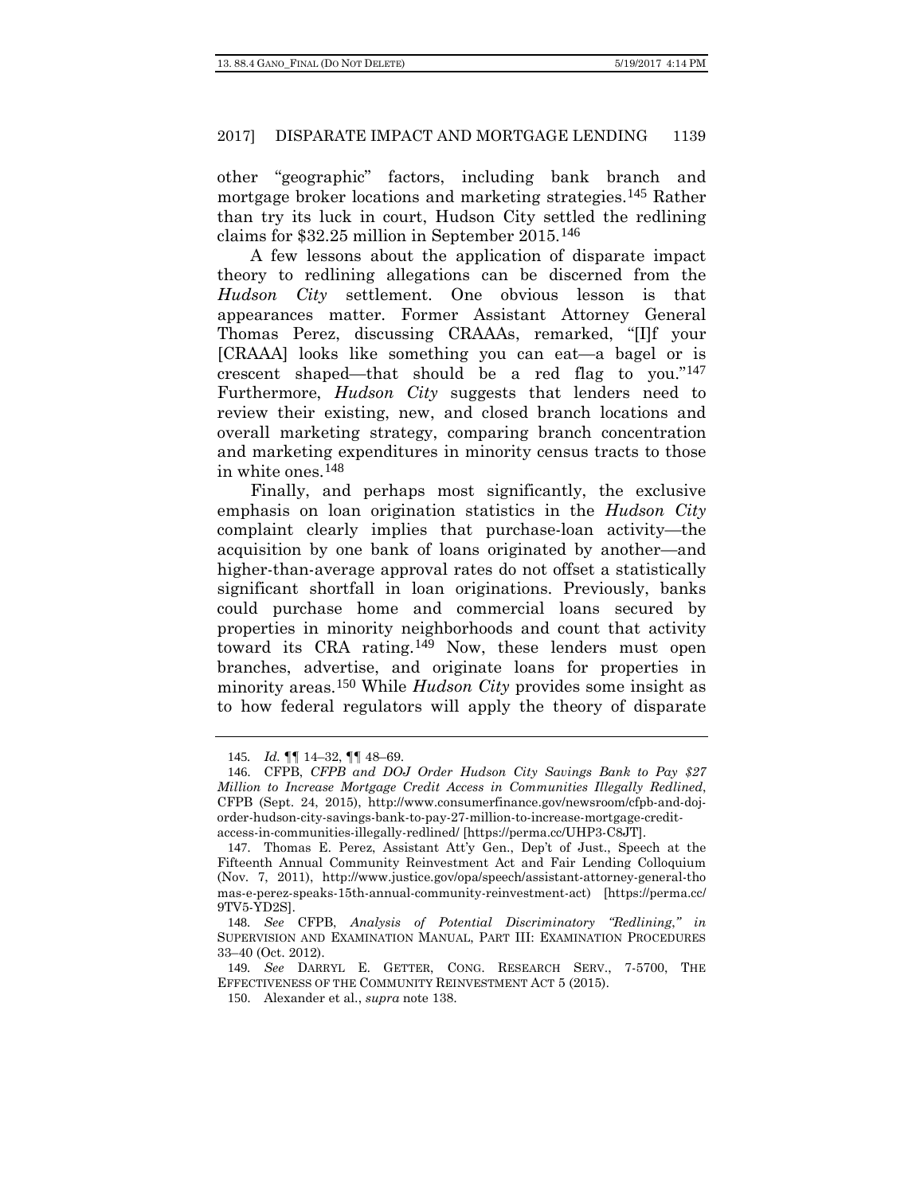other "geographic" factors, including bank branch and mortgage broker locations and marketing strategies.[145] Rather than try its luck in court, Hudson City settled the redlining claims for $32.25 million in September 2015.[146]

A few lessons about the application of disparate impact theory to redlining allegations can be discerned from the *Hudson City* settlement. One obvious lesson is that appearances matter. Former Assistant Attorney General Thomas Perez, discussing CRAAAs, remarked, "[I]f your [CRAAA] looks like something you can eat—a bagel or is crescent shaped—that should be a red flag to you."[147] Furthermore, *Hudson City* suggests that lenders need to review their existing, new, and closed branch locations and overall marketing strategy, comparing branch concentration and marketing expenditures in minority census tracts to those in white ones.[148]

Finally, and perhaps most significantly, the exclusive emphasis on loan origination statistics in the *Hudson City* complaint clearly implies that purchase-loan activity—the acquisition by one bank of loans originated by another—and higher-than-average approval rates do not offset a statistically significant shortfall in loan originations. Previously, banks could purchase home and commercial loans secured by properties in minority neighborhoods and count that activity toward its CRA rating.[149] Now, these lenders must open branches, advertise, and originate loans for properties in minority areas.[150] While *Hudson City* provides some insight as to how federal regulators will apply the theory of disparate

145. *Id.* ¶¶ 14–32, ¶¶ 48–69.

146. CFPB, *CFPB and DOJ Order Hudson City Savings Bank to Pay $27 Million to Increase Mortgage Credit Access in Communities Illegally Redlined*, CFPB (Sept. 24, 2015), http://www.consumerfinance.gov/newsroom/cfpb-and-doj-order-hudson-city-savings-bank-to-pay-27-million-to-increase-mortgage-credit-access-in-communities-illegally-redlined/ [https://perma.cc/UHP3-C8JT].

147. Thomas E. Perez, Assistant Att'y Gen., Dep't of Just., Speech at the Fifteenth Annual Community Reinvestment Act and Fair Lending Colloquium (Nov. 7, 2011), http://www.justice.gov/opa/speech/assistant-attorney-general-thomas-e-perez-speaks-15th-annual-community-reinvestment-act) [https://perma.cc/9TV5-YD2S].

148. *See* CFPB, *Analysis of Potential Discriminatory "Redlining," in* SUPERVISION AND EXAMINATION MANUAL, PART III: EXAMINATION PROCEDURES 33–40 (Oct. 2012).

149. *See* DARRYL E. GETTER, CONG. RESEARCH SERV., 7-5700, THE EFFECTIVENESS OF THE COMMUNITY REINVESTMENT ACT 5 (2015).

150. Alexander et al., *supra* note 138.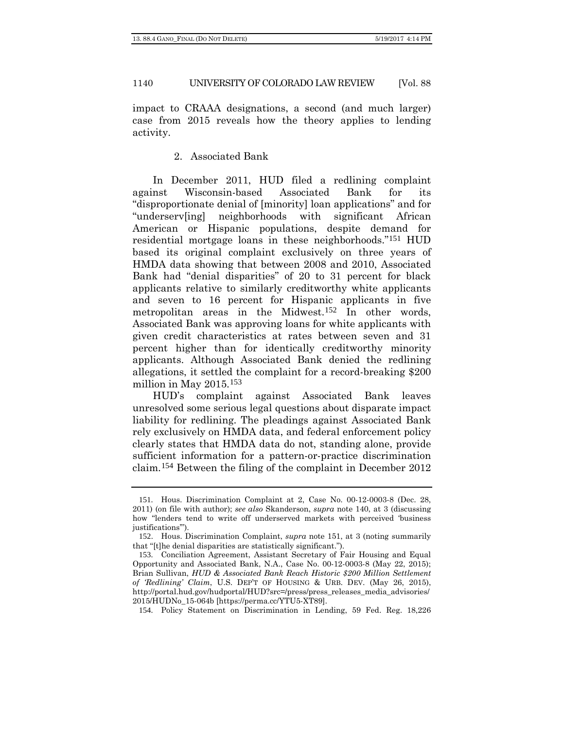impact to CRAAA designations, a second (and much larger) case from 2015 reveals how the theory applies to lending activity.

### 2. Associated Bank

In December 2011, HUD filed a redlining complaint against Wisconsin-based Associated Bank for its "disproportionate denial of [minority] loan applications" and for "underserv[ing] neighborhoods with significant African American or Hispanic populations, despite demand for residential mortgage loans in these neighborhoods."[151] HUD based its original complaint exclusively on three years of HMDA data showing that between 2008 and 2010, Associated Bank had "denial disparities" of 20 to 31 percent for black applicants relative to similarly creditworthy white applicants and seven to 16 percent for Hispanic applicants in five metropolitan areas in the Midwest.[152] In other words, Associated Bank was approving loans for white applicants with given credit characteristics at rates between seven and 31 percent higher than for identically creditworthy minority applicants. Although Associated Bank denied the redlining allegations, it settled the complaint for a record-breaking $200 million in May 2015.[153]

HUD's complaint against Associated Bank leaves unresolved some serious legal questions about disparate impact liability for redlining. The pleadings against Associated Bank rely exclusively on HMDA data, and federal enforcement policy clearly states that HMDA data do not, standing alone, provide sufficient information for a pattern-or-practice discrimination claim.[154] Between the filing of the complaint in December 2012

---

151. Hous. Discrimination Complaint at 2, Case No. 00-12-0003-8 (Dec. 28, 2011) (on file with author); *see also* Skanderson, *supra* note 140, at 3 (discussing how "lenders tend to write off underserved markets with perceived 'business justifications'").

152. Hous. Discrimination Complaint, *supra* note 151, at 3 (noting summarily that "[t]he denial disparities are statistically significant.").

153. Conciliation Agreement, Assistant Secretary of Fair Housing and Equal Opportunity and Associated Bank, N.A., Case No. 00-12-0003-8 (May 22, 2015); Brian Sullivan, *HUD & Associated Bank Reach Historic $200 Million Settlement of 'Redlining' Claim*, U.S. DEP'T OF HOUSING & URB. DEV. (May 26, 2015), http://portal.hud.gov/hudportal/HUD?src=/press/press_releases_media_advisories/2015/HUDNo_15-064b [https://perma.cc/YTU5-XT89].

154. Policy Statement on Discrimination in Lending, 59 Fed. Reg. 18,226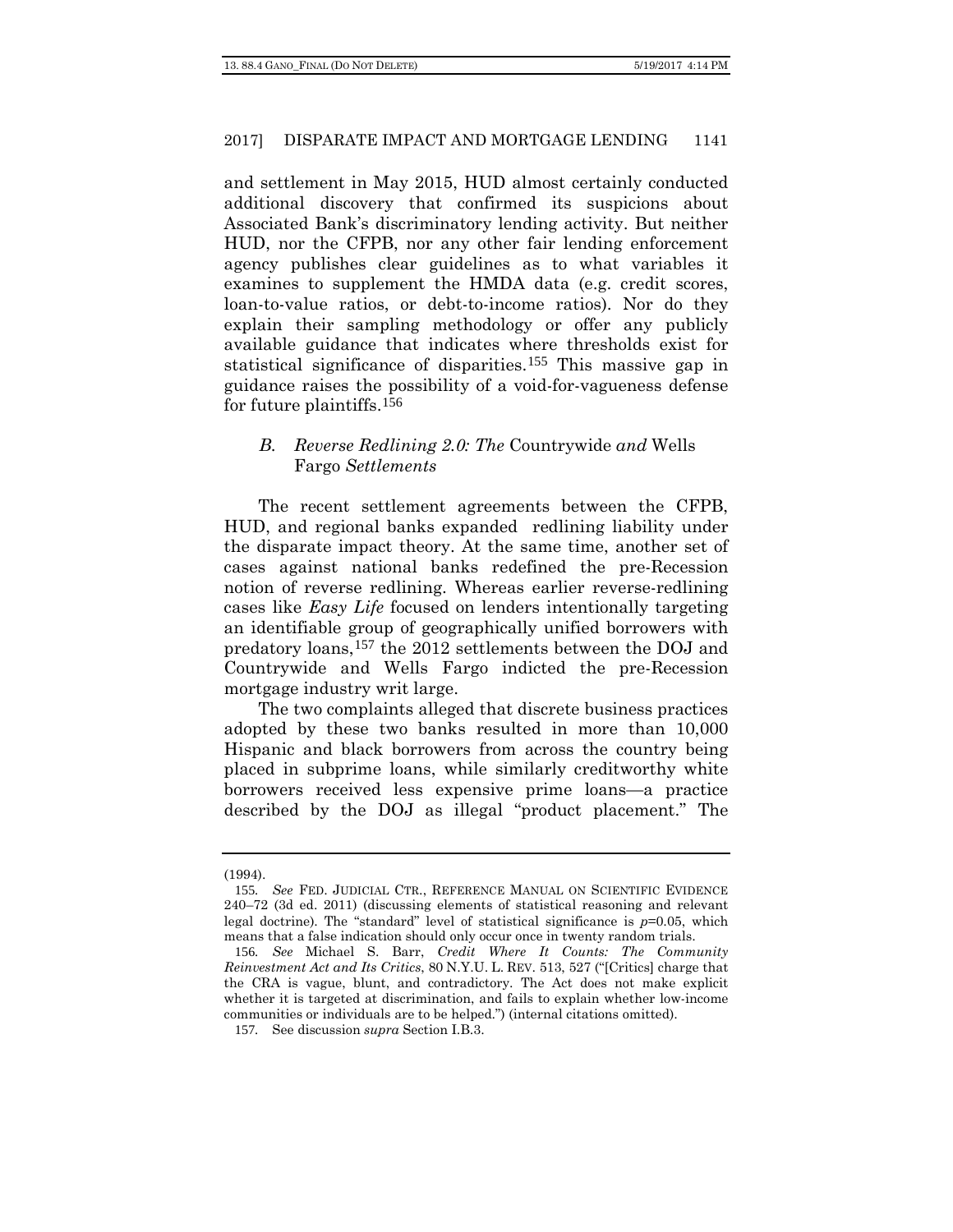and settlement in May 2015, HUD almost certainly conducted additional discovery that confirmed its suspicions about Associated Bank's discriminatory lending activity. But neither HUD, nor the CFPB, nor any other fair lending enforcement agency publishes clear guidelines as to what variables it examines to supplement the HMDA data (e.g. credit scores, loan-to-value ratios, or debt-to-income ratios). Nor do they explain their sampling methodology or offer any publicly available guidance that indicates where thresholds exist for statistical significance of disparities.[155] This massive gap in guidance raises the possibility of a void-for-vagueness defense for future plaintiffs.[156]

### *B. Reverse Redlining 2.0: The* Countrywide *and* Wells Fargo *Settlements*

The recent settlement agreements between the CFPB, HUD, and regional banks expanded redlining liability under the disparate impact theory. At the same time, another set of cases against national banks redefined the pre-Recession notion of reverse redlining. Whereas earlier reverse-redlining cases like *Easy Life* focused on lenders intentionally targeting an identifiable group of geographically unified borrowers with predatory loans,[157] the 2012 settlements between the DOJ and Countrywide and Wells Fargo indicted the pre-Recession mortgage industry writ large.

The two complaints alleged that discrete business practices adopted by these two banks resulted in more than 10,000 Hispanic and black borrowers from across the country being placed in subprime loans, while similarly creditworthy white borrowers received less expensive prime loans—a practice described by the DOJ as illegal "product placement." The

---

(1994).

155. *See* FED. JUDICIAL CTR., REFERENCE MANUAL ON SCIENTIFIC EVIDENCE 240–72 (3d ed. 2011) (discussing elements of statistical reasoning and relevant legal doctrine). The "standard" level of statistical significance is $p=0.05$, which means that a false indication should only occur once in twenty random trials.

156. *See* Michael S. Barr, *Credit Where It Counts: The Community Reinvestment Act and Its Critics*, 80 N.Y.U. L. REV. 513, 527 ("[Critics] charge that the CRA is vague, blunt, and contradictory. The Act does not make explicit whether it is targeted at discrimination, and fails to explain whether low-income communities or individuals are to be helped.") (internal citations omitted).

157. See discussion *supra* Section I.B.3.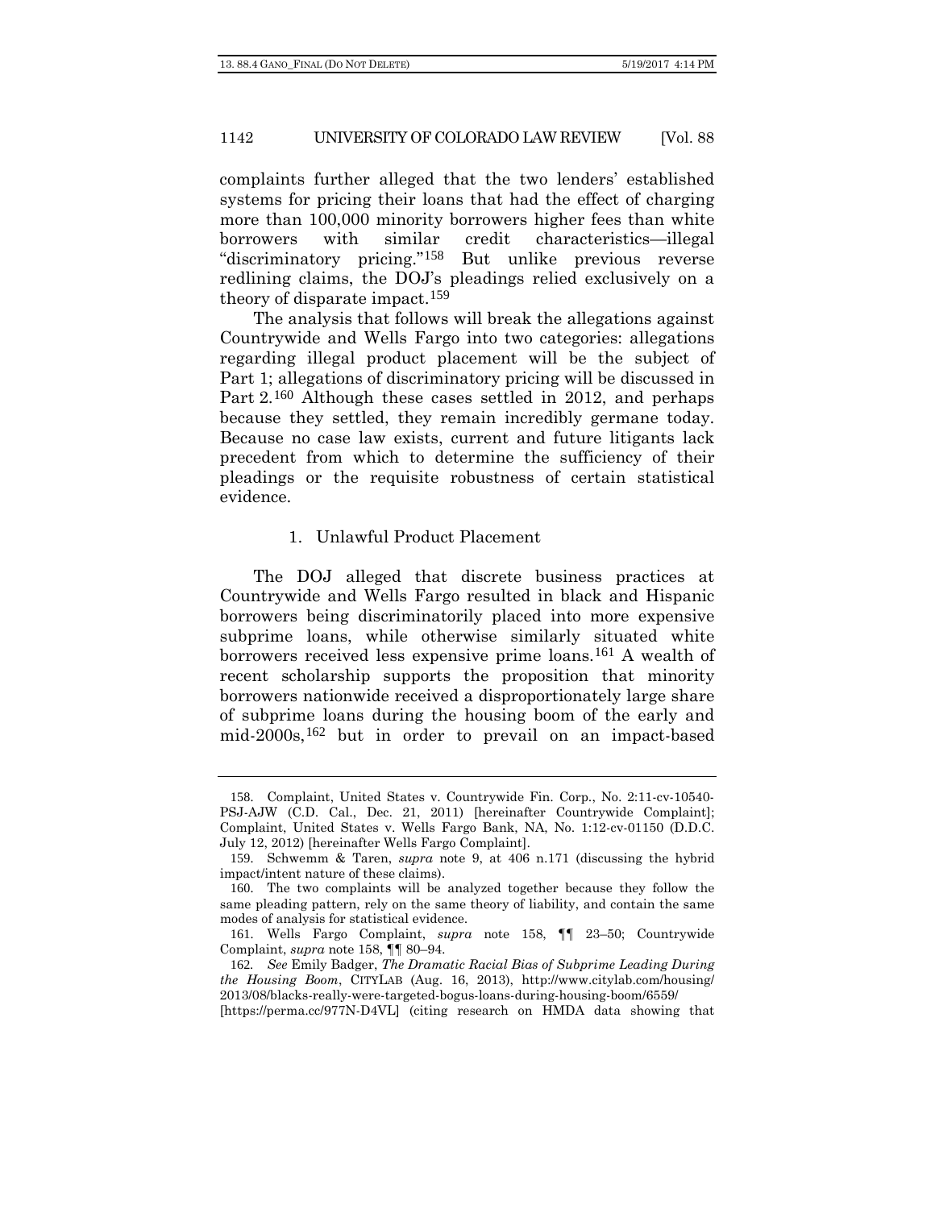complaints further alleged that the two lenders' established systems for pricing their loans that had the effect of charging more than 100,000 minority borrowers higher fees than white borrowers with similar credit characteristics—illegal "discriminatory pricing."[158] But unlike previous reverse redlining claims, the DOJ's pleadings relied exclusively on a theory of disparate impact.[159]

The analysis that follows will break the allegations against Countrywide and Wells Fargo into two categories: allegations regarding illegal product placement will be the subject of Part 1; allegations of discriminatory pricing will be discussed in Part 2.[160] Although these cases settled in 2012, and perhaps because they settled, they remain incredibly germane today. Because no case law exists, current and future litigants lack precedent from which to determine the sufficiency of their pleadings or the requisite robustness of certain statistical evidence.

### 1. Unlawful Product Placement

The DOJ alleged that discrete business practices at Countrywide and Wells Fargo resulted in black and Hispanic borrowers being discriminatorily placed into more expensive subprime loans, while otherwise similarly situated white borrowers received less expensive prime loans.[161] A wealth of recent scholarship supports the proposition that minority borrowers nationwide received a disproportionately large share of subprime loans during the housing boom of the early and mid-2000s,[162] but in order to prevail on an impact-based

---

158. Complaint, United States v. Countrywide Fin. Corp., No. 2:11-cv-10540-PSJ-AJW (C.D. Cal., Dec. 21, 2011) [hereinafter Countrywide Complaint]; Complaint, United States v. Wells Fargo Bank, NA, No. 1:12-cv-01150 (D.D.C. July 12, 2012) [hereinafter Wells Fargo Complaint].

159. Schwemm & Taren, *supra* note 9, at 406 n.171 (discussing the hybrid impact/intent nature of these claims).

160. The two complaints will be analyzed together because they follow the same pleading pattern, rely on the same theory of liability, and contain the same modes of analysis for statistical evidence.

161. Wells Fargo Complaint, *supra* note 158, ¶¶ 23–50; Countrywide Complaint, *supra* note 158, ¶¶ 80–94.

162. *See* Emily Badger, *The Dramatic Racial Bias of Subprime Leading During the Housing Boom*, CITYLAB (Aug. 16, 2013), http://www.citylab.com/housing/2013/08/blacks-really-were-targeted-bogus-loans-during-housing-boom/6559/ [https://perma.cc/977N-D4VL] (citing research on HMDA data showing that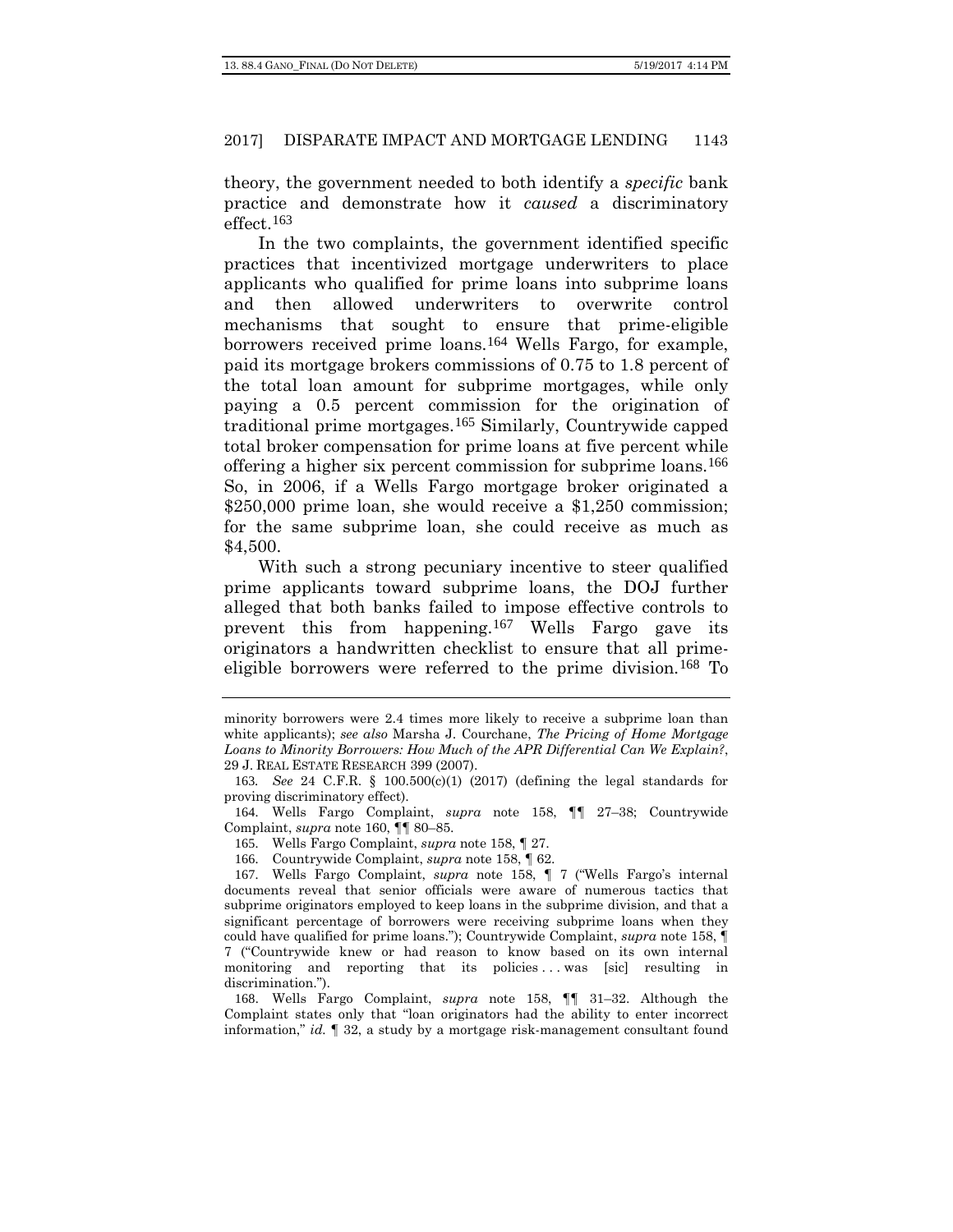theory, the government needed to both identify a *specific* bank practice and demonstrate how it *caused* a discriminatory effect.[163]

In the two complaints, the government identified specific practices that incentivized mortgage underwriters to place applicants who qualified for prime loans into subprime loans and then allowed underwriters to overwrite control mechanisms that sought to ensure that prime-eligible borrowers received prime loans.[164] Wells Fargo, for example, paid its mortgage brokers commissions of 0.75 to 1.8 percent of the total loan amount for subprime mortgages, while only paying a 0.5 percent commission for the origination of traditional prime mortgages.[165] Similarly, Countrywide capped total broker compensation for prime loans at five percent while offering a higher six percent commission for subprime loans.[166] So, in 2006, if a Wells Fargo mortgage broker originated a $250,000 prime loan, she would receive a $1,250 commission; for the same subprime loan, she could receive as much as $4,500.

With such a strong pecuniary incentive to steer qualified prime applicants toward subprime loans, the DOJ further alleged that both banks failed to impose effective controls to prevent this from happening.[167] Wells Fargo gave its originators a handwritten checklist to ensure that all prime-eligible borrowers were referred to the prime division.[168] To

---

minority borrowers were 2.4 times more likely to receive a subprime loan than white applicants); *see also* Marsha J. Courchane, *The Pricing of Home Mortgage Loans to Minority Borrowers: How Much of the APR Differential Can We Explain?*, 29 J. REAL ESTATE RESEARCH 399 (2007).

163. *See* 24 C.F.R. § 100.500(c)(1) (2017) (defining the legal standards for proving discriminatory effect).

164. Wells Fargo Complaint, *supra* note 158, ¶¶ 27–38; Countrywide Complaint, *supra* note 160, ¶¶ 80–85.

165. Wells Fargo Complaint, *supra* note 158, ¶ 27.

166. Countrywide Complaint, *supra* note 160, ¶ 62.

167. Wells Fargo Complaint, *supra* note 158, ¶ 7 ("Wells Fargo's internal documents reveal that senior officials were aware of numerous tactics that subprime originators employed to keep loans in the subprime division, and that a significant percentage of borrowers were receiving subprime loans when they could have qualified for prime loans."); Countrywide Complaint, *supra* note 158, ¶ 7 ("Countrywide knew or had reason to know based on its own internal monitoring and reporting that its policies . . . was [sic] resulting in discrimination.").

168. Wells Fargo Complaint, *supra* note 158, ¶¶ 31–32. Although the Complaint states only that "loan originators had the ability to enter incorrect information," *id.* ¶ 32, a study by a mortgage risk-management consultant found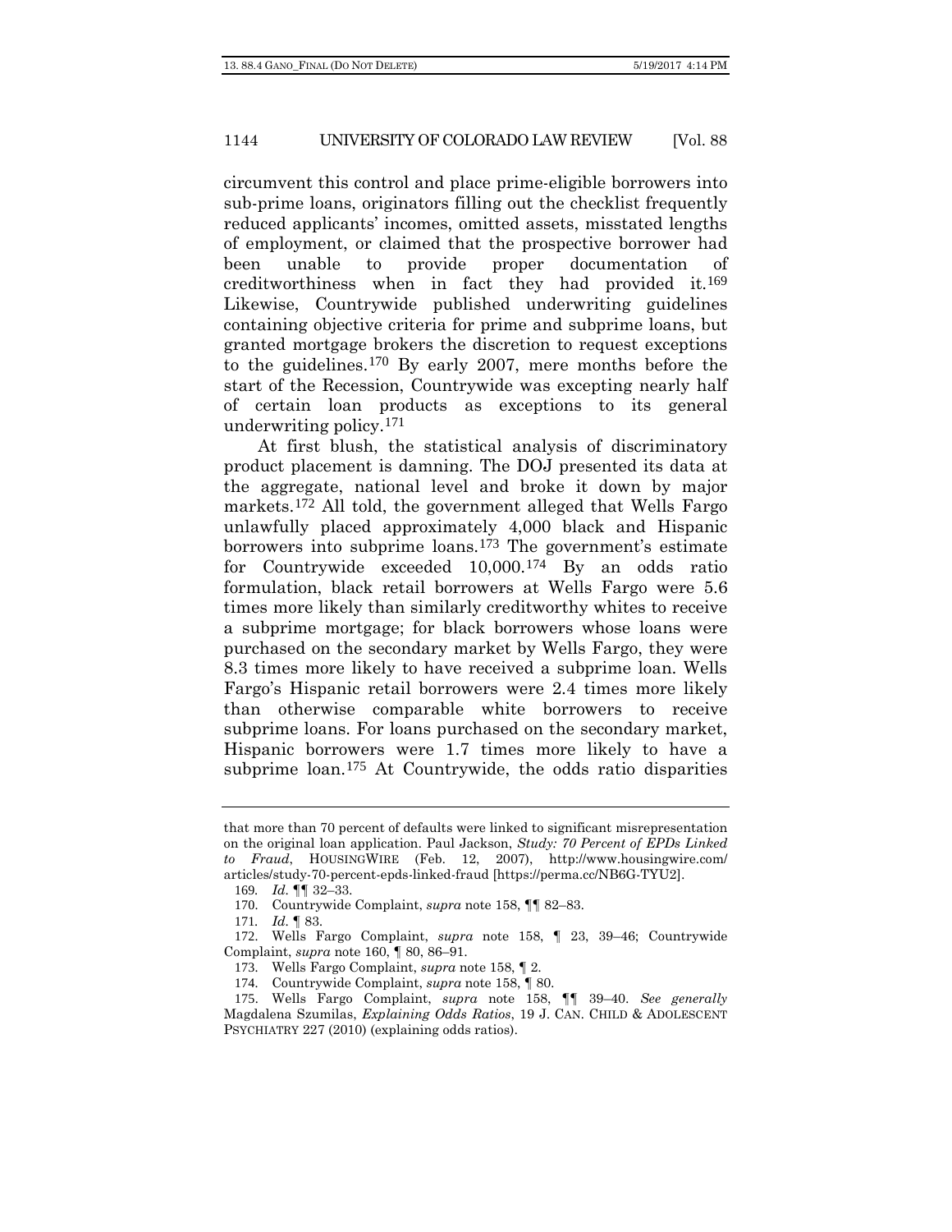circumvent this control and place prime-eligible borrowers into sub-prime loans, originators filling out the checklist frequently reduced applicants' incomes, omitted assets, misstated lengths of employment, or claimed that the prospective borrower had been unable to provide proper documentation of creditworthiness when in fact they had provided it.[169] Likewise, Countrywide published underwriting guidelines containing objective criteria for prime and subprime loans, but granted mortgage brokers the discretion to request exceptions to the guidelines.[170] By early 2007, mere months before the start of the Recession, Countrywide was excepting nearly half of certain loan products as exceptions to its general underwriting policy.[171]

At first blush, the statistical analysis of discriminatory product placement is damning. The DOJ presented its data at the aggregate, national level and broke it down by major markets.[172] All told, the government alleged that Wells Fargo unlawfully placed approximately 4,000 black and Hispanic borrowers into subprime loans.[173] The government's estimate for Countrywide exceeded 10,000.[174] By an odds ratio formulation, black retail borrowers at Wells Fargo were 5.6 times more likely than similarly creditworthy whites to receive a subprime mortgage; for black borrowers whose loans were purchased on the secondary market by Wells Fargo, they were 8.3 times more likely to have received a subprime loan. Wells Fargo's Hispanic retail borrowers were 2.4 times more likely than otherwise comparable white borrowers to receive subprime loans. For loans purchased on the secondary market, Hispanic borrowers were 1.7 times more likely to have a subprime loan.[175] At Countrywide, the odds ratio disparities

---

that more than 70 percent of defaults were linked to significant misrepresentation on the original loan application. Paul Jackson, *Study: 70 Percent of EPDs Linked to Fraud*, HOUSINGWIRE (Feb. 12, 2007), http://www.housingwire.com/articles/study-70-percent-epds-linked-fraud [https://perma.cc/NB6G-TYU2].

169. *Id.* ¶¶ 32–33.

170. Countrywide Complaint, *supra* note 158, ¶¶ 82–83.

171. *Id.* ¶ 83.

172. Wells Fargo Complaint, *supra* note 158, ¶ 23, 39–46; Countrywide Complaint, *supra* note 160, ¶ 80, 86–91.

173. Wells Fargo Complaint, *supra* note 158, ¶ 2.

174. Countrywide Complaint, *supra* note 158, ¶ 80.

175. Wells Fargo Complaint, *supra* note 158, ¶¶ 39–40. *See generally* Magdalena Szumilas, *Explaining Odds Ratios*, 19 J. CAN. CHILD & ADOLESCENT PSYCHIATRY 227 (2010) (explaining odds ratios).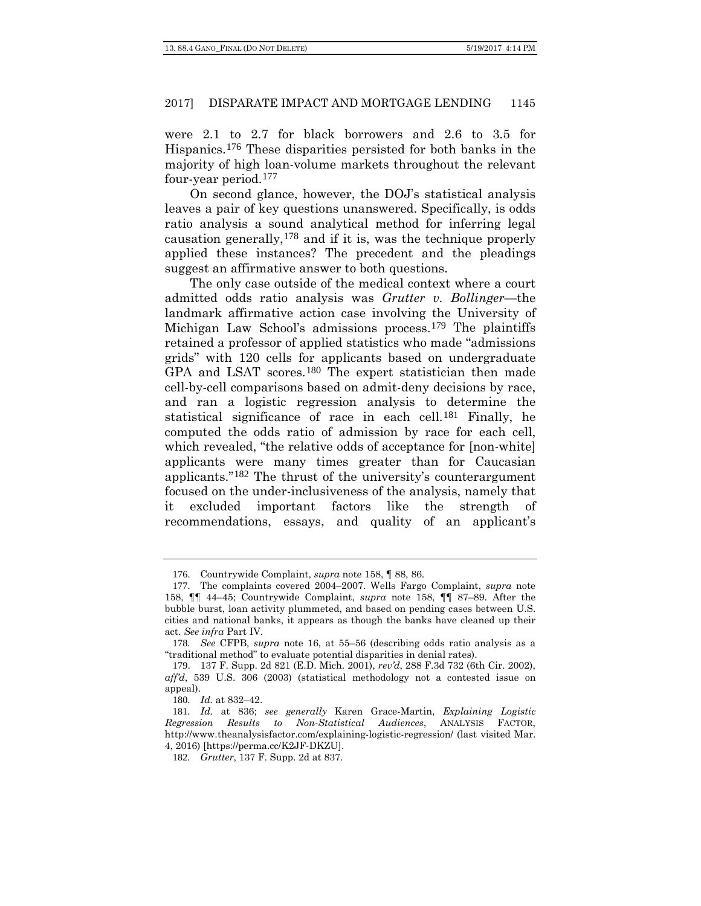were 2.1 to 2.7 for black borrowers and 2.6 to 3.5 for Hispanics.[176] These disparities persisted for both banks in the majority of high loan-volume markets throughout the relevant four-year period.[177]

On second glance, however, the DOJ's statistical analysis leaves a pair of key questions unanswered. Specifically, is odds ratio analysis a sound analytical method for inferring legal causation generally,[178] and if it is, was the technique properly applied these instances? The precedent and the pleadings suggest an affirmative answer to both questions.

The only case outside of the medical context where a court admitted odds ratio analysis was *Grutter v. Bollinger*—the landmark affirmative action case involving the University of Michigan Law School's admissions process.[179] The plaintiffs retained a professor of applied statistics who made "admissions grids" with 120 cells for applicants based on undergraduate GPA and LSAT scores.[180] The expert statistician then made cell-by-cell comparisons based on admit-deny decisions by race, and ran a logistic regression analysis to determine the statistical significance of race in each cell.[181] Finally, he computed the odds ratio of admission by race for each cell, which revealed, "the relative odds of acceptance for [non-white] applicants were many times greater than for Caucasian applicants."[182] The thrust of the university's counterargument focused on the under-inclusiveness of the analysis, namely that it excluded important factors like the strength of recommendations, essays, and quality of an applicant's

---

176. Countrywide Complaint, *supra* note 158, ¶ 88, 86.

177. The complaints covered 2004–2007. Wells Fargo Complaint, *supra* note 158, ¶¶ 44–45; Countrywide Complaint, *supra* note 158, ¶¶ 87–89. After the bubble burst, loan activity plummeted, and based on pending cases between U.S. cities and national banks, it appears as though the banks have cleaned up their act. *See infra* Part IV.

178. *See* CFPB, *supra* note 16, at 55–56 (describing odds ratio analysis as a "traditional method" to evaluate potential disparities in denial rates).

179. 137 F. Supp. 2d 821 (E.D. Mich. 2001), *rev'd*, 288 F.3d 732 (6th Cir. 2002), *aff'd*, 539 U.S. 306 (2003) (statistical methodology not a contested issue on appeal).

180. *Id.* at 832–42.

181. *Id.* at 836; *see generally* Karen Grace-Martin, *Explaining Logistic Regression Results to Non-Statistical Audiences*, ANALYSIS FACTOR, http://www.theanalysisfactor.com/explaining-logistic-regression/ (last visited Mar. 4, 2016) [https://perma.cc/K2JF-DKZU].

182. *Grutter*, 137 F. Supp. 2d at 837.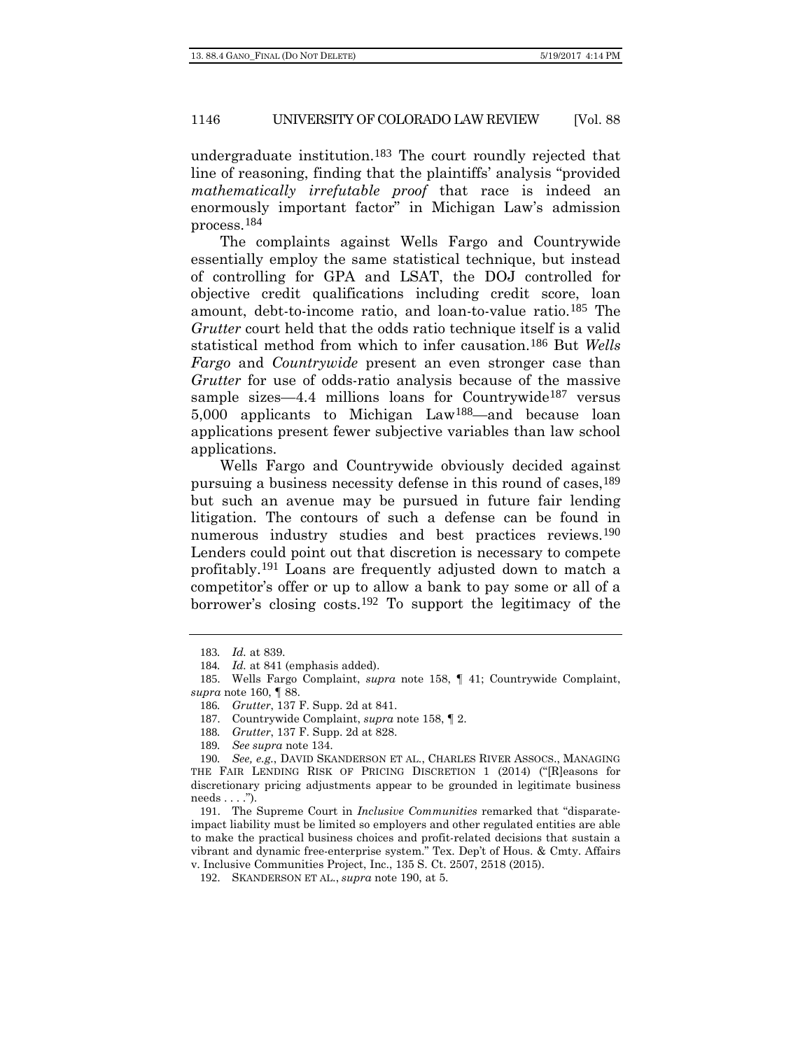undergraduate institution.[183] The court roundly rejected that line of reasoning, finding that the plaintiffs' analysis "provided *mathematically irrefutable proof* that race is indeed an enormously important factor" in Michigan Law's admission process.[184]

The complaints against Wells Fargo and Countrywide essentially employ the same statistical technique, but instead of controlling for GPA and LSAT, the DOJ controlled for objective credit qualifications including credit score, loan amount, debt-to-income ratio, and loan-to-value ratio.[185] The *Grutter* court held that the odds ratio technique itself is a valid statistical method from which to infer causation.[186] But *Wells Fargo* and *Countrywide* present an even stronger case than *Grutter* for use of odds-ratio analysis because of the massive sample sizes—4.4 millions loans for Countrywide[187] versus 5,000 applicants to Michigan Law[188]—and because loan applications present fewer subjective variables than law school applications.

Wells Fargo and Countrywide obviously decided against pursuing a business necessity defense in this round of cases,[189] but such an avenue may be pursued in future fair lending litigation. The contours of such a defense can be found in numerous industry studies and best practices reviews.[190] Lenders could point out that discretion is necessary to compete profitably.[191] Loans are frequently adjusted down to match a competitor's offer or up to allow a bank to pay some or all of a borrower's closing costs.[192] To support the legitimacy of the

---

183. *Id.* at 839.

184. *Id.* at 841 (emphasis added).

185. Wells Fargo Complaint, *supra* note 158, ¶ 41; Countrywide Complaint, *supra* note 160, ¶ 88.

186. *Grutter*, 137 F. Supp. 2d at 841.

187. Countrywide Complaint, *supra* note 158, ¶ 2.

188. *Grutter*, 137 F. Supp. 2d at 828.

189. *See supra* note 134.

190. *See, e.g.*, DAVID SKANDERSON ET AL., CHARLES RIVER ASSOCS., MANAGING THE FAIR LENDING RISK OF PRICING DISCRETION 1 (2014) ("[R]easons for discretionary pricing adjustments appear to be grounded in legitimate business needs . . . .").

191. The Supreme Court in *Inclusive Communities* remarked that "disparate-impact liability must be limited so employers and other regulated entities are able to make the practical business choices and profit-related decisions that sustain a vibrant and dynamic free-enterprise system." Tex. Dep't of Hous. & Cmty. Affairs v. Inclusive Communities Project, Inc., 135 S. Ct. 2507, 2518 (2015).

192. SKANDERSON ET AL., *supra* note 190, at 5.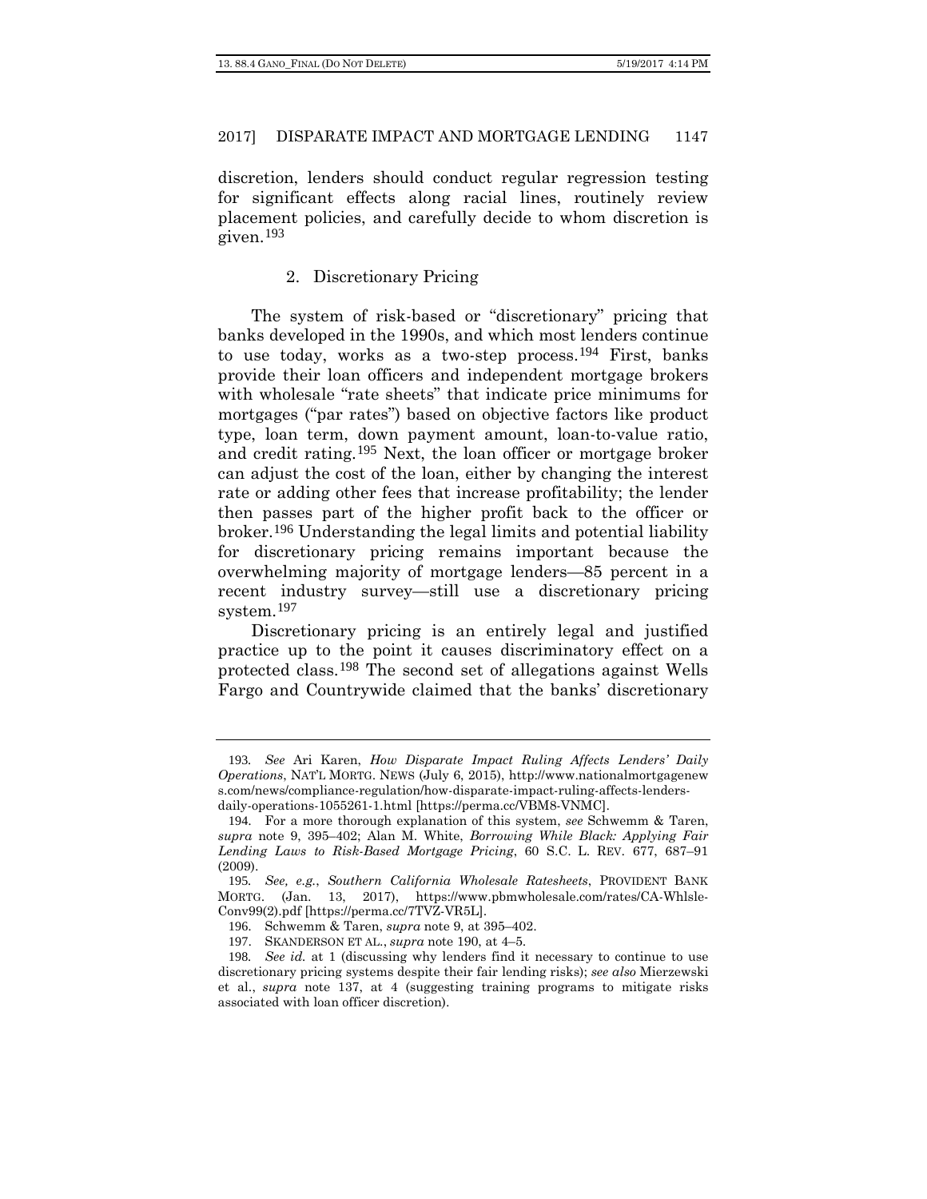discretion, lenders should conduct regular regression testing for significant effects along racial lines, routinely review placement policies, and carefully decide to whom discretion is given.[193]

### 2. Discretionary Pricing

The system of risk-based or "discretionary" pricing that banks developed in the 1990s, and which most lenders continue to use today, works as a two-step process.[194] First, banks provide their loan officers and independent mortgage brokers with wholesale "rate sheets" that indicate price minimums for mortgages ("par rates") based on objective factors like product type, loan term, down payment amount, loan-to-value ratio, and credit rating.[195] Next, the loan officer or mortgage broker can adjust the cost of the loan, either by changing the interest rate or adding other fees that increase profitability; the lender then passes part of the higher profit back to the officer or broker.[196] Understanding the legal limits and potential liability for discretionary pricing remains important because the overwhelming majority of mortgage lenders—85 percent in a recent industry survey—still use a discretionary pricing system.[197]

Discretionary pricing is an entirely legal and justified practice up to the point it causes discriminatory effect on a protected class.[198] The second set of allegations against Wells Fargo and Countrywide claimed that the banks' discretionary

---

193. *See* Ari Karen, *How Disparate Impact Ruling Affects Lenders' Daily Operations*, NAT'L MORTG. NEWS (July 6, 2015), http://www.nationalmortgagenews.com/news/compliance-regulation/how-disparate-impact-ruling-affects-lenders-daily-operations-1055261-1.html [https://perma.cc/VBM8-VNMC].

194. For a more thorough explanation of this system, *see* Schwemm & Taren, *supra* note 9, 395–402; Alan M. White, *Borrowing While Black: Applying Fair Lending Laws to Risk-Based Mortgage Pricing*, 60 S.C. L. REV. 677, 687–91 (2009).

195. *See, e.g.*, *Southern California Wholesale Ratesheets*, PROVIDENT BANK MORTG. (Jan. 13, 2017), https://www.pbmwholesale.com/rates/CA-Whlsle-Conv99(2).pdf [https://perma.cc/7TVZ-VR5L].

196. Schwemm & Taren, *supra* note 9, at 395–402.

197. SKANDERSON ET AL., *supra* note 190, at 4–5.

198. *See id.* at 1 (discussing why lenders find it necessary to continue to use discretionary pricing systems despite their fair lending risks); *see also* Mierzewski et al., *supra* note 137, at 4 (suggesting training programs to mitigate risks associated with loan officer discretion).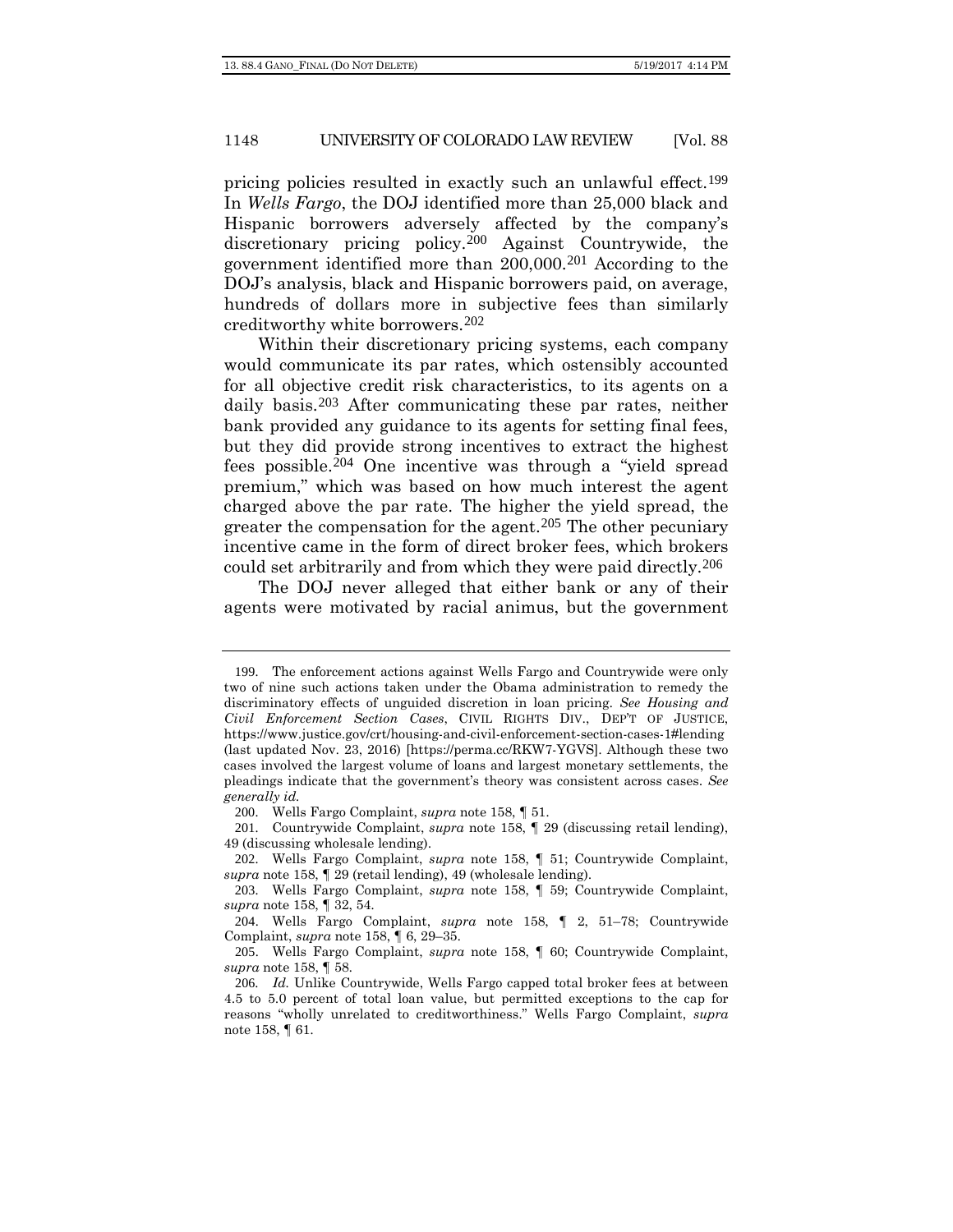pricing policies resulted in exactly such an unlawful effect.[199] In *Wells Fargo*, the DOJ identified more than 25,000 black and Hispanic borrowers adversely affected by the company's discretionary pricing policy.[200] Against Countrywide, the government identified more than 200,000.[201] According to the DOJ's analysis, black and Hispanic borrowers paid, on average, hundreds of dollars more in subjective fees than similarly creditworthy white borrowers.[202]

Within their discretionary pricing systems, each company would communicate its par rates, which ostensibly accounted for all objective credit risk characteristics, to its agents on a daily basis.[203] After communicating these par rates, neither bank provided any guidance to its agents for setting final fees, but they did provide strong incentives to extract the highest fees possible.[204] One incentive was through a "yield spread premium," which was based on how much interest the agent charged above the par rate. The higher the yield spread, the greater the compensation for the agent.[205] The other pecuniary incentive came in the form of direct broker fees, which brokers could set arbitrarily and from which they were paid directly.[206]

The DOJ never alleged that either bank or any of their agents were motivated by racial animus, but the government

---

199. The enforcement actions against Wells Fargo and Countrywide were only two of nine such actions taken under the Obama administration to remedy the discriminatory effects of unguided discretion in loan pricing. *See Housing and Civil Enforcement Section Cases*, CIVIL RIGHTS DIV., DEP'T OF JUSTICE, https://www.justice.gov/crt/housing-and-civil-enforcement-section-cases-1#lending (last updated Nov. 23, 2016) [https://perma.cc/RKW7-YGVS]. Although these two cases involved the largest volume of loans and largest monetary settlements, the pleadings indicate that the government's theory was consistent across cases. *See generally id.*

200. Wells Fargo Complaint, *supra* note 158, ¶ 51.

201. Countrywide Complaint, *supra* note 158, ¶ 29 (discussing retail lending), 49 (discussing wholesale lending).

202. Wells Fargo Complaint, *supra* note 158, ¶ 51; Countrywide Complaint, *supra* note 158, ¶ 29 (retail lending), 49 (wholesale lending).

203. Wells Fargo Complaint, *supra* note 158, ¶ 59; Countrywide Complaint, *supra* note 158, ¶ 32, 54.

204. Wells Fargo Complaint, *supra* note 158, ¶ 2, 51–78; Countrywide Complaint, *supra* note 158, ¶ 6, 29–35.

205. Wells Fargo Complaint, *supra* note 158, ¶ 60; Countrywide Complaint, *supra* note 158, ¶ 58.

206. *Id.* Unlike Countrywide, Wells Fargo capped total broker fees at between 4.5 to 5.0 percent of total loan value, but permitted exceptions to the cap for reasons "wholly unrelated to creditworthiness." Wells Fargo Complaint, *supra* note 158, ¶ 61.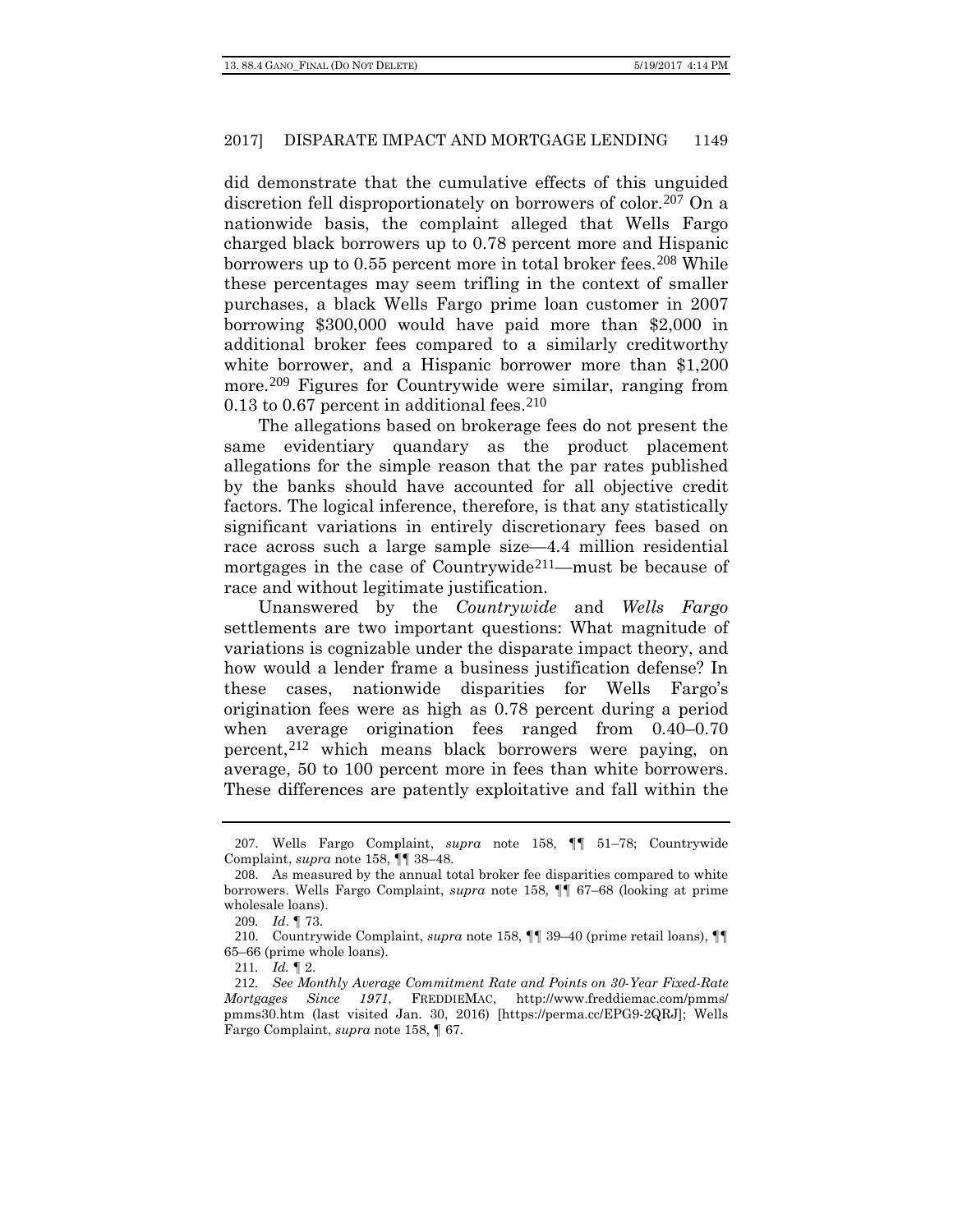did demonstrate that the cumulative effects of this unguided discretion fell disproportionately on borrowers of color.[207] On a nationwide basis, the complaint alleged that Wells Fargo charged black borrowers up to 0.78 percent more and Hispanic borrowers up to 0.55 percent more in total broker fees.[208] While these percentages may seem trifling in the context of smaller purchases, a black Wells Fargo prime loan customer in 2007 borrowing $300,000 would have paid more than $2,000 in additional broker fees compared to a similarly creditworthy white borrower, and a Hispanic borrower more than $1,200 more.[209] Figures for Countrywide were similar, ranging from 0.13 to 0.67 percent in additional fees.[210]

The allegations based on brokerage fees do not present the same evidentiary quandary as the product placement allegations for the simple reason that the par rates published by the banks should have accounted for all objective credit factors. The logical inference, therefore, is that any statistically significant variations in entirely discretionary fees based on race across such a large sample size—4.4 million residential mortgages in the case of Countrywide[211]—must be because of race and without legitimate justification.

Unanswered by the *Countrywide* and *Wells Fargo* settlements are two important questions: What magnitude of variations is cognizable under the disparate impact theory, and how would a lender frame a business justification defense? In these cases, nationwide disparities for Wells Fargo's origination fees were as high as 0.78 percent during a period when average origination fees ranged from 0.40–0.70 percent,[212] which means black borrowers were paying, on average, 50 to 100 percent more in fees than white borrowers. These differences are patently exploitative and fall within the

---

207. Wells Fargo Complaint, *supra* note 158, ¶¶ 51–78; Countrywide Complaint, *supra* note 158, ¶¶ 38–48.

208. As measured by the annual total broker fee disparities compared to white borrowers. Wells Fargo Complaint, *supra* note 158, ¶¶ 67–68 (looking at prime wholesale loans).

209. *Id.* ¶ 73.

210. Countrywide Complaint, *supra* note 158, ¶¶ 39–40 (prime retail loans), ¶¶ 65–66 (prime whole loans).

211. *Id.* ¶ 2.

212. *See Monthly Average Commitment Rate and Points on 30-Year Fixed-Rate Mortgages Since 1971*, FREDDIEMAC, http://www.freddiemac.com/pmms/pmms30.htm (last visited Jan. 30, 2016) [https://perma.cc/EPG9-2QRJ]; Wells Fargo Complaint, *supra* note 158, ¶ 67.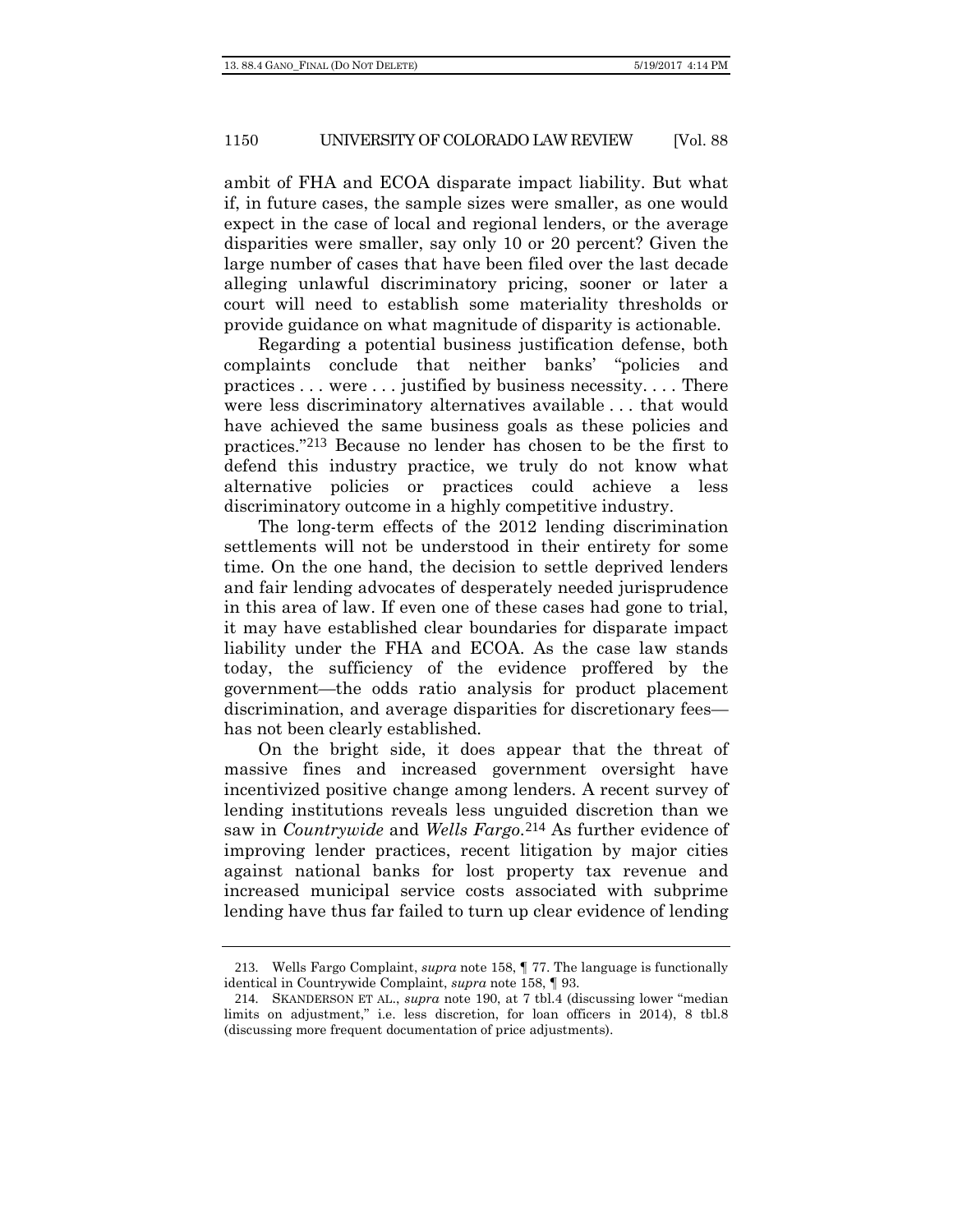ambit of FHA and ECOA disparate impact liability. But what if, in future cases, the sample sizes were smaller, as one would expect in the case of local and regional lenders, or the average disparities were smaller, say only 10 or 20 percent? Given the large number of cases that have been filed over the last decade alleging unlawful discriminatory pricing, sooner or later a court will need to establish some materiality thresholds or provide guidance on what magnitude of disparity is actionable.

Regarding a potential business justification defense, both complaints conclude that neither banks' "policies and practices . . . were . . . justified by business necessity. . . . There were less discriminatory alternatives available . . . that would have achieved the same business goals as these policies and practices."[213] Because no lender has chosen to be the first to defend this industry practice, we truly do not know what alternative policies or practices could achieve a less discriminatory outcome in a highly competitive industry.

The long-term effects of the 2012 lending discrimination settlements will not be understood in their entirety for some time. On the one hand, the decision to settle deprived lenders and fair lending advocates of desperately needed jurisprudence in this area of law. If even one of these cases had gone to trial, it may have established clear boundaries for disparate impact liability under the FHA and ECOA. As the case law stands today, the sufficiency of the evidence proffered by the government—the odds ratio analysis for product placement discrimination, and average disparities for discretionary fees—has not been clearly established.

On the bright side, it does appear that the threat of massive fines and increased government oversight have incentivized positive change among lenders. A recent survey of lending institutions reveals less unguided discretion than we saw in *Countrywide* and *Wells Fargo*.[214] As further evidence of improving lender practices, recent litigation by major cities against national banks for lost property tax revenue and increased municipal service costs associated with subprime lending have thus far failed to turn up clear evidence of lending

---

213. Wells Fargo Complaint, *supra* note 158, ¶ 77. The language is functionally identical in Countrywide Complaint, *supra* note 158, ¶ 93.

214. SKANDERSON ET AL., *supra* note 190, at 7 tbl.4 (discussing lower "median limits on adjustment," i.e. less discretion, for loan officers in 2014), 8 tbl.8 (discussing more frequent documentation of price adjustments).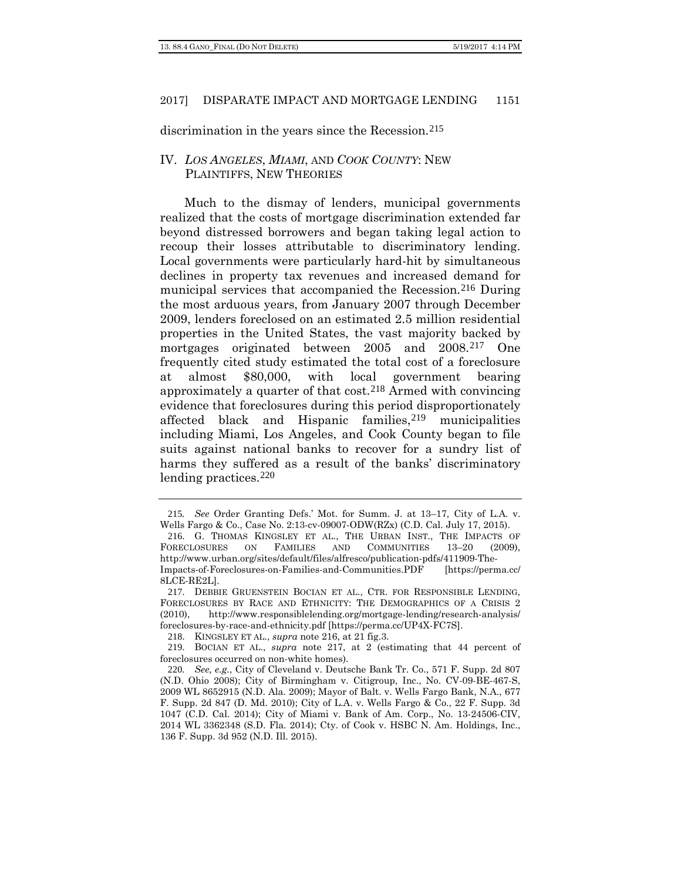discrimination in the years since the Recession.[215]

## IV. *LOS ANGELES*, *MIAMI*, AND *COOK COUNTY*: NEW PLAINTIFFS, NEW THEORIES

Much to the dismay of lenders, municipal governments realized that the costs of mortgage discrimination extended far beyond distressed borrowers and began taking legal action to recoup their losses attributable to discriminatory lending. Local governments were particularly hard-hit by simultaneous declines in property tax revenues and increased demand for municipal services that accompanied the Recession.[216] During the most arduous years, from January 2007 through December 2009, lenders foreclosed on an estimated 2.5 million residential properties in the United States, the vast majority backed by mortgages originated between 2005 and 2008.[217] One frequently cited study estimated the total cost of a foreclosure at almost $80,000, with local government bearing approximately a quarter of that cost.[218] Armed with convincing evidence that foreclosures during this period disproportionately affected black and Hispanic families,[219] municipalities including Miami, Los Angeles, and Cook County began to file suits against national banks to recover for a sundry list of harms they suffered as a result of the banks' discriminatory lending practices.[220]

---

215. *See* Order Granting Defs.' Mot. for Summ. J. at 13–17, City of L.A. v. Wells Fargo & Co., Case No. 2:13-cv-09007-ODW(RZx) (C.D. Cal. July 17, 2015).

216. G. THOMAS KINGSLEY ET AL., THE URBAN INST., THE IMPACTS OF FORECLOSURES ON FAMILIES AND COMMUNITIES 13–20 (2009), http://www.urban.org/sites/default/files/alfresco/publication-pdfs/411909-The-Impacts-of-Foreclosures-on-Families-and-Communities.PDF [https://perma.cc/8LCE-RE2L].

217. DEBBIE GRUENSTEIN BOCIAN ET AL., CTR. FOR RESPONSIBLE LENDING, FORECLOSURES BY RACE AND ETHNICITY: THE DEMOGRAPHICS OF A CRISIS 2 (2010), http://www.responsiblelending.org/mortgage-lending/research-analysis/foreclosures-by-race-and-ethnicity.pdf [https://perma.cc/UP4X-FC7S].

218. KINGSLEY ET AL., *supra* note 216, at 21 fig.3.

219. BOCIAN ET AL., *supra* note 217, at 2 (estimating that 44 percent of foreclosures occurred on non-white homes).

220. *See, e.g.*, City of Cleveland v. Deutsche Bank Tr. Co., 571 F. Supp. 2d 807 (N.D. Ohio 2008); City of Birmingham v. Citigroup, Inc., No. CV-09-BE-467-S, 2009 WL 8652915 (N.D. Ala. 2009); Mayor of Balt. v. Wells Fargo Bank, N.A., 677 F. Supp. 2d 847 (D. Md. 2010); City of L.A. v. Wells Fargo & Co., 22 F. Supp. 3d 1047 (C.D. Cal. 2014); City of Miami v. Bank of Am. Corp., No. 13-24506-CIV, 2014 WL 3362348 (S.D. Fla. 2014); Cty. of Cook v. HSBC N. Am. Holdings, Inc., 136 F. Supp. 3d 952 (N.D. Ill. 2015).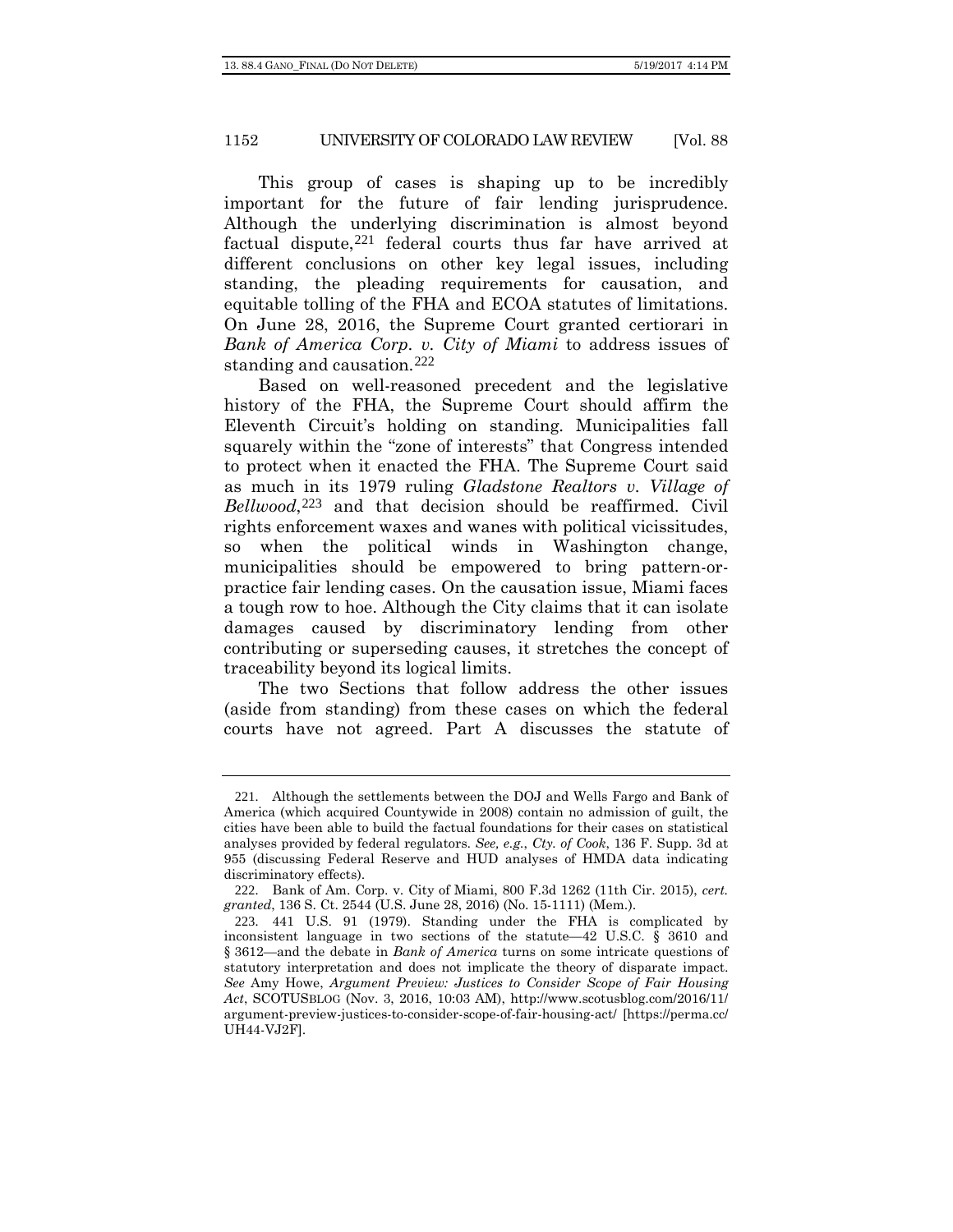This group of cases is shaping up to be incredibly important for the future of fair lending jurisprudence. Although the underlying discrimination is almost beyond factual dispute,[221] federal courts thus far have arrived at different conclusions on other key legal issues, including standing, the pleading requirements for causation, and equitable tolling of the FHA and ECOA statutes of limitations. On June 28, 2016, the Supreme Court granted certiorari in *Bank of America Corp. v. City of Miami* to address issues of standing and causation.[222]

Based on well-reasoned precedent and the legislative history of the FHA, the Supreme Court should affirm the Eleventh Circuit's holding on standing. Municipalities fall squarely within the "zone of interests" that Congress intended to protect when it enacted the FHA. The Supreme Court said as much in its 1979 ruling *Gladstone Realtors v. Village of Bellwood*,[223] and that decision should be reaffirmed. Civil rights enforcement waxes and wanes with political vicissitudes, so when the political winds in Washington change, municipalities should be empowered to bring pattern-or-practice fair lending cases. On the causation issue, Miami faces a tough row to hoe. Although the City claims that it can isolate damages caused by discriminatory lending from other contributing or superseding causes, it stretches the concept of traceability beyond its logical limits.

The two Sections that follow address the other issues (aside from standing) from these cases on which the federal courts have not agreed. Part A discusses the statute of

---

221. Although the settlements between the DOJ and Wells Fargo and Bank of America (which acquired Countywide in 2008) contain no admission of guilt, the cities have been able to build the factual foundations for their cases on statistical analyses provided by federal regulators. *See, e.g.*, *Cty. of Cook*, 136 F. Supp. 3d at 955 (discussing Federal Reserve and HUD analyses of HMDA data indicating discriminatory effects).

222. Bank of Am. Corp. v. City of Miami, 800 F.3d 1262 (11th Cir. 2015), *cert. granted*, 136 S. Ct. 2544 (U.S. June 28, 2016) (No. 15-1111) (Mem.).

223. 441 U.S. 91 (1979). Standing under the FHA is complicated by inconsistent language in two sections of the statute—42 U.S.C. § 3610 and § 3612—and the debate in *Bank of America* turns on some intricate questions of statutory interpretation and does not implicate the theory of disparate impact. *See* Amy Howe, *Argument Preview: Justices to Consider Scope of Fair Housing Act*, SCOTUSBLOG (Nov. 3, 2016, 10:03 AM), http://www.scotusblog.com/2016/11/argument-preview-justices-to-consider-scope-of-fair-housing-act/ [https://perma.cc/UH44-VJ2F].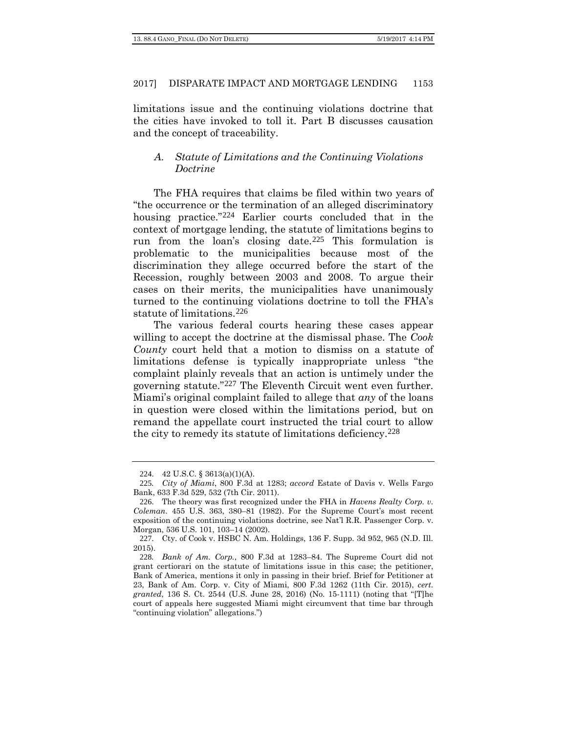limitations issue and the continuing violations doctrine that the cities have invoked to toll it. Part B discusses causation and the concept of traceability.

### *A. Statute of Limitations and the Continuing Violations Doctrine*

The FHA requires that claims be filed within two years of "the occurrence or the termination of an alleged discriminatory housing practice."[224] Earlier courts concluded that in the context of mortgage lending, the statute of limitations begins to run from the loan's closing date.[225] This formulation is problematic to the municipalities because most of the discrimination they allege occurred before the start of the Recession, roughly between 2003 and 2008. To argue their cases on their merits, the municipalities have unanimously turned to the continuing violations doctrine to toll the FHA's statute of limitations.[226]

The various federal courts hearing these cases appear willing to accept the doctrine at the dismissal phase. The *Cook County* court held that a motion to dismiss on a statute of limitations defense is typically inappropriate unless "the complaint plainly reveals that an action is untimely under the governing statute."[227] The Eleventh Circuit went even further. Miami's original complaint failed to allege that *any* of the loans in question were closed within the limitations period, but on remand the appellate court instructed the trial court to allow the city to remedy its statute of limitations deficiency.[228]

---

224. 42 U.S.C. § 3613(a)(1)(A).

225. *City of Miami*, 800 F.3d at 1283; *accord* Estate of Davis v. Wells Fargo Bank, 633 F.3d 529, 532 (7th Cir. 2011).

226. The theory was first recognized under the FHA in *Havens Realty Corp. v. Coleman*. 455 U.S. 363, 380–81 (1982). For the Supreme Court's most recent exposition of the continuing violations doctrine, see Nat'l R.R. Passenger Corp. v. Morgan, 536 U.S. 101, 103–14 (2002).

227. Cty. of Cook v. HSBC N. Am. Holdings, 136 F. Supp. 3d 952, 965 (N.D. Ill. 2015).

228. *Bank of Am. Corp.*, 800 F.3d at 1283–84. The Supreme Court did not grant certiorari on the statute of limitations issue in this case; the petitioner, Bank of America, mentions it only in passing in their brief. Brief for Petitioner at 23, Bank of Am. Corp. v. City of Miami, 800 F.3d 1262 (11th Cir. 2015), *cert. granted*, 136 S. Ct. 2544 (U.S. June 28, 2016) (No. 15-1111) (noting that "[T]he court of appeals here suggested Miami might circumvent that time bar through "continuing violation" allegations.")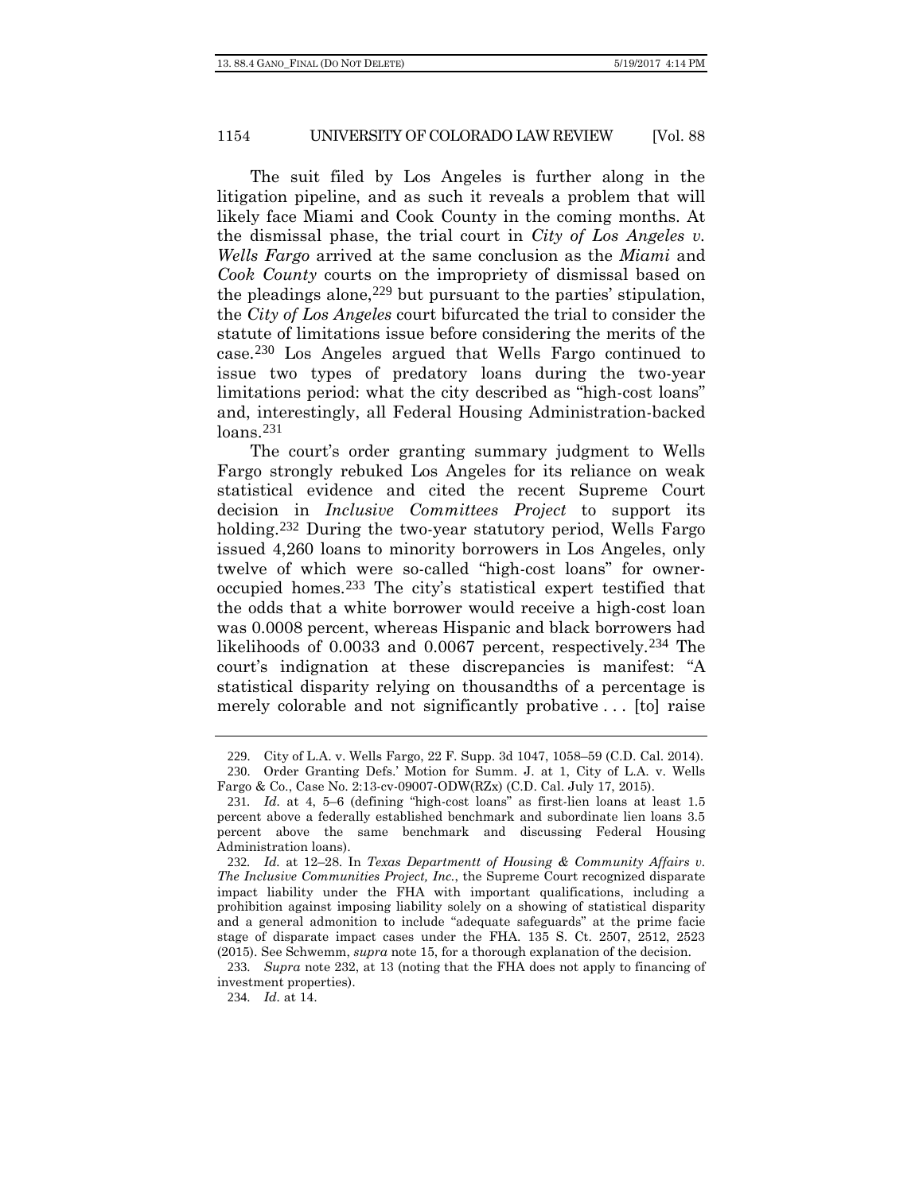The suit filed by Los Angeles is further along in the litigation pipeline, and as such it reveals a problem that will likely face Miami and Cook County in the coming months. At the dismissal phase, the trial court in *City of Los Angeles v. Wells Fargo* arrived at the same conclusion as the *Miami* and *Cook County* courts on the impropriety of dismissal based on the pleadings alone,[229] but pursuant to the parties' stipulation, the *City of Los Angeles* court bifurcated the trial to consider the statute of limitations issue before considering the merits of the case.[230] Los Angeles argued that Wells Fargo continued to issue two types of predatory loans during the two-year limitations period: what the city described as "high-cost loans" and, interestingly, all Federal Housing Administration-backed loans.[231]

The court's order granting summary judgment to Wells Fargo strongly rebuked Los Angeles for its reliance on weak statistical evidence and cited the recent Supreme Court decision in *Inclusive Committees Project* to support its holding.[232] During the two-year statutory period, Wells Fargo issued 4,260 loans to minority borrowers in Los Angeles, only twelve of which were so-called "high-cost loans" for owner-occupied homes.[233] The city's statistical expert testified that the odds that a white borrower would receive a high-cost loan was 0.0008 percent, whereas Hispanic and black borrowers had likelihoods of 0.0033 and 0.0067 percent, respectively.[234] The court's indignation at these discrepancies is manifest: "A statistical disparity relying on thousandths of a percentage is merely colorable and not significantly probative . . . [to] raise

---

229. City of L.A. v. Wells Fargo, 22 F. Supp. 3d 1047, 1058–59 (C.D. Cal. 2014).

230. Order Granting Defs.' Motion for Summ. J. at 1, City of L.A. v. Wells Fargo & Co., Case No. 2:13-cv-09007-ODW(RZx) (C.D. Cal. July 17, 2015).

231. *Id.* at 4, 5–6 (defining "high-cost loans" as first-lien loans at least 1.5 percent above a federally established benchmark and subordinate lien loans 3.5 percent above the same benchmark and discussing Federal Housing Administration loans).

232. *Id.* at 12–28. In *Texas Departmentt of Housing & Community Affairs v. The Inclusive Communities Project, Inc.*, the Supreme Court recognized disparate impact liability under the FHA with important qualifications, including a prohibition against imposing liability solely on a showing of statistical disparity and a general admonition to include "adequate safeguards" at the prime facie stage of disparate impact cases under the FHA. 135 S. Ct. 2507, 2512, 2523 (2015). See Schwemm, *supra* note 15, for a thorough explanation of the decision.

233. *Supra* note 232, at 13 (noting that the FHA does not apply to financing of investment properties).

234. *Id.* at 14.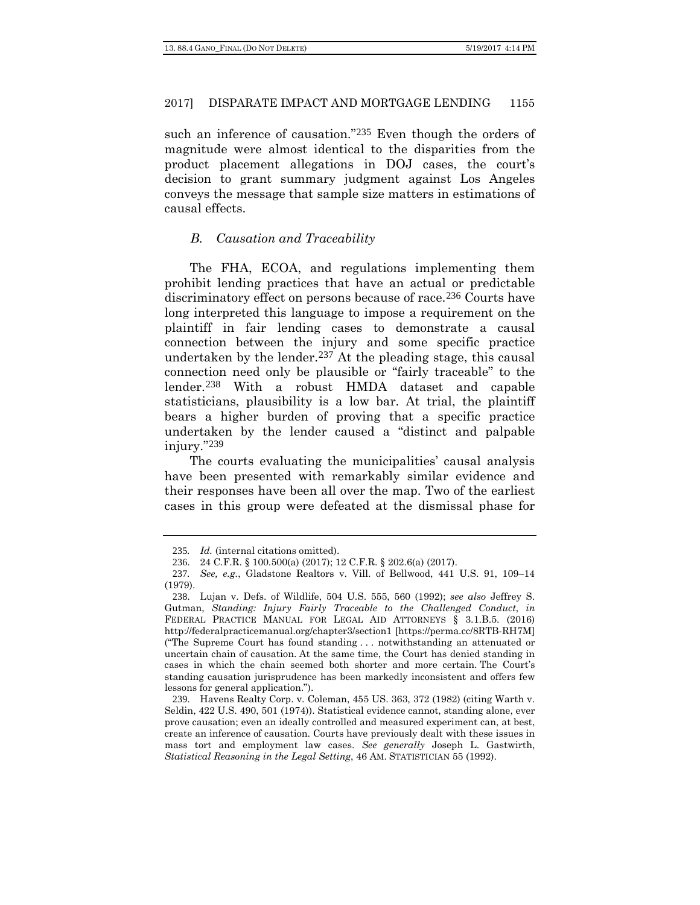such an inference of causation."[235] Even though the orders of magnitude were almost identical to the disparities from the product placement allegations in DOJ cases, the court's decision to grant summary judgment against Los Angeles conveys the message that sample size matters in estimations of causal effects.

### *B. Causation and Traceability*

The FHA, ECOA, and regulations implementing them prohibit lending practices that have an actual or predictable discriminatory effect on persons because of race.[236] Courts have long interpreted this language to impose a requirement on the plaintiff in fair lending cases to demonstrate a causal connection between the injury and some specific practice undertaken by the lender.[237] At the pleading stage, this causal connection need only be plausible or "fairly traceable" to the lender.[238] With a robust HMDA dataset and capable statisticians, plausibility is a low bar. At trial, the plaintiff bears a higher burden of proving that a specific practice undertaken by the lender caused a "distinct and palpable injury."[239]

The courts evaluating the municipalities' causal analysis have been presented with remarkably similar evidence and their responses have been all over the map. Two of the earliest cases in this group were defeated at the dismissal phase for

---

235. *Id.* (internal citations omitted).

236. 24 C.F.R. § 100.500(a) (2017); 12 C.F.R. § 202.6(a) (2017).

237. *See, e.g.*, Gladstone Realtors v. Vill. of Bellwood, 441 U.S. 91, 109–14 (1979).

238. Lujan v. Defs. of Wildlife, 504 U.S. 555, 560 (1992); *see also* Jeffrey S. Gutman, *Standing: Injury Fairly Traceable to the Challenged Conduct*, *in* FEDERAL PRACTICE MANUAL FOR LEGAL AID ATTORNEYS § 3.1.B.5. (2016) http://federalpracticemanual.org/chapter3/section1 [https://perma.cc/8RTB-RH7M] ("The Supreme Court has found standing . . . notwithstanding an attenuated or uncertain chain of causation. At the same time, the Court has denied standing in cases in which the chain seemed both shorter and more certain. The Court's standing causation jurisprudence has been markedly inconsistent and offers few lessons for general application.").

239. Havens Realty Corp. v. Coleman, 455 US. 363, 372 (1982) (citing Warth v. Seldin, 422 U.S. 490, 501 (1974)). Statistical evidence cannot, standing alone, ever prove causation; even an ideally controlled and measured experiment can, at best, create an inference of causation. Courts have previously dealt with these issues in mass tort and employment law cases. *See generally* Joseph L. Gastwirth, *Statistical Reasoning in the Legal Setting*, 46 AM. STATISTICIAN 55 (1992).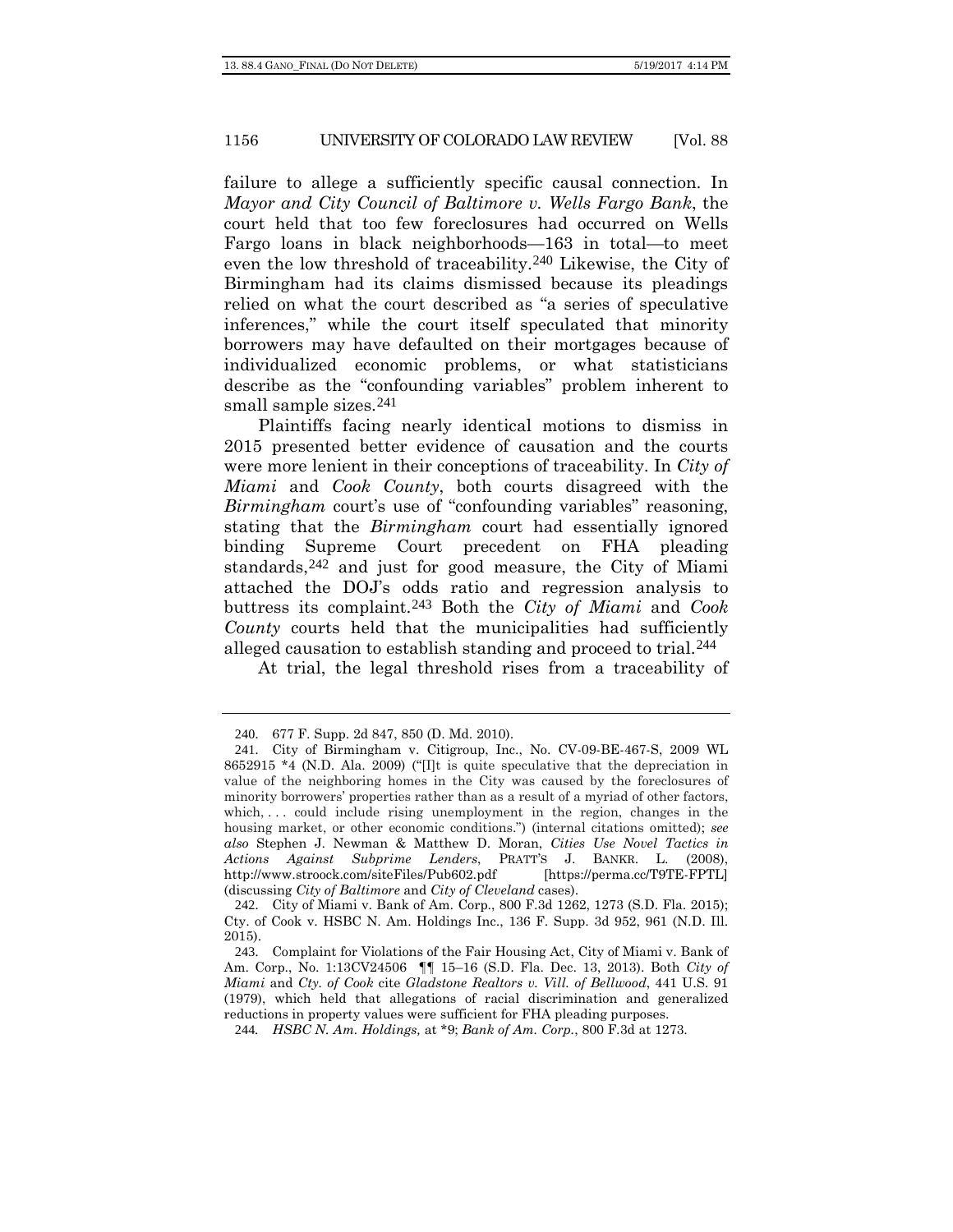failure to allege a sufficiently specific causal connection. In *Mayor and City Council of Baltimore v. Wells Fargo Bank*, the court held that too few foreclosures had occurred on Wells Fargo loans in black neighborhoods—163 in total—to meet even the low threshold of traceability.[240] Likewise, the City of Birmingham had its claims dismissed because its pleadings relied on what the court described as "a series of speculative inferences," while the court itself speculated that minority borrowers may have defaulted on their mortgages because of individualized economic problems, or what statisticians describe as the "confounding variables" problem inherent to small sample sizes.[241]

Plaintiffs facing nearly identical motions to dismiss in 2015 presented better evidence of causation and the courts were more lenient in their conceptions of traceability. In *City of Miami* and *Cook County*, both courts disagreed with the *Birmingham* court's use of "confounding variables" reasoning, stating that the *Birmingham* court had essentially ignored binding Supreme Court precedent on FHA pleading standards,[242] and just for good measure, the City of Miami attached the DOJ's odds ratio and regression analysis to buttress its complaint.[243] Both the *City of Miami* and *Cook County* courts held that the municipalities had sufficiently alleged causation to establish standing and proceed to trial.[244]

At trial, the legal threshold rises from a traceability of

---

240. 677 F. Supp. 2d 847, 850 (D. Md. 2010).

241. City of Birmingham v. Citigroup, Inc., No. CV-09-BE-467-S, 2009 WL 8652915 *4 (N.D. Ala. 2009) ("[I]t is quite speculative that the depreciation in value of the neighboring homes in the City was caused by the foreclosures of minority borrowers' properties rather than as a result of a myriad of other factors, which, . . . could include rising unemployment in the region, changes in the housing market, or other economic conditions.") (internal citations omitted); *see also* Stephen J. Newman & Matthew D. Moran, *Cities Use Novel Tactics in Actions Against Subprime Lenders*, PRATT'S J. BANKR. L. (2008), http://www.stroock.com/siteFiles/Pub602.pdf [https://perma.cc/T9TE-FPTL] (discussing *City of Baltimore* and *City of Cleveland* cases).

242. City of Miami v. Bank of Am. Corp., 800 F.3d 1262, 1273 (S.D. Fla. 2015); Cty. of Cook v. HSBC N. Am. Holdings Inc., 136 F. Supp. 3d 952, 961 (N.D. Ill. 2015).

243. Complaint for Violations of the Fair Housing Act, City of Miami v. Bank of Am. Corp., No. 1:13CV24506 ¶¶ 15–16 (S.D. Fla. Dec. 13, 2013). Both *City of Miami* and *Cty. of Cook* cite *Gladstone Realtors v. Vill. of Bellwood*, 441 U.S. 91 (1979), which held that allegations of racial discrimination and generalized reductions in property values were sufficient for FHA pleading purposes.

244. *HSBC N. Am. Holdings,* at *9; *Bank of Am. Corp.*, 800 F.3d at 1273.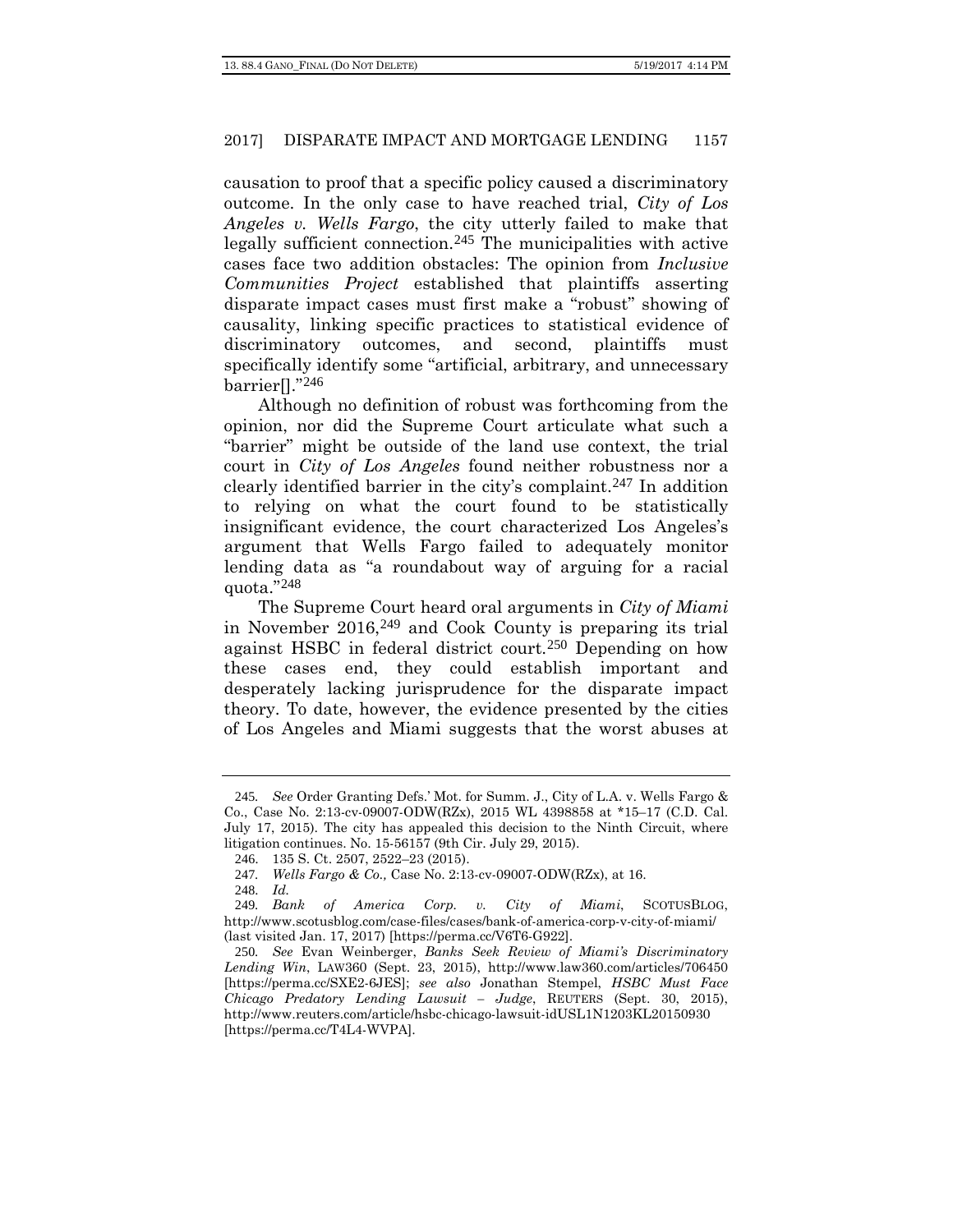causation to proof that a specific policy caused a discriminatory outcome. In the only case to have reached trial, *City of Los Angeles v. Wells Fargo*, the city utterly failed to make that legally sufficient connection.[245] The municipalities with active cases face two addition obstacles: The opinion from *Inclusive Communities Project* established that plaintiffs asserting disparate impact cases must first make a "robust" showing of causality, linking specific practices to statistical evidence of discriminatory outcomes, and second, plaintiffs must specifically identify some "artificial, arbitrary, and unnecessary barrier[]."[246]

Although no definition of robust was forthcoming from the opinion, nor did the Supreme Court articulate what such a "barrier" might be outside of the land use context, the trial court in *City of Los Angeles* found neither robustness nor a clearly identified barrier in the city's complaint.[247] In addition to relying on what the court found to be statistically insignificant evidence, the court characterized Los Angeles's argument that Wells Fargo failed to adequately monitor lending data as "a roundabout way of arguing for a racial quota."[248]

The Supreme Court heard oral arguments in *City of Miami* in November 2016,[249] and Cook County is preparing its trial against HSBC in federal district court.[250] Depending on how these cases end, they could establish important and desperately lacking jurisprudence for the disparate impact theory. To date, however, the evidence presented by the cities of Los Angeles and Miami suggests that the worst abuses at

---

245. *See* Order Granting Defs.' Mot. for Summ. J., City of L.A. v. Wells Fargo & Co., Case No. 2:13-cv-09007-ODW(RZx), 2015 WL 4398858 at *15–17 (C.D. Cal. July 17, 2015). The city has appealed this decision to the Ninth Circuit, where litigation continues. No. 15-56157 (9th Cir. July 29, 2015).

246. 135 S. Ct. 2507, 2522–23 (2015).

247. *Wells Fargo & Co.,* Case No. 2:13-cv-09007-ODW(RZx), at 16.

248. *Id.*

249. *Bank of America Corp. v. City of Miami*, SCOTUSBLOG, http://www.scotusblog.com/case-files/cases/bank-of-america-corp-v-city-of-miami/ (last visited Jan. 17, 2017) [https://perma.cc/V6T6-G922].

250. *See* Evan Weinberger, *Banks Seek Review of Miami's Discriminatory Lending Win*, LAW360 (Sept. 23, 2015), http://www.law360.com/articles/706450 [https://perma.cc/SXE2-6JES]; *see also* Jonathan Stempel, *HSBC Must Face Chicago Predatory Lending Lawsuit – Judge*, REUTERS (Sept. 30, 2015), http://www.reuters.com/article/hsbc-chicago-lawsuit-idUSL1N1203KL20150930 [https://perma.cc/T4L4-WVPA].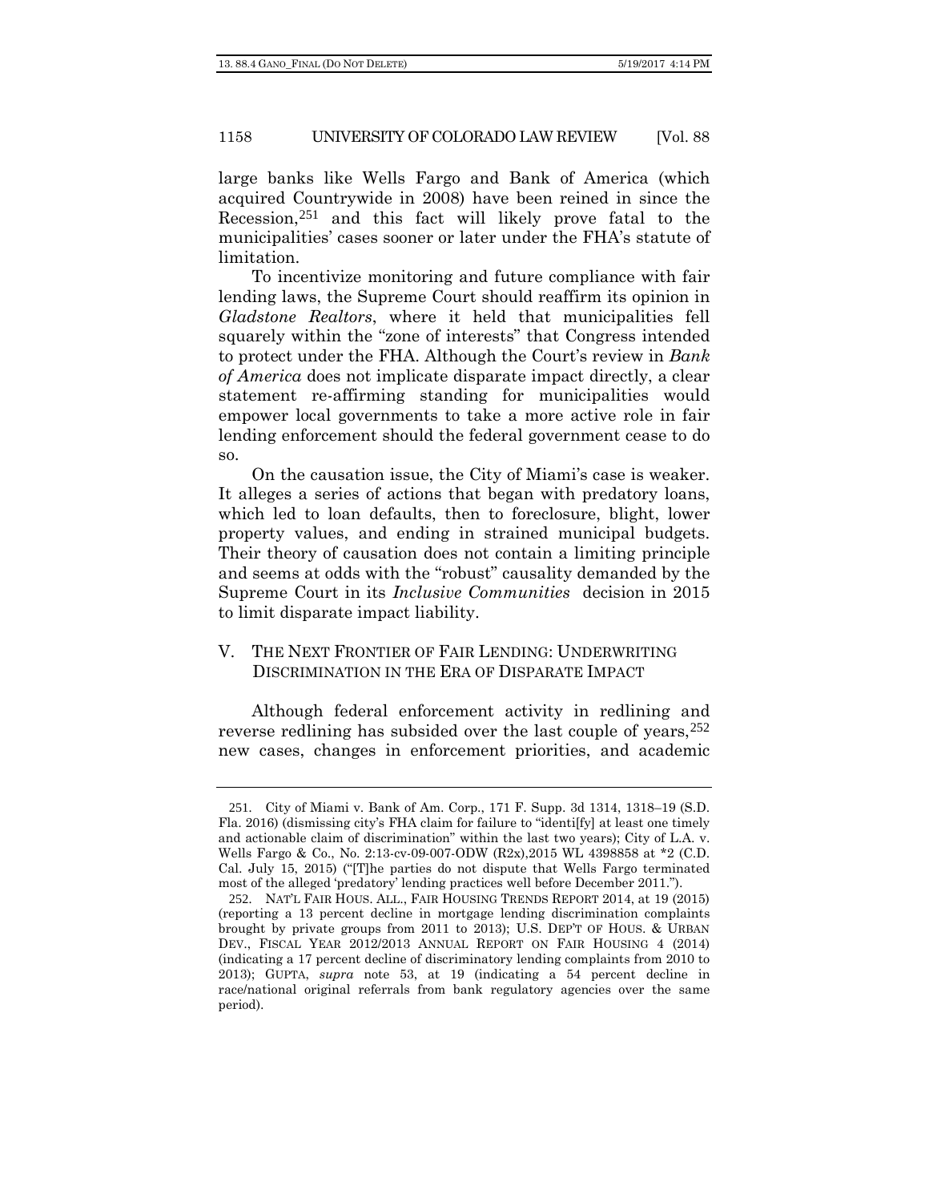large banks like Wells Fargo and Bank of America (which acquired Countrywide in 2008) have been reined in since the Recession,[251] and this fact will likely prove fatal to the municipalities' cases sooner or later under the FHA's statute of limitation.

To incentivize monitoring and future compliance with fair lending laws, the Supreme Court should reaffirm its opinion in *Gladstone Realtors*, where it held that municipalities fell squarely within the "zone of interests" that Congress intended to protect under the FHA. Although the Court's review in *Bank of America* does not implicate disparate impact directly, a clear statement re-affirming standing for municipalities would empower local governments to take a more active role in fair lending enforcement should the federal government cease to do so.

On the causation issue, the City of Miami's case is weaker. It alleges a series of actions that began with predatory loans, which led to loan defaults, then to foreclosure, blight, lower property values, and ending in strained municipal budgets. Their theory of causation does not contain a limiting principle and seems at odds with the "robust" causality demanded by the Supreme Court in its *Inclusive Communities* decision in 2015 to limit disparate impact liability.

## V. THE NEXT FRONTIER OF FAIR LENDING: UNDERWRITING DISCRIMINATION IN THE ERA OF DISPARATE IMPACT

Although federal enforcement activity in redlining and reverse redlining has subsided over the last couple of years,[252] new cases, changes in enforcement priorities, and academic

---

251. City of Miami v. Bank of Am. Corp., 171 F. Supp. 3d 1314, 1318–19 (S.D. Fla. 2016) (dismissing city's FHA claim for failure to "identi[fy] at least one timely and actionable claim of discrimination" within the last two years); City of L.A. v. Wells Fargo & Co., No. 2:13-cv-09-007-ODW (R2x),2015 WL 4398858 at *2 (C.D. Cal. July 15, 2015) ("[T]he parties do not dispute that Wells Fargo terminated most of the alleged 'predatory' lending practices well before December 2011.").

252. NAT'L FAIR HOUS. ALL., FAIR HOUSING TRENDS REPORT 2014, at 19 (2015) (reporting a 13 percent decline in mortgage lending discrimination complaints brought by private groups from 2011 to 2013); U.S. DEP'T OF HOUS. & URBAN DEV., FISCAL YEAR 2012/2013 ANNUAL REPORT ON FAIR HOUSING 4 (2014) (indicating a 17 percent decline of discriminatory lending complaints from 2010 to 2013); GUPTA, *supra* note 53, at 19 (indicating a 54 percent decline in race/national original referrals from bank regulatory agencies over the same period).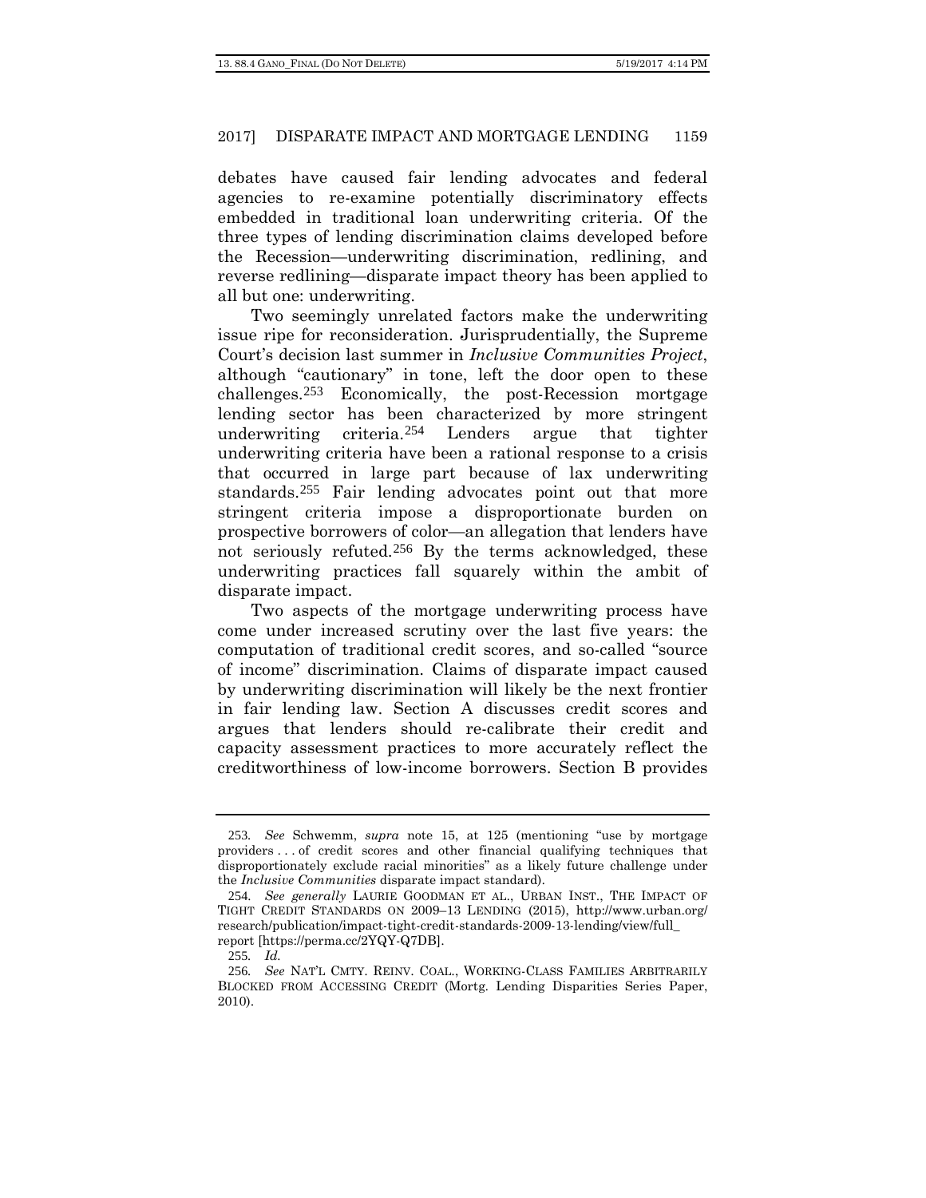debates have caused fair lending advocates and federal agencies to re-examine potentially discriminatory effects embedded in traditional loan underwriting criteria. Of the three types of lending discrimination claims developed before the Recession—underwriting discrimination, redlining, and reverse redlining—disparate impact theory has been applied to all but one: underwriting.

Two seemingly unrelated factors make the underwriting issue ripe for reconsideration. Jurisprudentially, the Supreme Court's decision last summer in *Inclusive Communities Project*, although "cautionary" in tone, left the door open to these challenges.[253] Economically, the post-Recession mortgage lending sector has been characterized by more stringent underwriting criteria.[254] Lenders argue that tighter underwriting criteria have been a rational response to a crisis that occurred in large part because of lax underwriting standards.[255] Fair lending advocates point out that more stringent criteria impose a disproportionate burden on prospective borrowers of color—an allegation that lenders have not seriously refuted.[256] By the terms acknowledged, these underwriting practices fall squarely within the ambit of disparate impact.

Two aspects of the mortgage underwriting process have come under increased scrutiny over the last five years: the computation of traditional credit scores, and so-called "source of income" discrimination. Claims of disparate impact caused by underwriting discrimination will likely be the next frontier in fair lending law. Section A discusses credit scores and argues that lenders should re-calibrate their credit and capacity assessment practices to more accurately reflect the creditworthiness of low-income borrowers. Section B provides

---

253. *See* Schwemm, *supra* note 15, at 125 (mentioning "use by mortgage providers . . . of credit scores and other financial qualifying techniques that disproportionately exclude racial minorities" as a likely future challenge under the *Inclusive Communities* disparate impact standard).

254. *See generally* LAURIE GOODMAN ET AL., URBAN INST., THE IMPACT OF TIGHT CREDIT STANDARDS ON 2009–13 LENDING (2015), http://www.urban.org/research/publication/impact-tight-credit-standards-2009-13-lending/view/full_report [https://perma.cc/2YQY-Q7DB].

255. *Id.*

256. *See* NAT'L CMTY. REINV. COAL., WORKING-CLASS FAMILIES ARBITRARILY BLOCKED FROM ACCESSING CREDIT (Mortg. Lending Disparities Series Paper, 2010).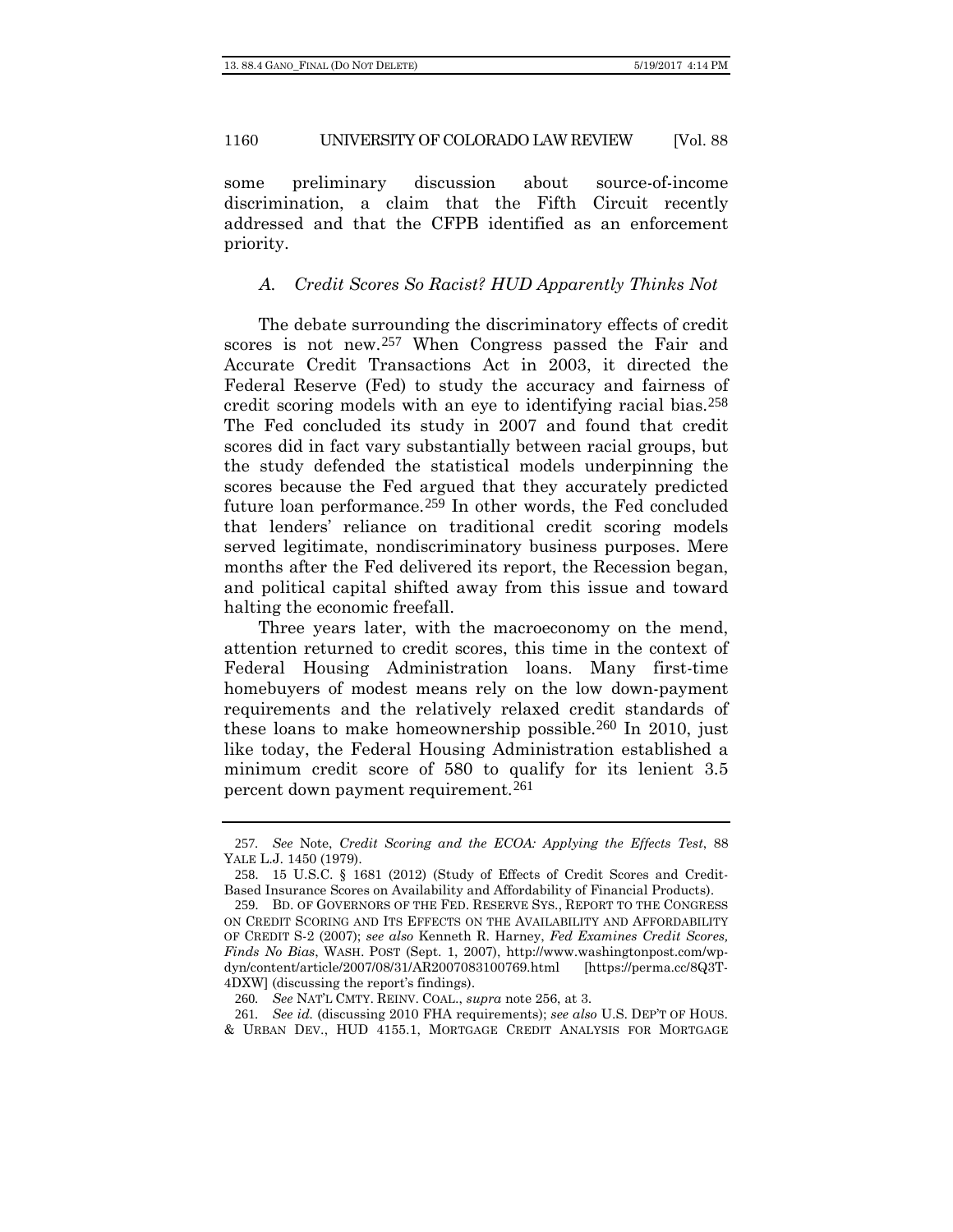some preliminary discussion about source-of-income discrimination, a claim that the Fifth Circuit recently addressed and that the CFPB identified as an enforcement priority.

### *A. Credit Scores So Racist? HUD Apparently Thinks Not*

The debate surrounding the discriminatory effects of credit scores is not new.[257] When Congress passed the Fair and Accurate Credit Transactions Act in 2003, it directed the Federal Reserve (Fed) to study the accuracy and fairness of credit scoring models with an eye to identifying racial bias.[258] The Fed concluded its study in 2007 and found that credit scores did in fact vary substantially between racial groups, but the study defended the statistical models underpinning the scores because the Fed argued that they accurately predicted future loan performance.[259] In other words, the Fed concluded that lenders' reliance on traditional credit scoring models served legitimate, nondiscriminatory business purposes. Mere months after the Fed delivered its report, the Recession began, and political capital shifted away from this issue and toward halting the economic freefall.

Three years later, with the macroeconomy on the mend, attention returned to credit scores, this time in the context of Federal Housing Administration loans. Many first-time homebuyers of modest means rely on the low down-payment requirements and the relatively relaxed credit standards of these loans to make homeownership possible.[260] In 2010, just like today, the Federal Housing Administration established a minimum credit score of 580 to qualify for its lenient 3.5 percent down payment requirement.[261]

---

257. *See* Note, *Credit Scoring and the ECOA: Applying the Effects Test*, 88 YALE L.J. 1450 (1979).

258. 15 U.S.C. § 1681 (2012) (Study of Effects of Credit Scores and Credit-Based Insurance Scores on Availability and Affordability of Financial Products).

259. BD. OF GOVERNORS OF THE FED. RESERVE SYS., REPORT TO THE CONGRESS ON CREDIT SCORING AND ITS EFFECTS ON THE AVAILABILITY AND AFFORDABILITY OF CREDIT S-2 (2007); *see also* Kenneth R. Harney, *Fed Examines Credit Scores, Finds No Bias*, WASH. POST (Sept. 1, 2007), http://www.washingtonpost.com/wp-dyn/content/article/2007/08/31/AR2007083100769.html [https://perma.cc/8Q3T-4DXW] (discussing the report's findings).

260. *See* NAT'L CMTY. REINV. COAL., *supra* note 256, at 3.

261. *See id.* (discussing 2010 FHA requirements); *see also* U.S. DEP'T OF HOUS. & URBAN DEV., HUD 4155.1, MORTGAGE CREDIT ANALYSIS FOR MORTGAGE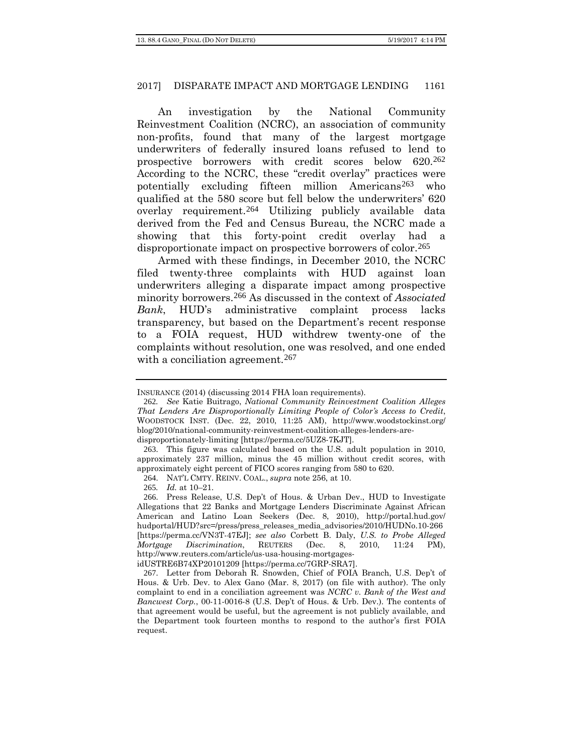An investigation by the National Community Reinvestment Coalition (NCRC), an association of community non-profits, found that many of the largest mortgage underwriters of federally insured loans refused to lend to prospective borrowers with credit scores below 620.[262] According to the NCRC, these "credit overlay" practices were potentially excluding fifteen million Americans[263] who qualified at the 580 score but fell below the underwriters' 620 overlay requirement.[264] Utilizing publicly available data derived from the Fed and Census Bureau, the NCRC made a showing that this forty-point credit overlay had a disproportionate impact on prospective borrowers of color.[265]

Armed with these findings, in December 2010, the NCRC filed twenty-three complaints with HUD against loan underwriters alleging a disparate impact among prospective minority borrowers.[266] As discussed in the context of *Associated Bank*, HUD's administrative complaint process lacks transparency, but based on the Department's recent response to a FOIA request, HUD withdrew twenty-one of the complaints without resolution, one was resolved, and one ended with a conciliation agreement.[267]

---

INSURANCE (2014) (discussing 2014 FHA loan requirements).

262. *See* Katie Buitrago, *National Community Reinvestment Coalition Alleges That Lenders Are Disproportionally Limiting People of Color's Access to Credit*, WOODSTOCK INST. (Dec. 22, 2010, 11:25 AM), http://www.woodstockinst.org/blog/2010/national-community-reinvestment-coalition-alleges-lenders-are-disproportionately-limiting [https://perma.cc/5UZ8-7KJT].

263. This figure was calculated based on the U.S. adult population in 2010, approximately 237 million, minus the 45 million without credit scores, with approximately eight percent of FICO scores ranging from 580 to 620.

264. NAT'L CMTY. REINV. COAL., *supra* note 256, at 10.

265. *Id.* at 10–21.

266. Press Release, U.S. Dep't of Hous. & Urban Dev., HUD to Investigate Allegations that 22 Banks and Mortgage Lenders Discriminate Against African American and Latino Loan Seekers (Dec. 8, 2010), http://portal.hud.gov/hudportal/HUD?src=/press/press_releases_media_advisories/2010/HUDNo.10-266 [https://perma.cc/VN3T-47EJ]; *see also* Corbett B. Daly, *U.S. to Probe Alleged Mortgage Discrimination*, REUTERS (Dec. 8, 2010, 11:24 PM), http://www.reuters.com/article/us-usa-housing-mortgages-idUSTRE6B74XP20101209 [https://perma.cc/7GRP-SRA7].

267. Letter from Deborah R. Snowden, Chief of FOIA Branch, U.S. Dep't of Hous. & Urb. Dev. to Alex Gano (Mar. 8, 2017) (on file with author). The only complaint to end in a conciliation agreement was *NCRC v. Bank of the West and Bancwest Corp.*, 00-11-0016-8 (U.S. Dep't of Hous. & Urb. Dev.). The contents of that agreement would be useful, but the agreement is not publicly available, and the Department took fourteen months to respond to the author's first FOIA request.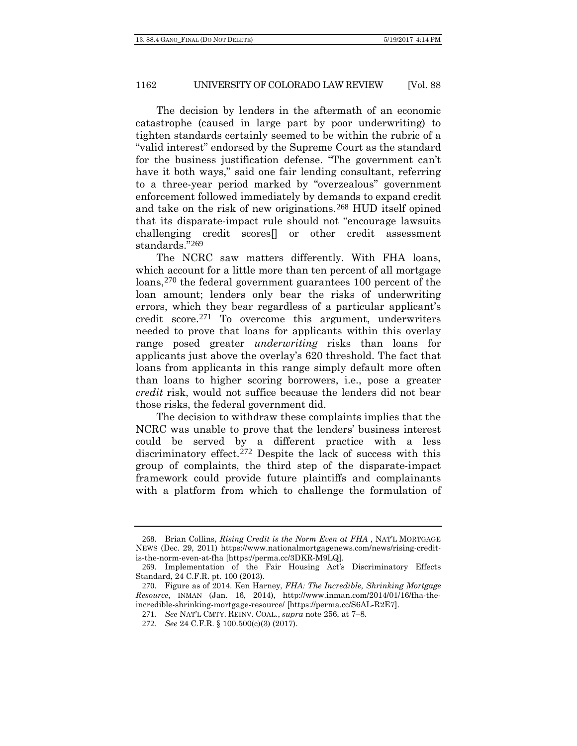The decision by lenders in the aftermath of an economic catastrophe (caused in large part by poor underwriting) to tighten standards certainly seemed to be within the rubric of a "valid interest" endorsed by the Supreme Court as the standard for the business justification defense. "The government can't have it both ways," said one fair lending consultant, referring to a three-year period marked by "overzealous" government enforcement followed immediately by demands to expand credit and take on the risk of new originations.[268] HUD itself opined that its disparate-impact rule should not "encourage lawsuits challenging credit scores[] or other credit assessment standards."[269]

The NCRC saw matters differently. With FHA loans, which account for a little more than ten percent of all mortgage loans,[270] the federal government guarantees 100 percent of the loan amount; lenders only bear the risks of underwriting errors, which they bear regardless of a particular applicant's credit score.[271] To overcome this argument, underwriters needed to prove that loans for applicants within this overlay range posed greater *underwriting* risks than loans for applicants just above the overlay's 620 threshold. The fact that loans from applicants in this range simply default more often than loans to higher scoring borrowers, i.e., pose a greater *credit* risk, would not suffice because the lenders did not bear those risks, the federal government did.

The decision to withdraw these complaints implies that the NCRC was unable to prove that the lenders' business interest could be served by a different practice with a less discriminatory effect.[272] Despite the lack of success with this group of complaints, the third step of the disparate-impact framework could provide future plaintiffs and complainants with a platform from which to challenge the formulation of

---

268. Brian Collins, *Rising Credit is the Norm Even at FHA* , NAT'L MORTGAGE NEWS (Dec. 29, 2011) https://www.nationalmortgagenews.com/news/rising-credit-is-the-norm-even-at-fha [https://perma.cc/3DKR-M9LQ].

269. Implementation of the Fair Housing Act's Discriminatory Effects Standard, 24 C.F.R. pt. 100 (2013).

270. Figure as of 2014. Ken Harney, *FHA: The Incredible, Shrinking Mortgage Resource*, INMAN (Jan. 16, 2014), http://www.inman.com/2014/01/16/fha-the-incredible-shrinking-mortgage-resource/ [https://perma.cc/S6AL-R2E7].

271. *See* NAT'L CMTY. REINV. COAL., *supra* note 256, at 7–8.

272. *See* 24 C.F.R. § 100.500(c)(3) (2017).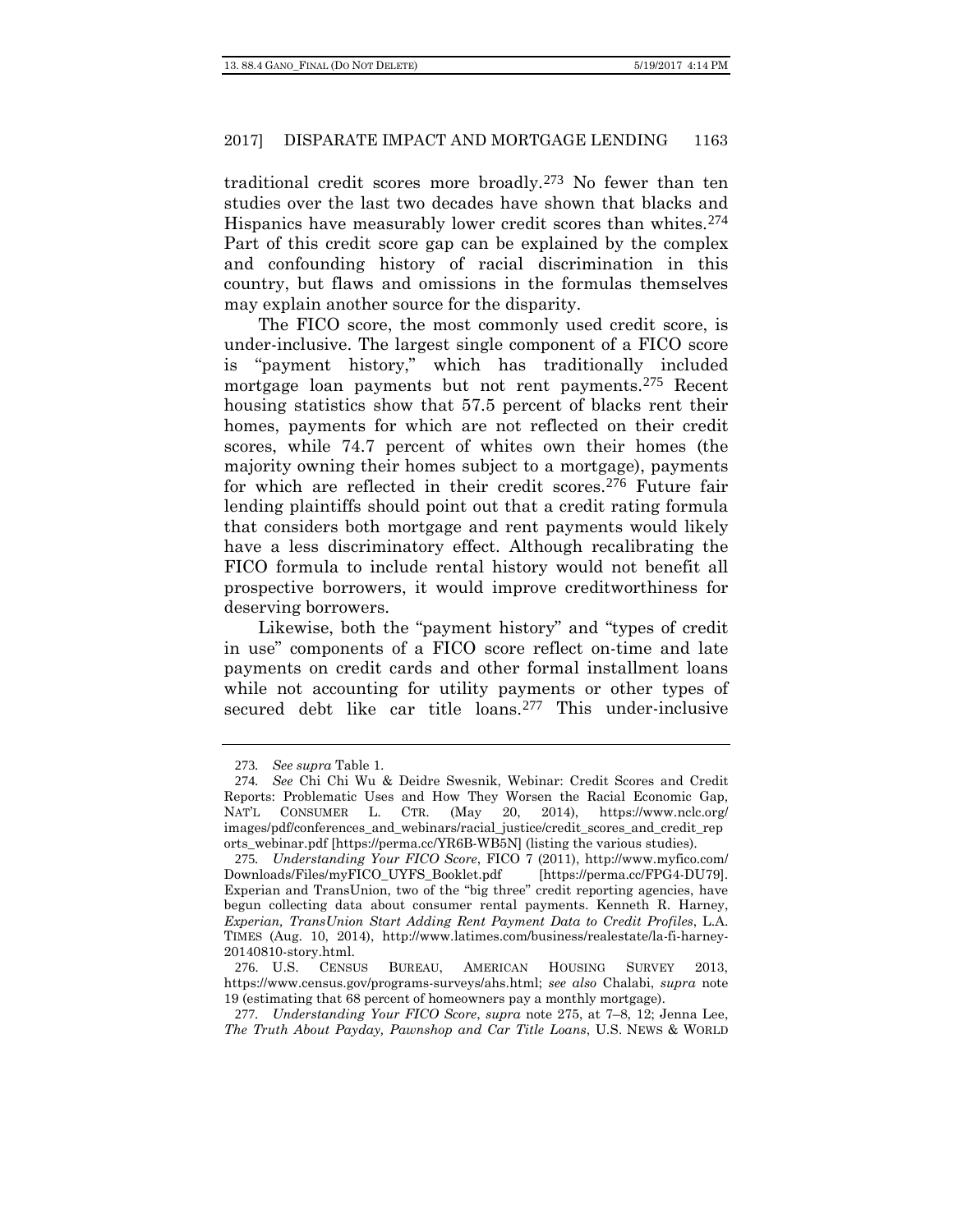traditional credit scores more broadly.[273] No fewer than ten studies over the last two decades have shown that blacks and Hispanics have measurably lower credit scores than whites.[274] Part of this credit score gap can be explained by the complex and confounding history of racial discrimination in this country, but flaws and omissions in the formulas themselves may explain another source for the disparity.

The FICO score, the most commonly used credit score, is under-inclusive. The largest single component of a FICO score is "payment history," which has traditionally included mortgage loan payments but not rent payments.[275] Recent housing statistics show that 57.5 percent of blacks rent their homes, payments for which are not reflected on their credit scores, while 74.7 percent of whites own their homes (the majority owning their homes subject to a mortgage), payments for which are reflected in their credit scores.[276] Future fair lending plaintiffs should point out that a credit rating formula that considers both mortgage and rent payments would likely have a less discriminatory effect. Although recalibrating the FICO formula to include rental history would not benefit all prospective borrowers, it would improve creditworthiness for deserving borrowers.

Likewise, both the "payment history" and "types of credit in use" components of a FICO score reflect on-time and late payments on credit cards and other formal installment loans while not accounting for utility payments or other types of secured debt like car title loans.[277] This under-inclusive

---

273. *See supra* Table 1.

274. *See* Chi Chi Wu & Deidre Swesnik, Webinar: Credit Scores and Credit Reports: Problematic Uses and How They Worsen the Racial Economic Gap, NAT'L CONSUMER L. CTR. (May 20, 2014), https://www.nclc.org/images/pdf/conferences_and_webinars/racial_justice/credit_scores_and_credit_reports_webinar.pdf [https://perma.cc/YR6B-WB5N] (listing the various studies).

275. *Understanding Your FICO Score*, FICO 7 (2011), http://www.myfico.com/Downloads/Files/myFICO_UYFS_Booklet.pdf [https://perma.cc/FPG4-DU79]. Experian and TransUnion, two of the "big three" credit reporting agencies, have begun collecting data about consumer rental payments. Kenneth R. Harney, *Experian, TransUnion Start Adding Rent Payment Data to Credit Profiles*, L.A. TIMES (Aug. 10, 2014), http://www.latimes.com/business/realestate/la-fi-harney-20140810-story.html.

276. U.S. CENSUS BUREAU, AMERICAN HOUSING SURVEY 2013, https://www.census.gov/programs-surveys/ahs.html; *see also* Chalabi, *supra* note 19 (estimating that 68 percent of homeowners pay a monthly mortgage).

277. *Understanding Your FICO Score*, *supra* note 275, at 7–8, 12; Jenna Lee, *The Truth About Payday, Pawnshop and Car Title Loans*, U.S. NEWS & WORLD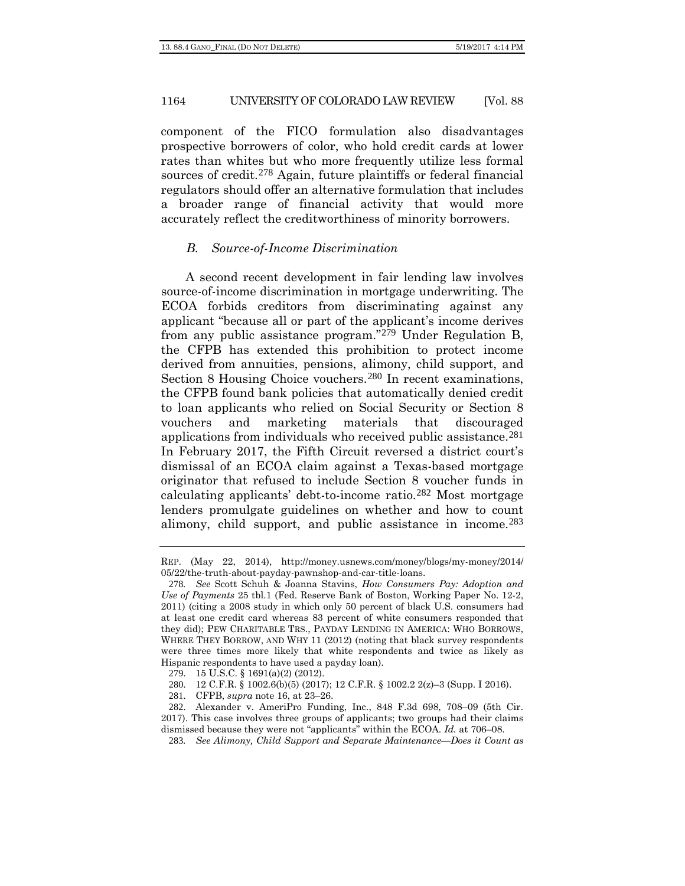component of the FICO formulation also disadvantages prospective borrowers of color, who hold credit cards at lower rates than whites but who more frequently utilize less formal sources of credit.[278] Again, future plaintiffs or federal financial regulators should offer an alternative formulation that includes a broader range of financial activity that would more accurately reflect the creditworthiness of minority borrowers.

### *B. Source-of-Income Discrimination*

A second recent development in fair lending law involves source-of-income discrimination in mortgage underwriting. The ECOA forbids creditors from discriminating against any applicant "because all or part of the applicant's income derives from any public assistance program."[279] Under Regulation B, the CFPB has extended this prohibition to protect income derived from annuities, pensions, alimony, child support, and Section 8 Housing Choice vouchers.[280] In recent examinations, the CFPB found bank policies that automatically denied credit to loan applicants who relied on Social Security or Section 8 vouchers and marketing materials that discouraged applications from individuals who received public assistance.[281] In February 2017, the Fifth Circuit reversed a district court's dismissal of an ECOA claim against a Texas-based mortgage originator that refused to include Section 8 voucher funds in calculating applicants' debt-to-income ratio.[282] Most mortgage lenders promulgate guidelines on whether and how to count alimony, child support, and public assistance in income.[283]

---

REP. (May 22, 2014), http://money.usnews.com/money/blogs/my-money/2014/05/22/the-truth-about-payday-pawnshop-and-car-title-loans.

278. *See* Scott Schuh & Joanna Stavins, *How Consumers Pay: Adoption and Use of Payments* 25 tbl.1 (Fed. Reserve Bank of Boston, Working Paper No. 12-2, 2011) (citing a 2008 study in which only 50 percent of black U.S. consumers had at least one credit card whereas 83 percent of white consumers responded that they did); PEW CHARITABLE TRS., PAYDAY LENDING IN AMERICA: WHO BORROWS, WHERE THEY BORROW, AND WHY 11 (2012) (noting that black survey respondents were three times more likely that white respondents and twice as likely as Hispanic respondents to have used a payday loan).

279. 15 U.S.C. § 1691(a)(2) (2012).

280. 12 C.F.R. § 1002.6(b)(5) (2017); 12 C.F.R. § 1002.2 2(z)–3 (Supp. I 2016).

281. CFPB, *supra* note 16, at 23–26.

282. Alexander v. AmeriPro Funding, Inc., 848 F.3d 698, 708–09 (5th Cir. 2017). This case involves three groups of applicants; two groups had their claims dismissed because they were not "applicants" within the ECOA. *Id.* at 706–08.

283. *See Alimony, Child Support and Separate Maintenance—Does it Count as*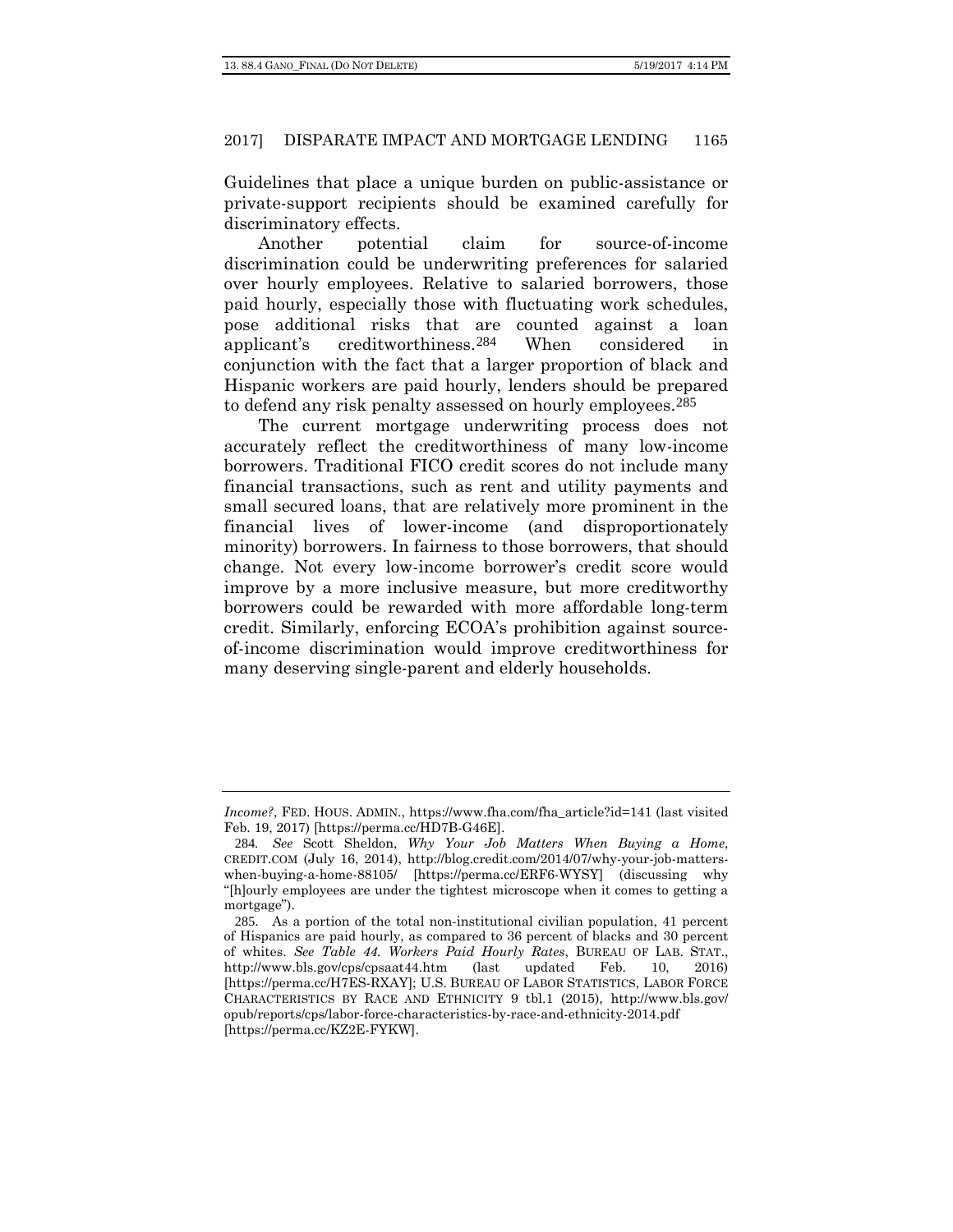Guidelines that place a unique burden on public-assistance or private-support recipients should be examined carefully for discriminatory effects.

Another potential claim for source-of-income discrimination could be underwriting preferences for salaried over hourly employees. Relative to salaried borrowers, those paid hourly, especially those with fluctuating work schedules, pose additional risks that are counted against a loan applicant's creditworthiness.[284] When considered in conjunction with the fact that a larger proportion of black and Hispanic workers are paid hourly, lenders should be prepared to defend any risk penalty assessed on hourly employees.[285]

The current mortgage underwriting process does not accurately reflect the creditworthiness of many low-income borrowers. Traditional FICO credit scores do not include many financial transactions, such as rent and utility payments and small secured loans, that are relatively more prominent in the financial lives of lower-income (and disproportionately minority) borrowers. In fairness to those borrowers, that should change. Not every low-income borrower's credit score would improve by a more inclusive measure, but more creditworthy borrowers could be rewarded with more affordable long-term credit. Similarly, enforcing ECOA's prohibition against source-of-income discrimination would improve creditworthiness for many deserving single-parent and elderly households.

---

*Income?*, FED. HOUS. ADMIN., https://www.fha.com/fha_article?id=141 (last visited Feb. 19, 2017) [https://perma.cc/HD7B-G46E].

284. *See* Scott Sheldon, *Why Your Job Matters When Buying a Home*, CREDIT.COM (July 16, 2014), http://blog.credit.com/2014/07/why-your-job-matters-when-buying-a-home-88105/ [https://perma.cc/ERF6-WYSY] (discussing why "[h]ourly employees are under the tightest microscope when it comes to getting a mortgage").

285. As a portion of the total non-institutional civilian population, 41 percent of Hispanics are paid hourly, as compared to 36 percent of blacks and 30 percent of whites. *See Table 44. Workers Paid Hourly Rates*, BUREAU OF LAB. STAT., http://www.bls.gov/cps/cpsaat44.htm (last updated Feb. 10, 2016) [https://perma.cc/H7ES-RXAY]; U.S. BUREAU OF LABOR STATISTICS, LABOR FORCE CHARACTERISTICS BY RACE AND ETHNICITY 9 tbl.1 (2015), http://www.bls.gov/opub/reports/cps/labor-force-characteristics-by-race-and-ethnicity-2014.pdf [https://perma.cc/KZ2E-FYKW].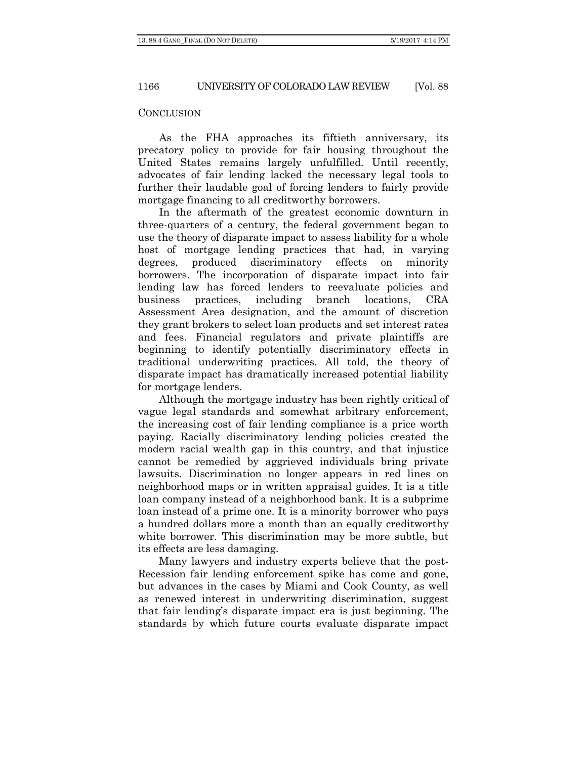## CONCLUSION

As the FHA approaches its fiftieth anniversary, its precatory policy to provide for fair housing throughout the United States remains largely unfulfilled. Until recently, advocates of fair lending lacked the necessary legal tools to further their laudable goal of forcing lenders to fairly provide mortgage financing to all creditworthy borrowers.

In the aftermath of the greatest economic downturn in three-quarters of a century, the federal government began to use the theory of disparate impact to assess liability for a whole host of mortgage lending practices that had, in varying degrees, produced discriminatory effects on minority borrowers. The incorporation of disparate impact into fair lending law has forced lenders to reevaluate policies and business practices, including branch locations, CRA Assessment Area designation, and the amount of discretion they grant brokers to select loan products and set interest rates and fees. Financial regulators and private plaintiffs are beginning to identify potentially discriminatory effects in traditional underwriting practices. All told, the theory of disparate impact has dramatically increased potential liability for mortgage lenders.

Although the mortgage industry has been rightly critical of vague legal standards and somewhat arbitrary enforcement, the increasing cost of fair lending compliance is a price worth paying. Racially discriminatory lending policies created the modern racial wealth gap in this country, and that injustice cannot be remedied by aggrieved individuals bring private lawsuits. Discrimination no longer appears in red lines on neighborhood maps or in written appraisal guides. It is a title loan company instead of a neighborhood bank. It is a subprime loan instead of a prime one. It is a minority borrower who pays a hundred dollars more a month than an equally creditworthy white borrower. This discrimination may be more subtle, but its effects are less damaging.

Many lawyers and industry experts believe that the post-Recession fair lending enforcement spike has come and gone, but advances in the cases by Miami and Cook County, as well as renewed interest in underwriting discrimination, suggest that fair lending's disparate impact era is just beginning. The standards by which future courts evaluate disparate impact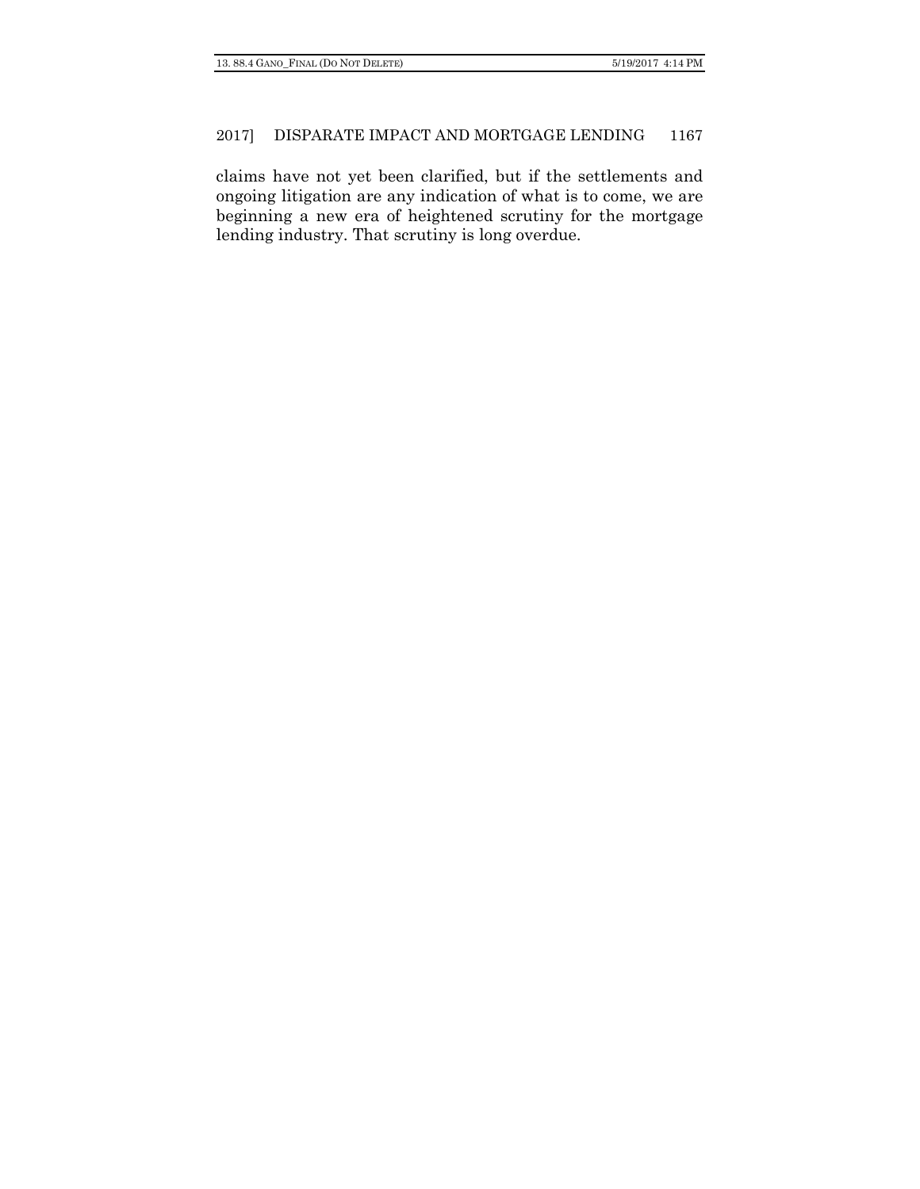claims have not yet been clarified, but if the settlements and ongoing litigation are any indication of what is to come, we are beginning a new era of heightened scrutiny for the mortgage lending industry. That scrutiny is long overdue.